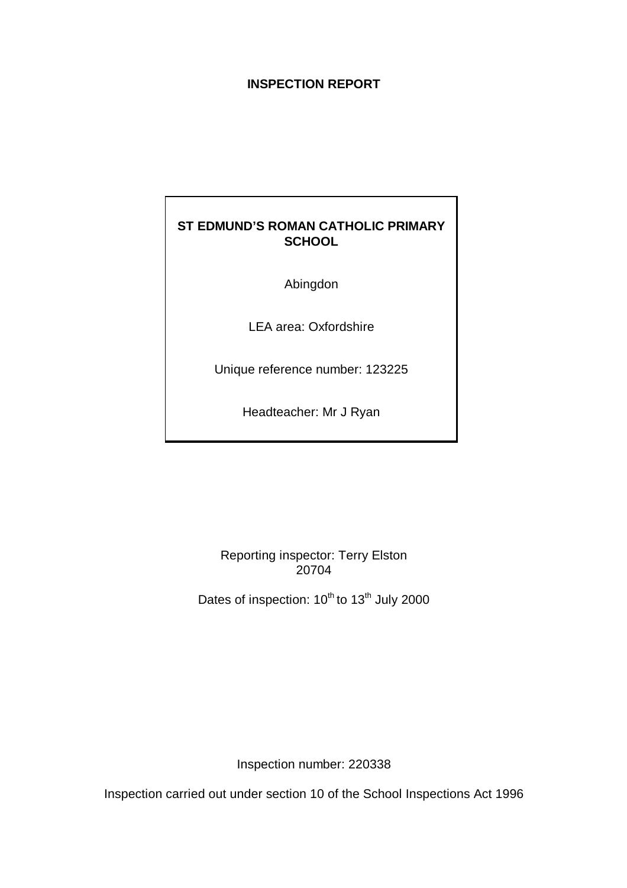# INSPECTION REPORT

**ST EDMUND'S ROMAN CATHOLIC PRIMARY SCHOOL**

Abingdon

LEA area: Oxfordshire

Unique reference number: 123225

Headteacher: Mr J Ryan

Reporting inspector: Terry Elston
20704

Dates of inspection: 10th to 13th July 2000

Inspection number: 220338

Inspection carried out under section 10 of the School Inspections Act 1996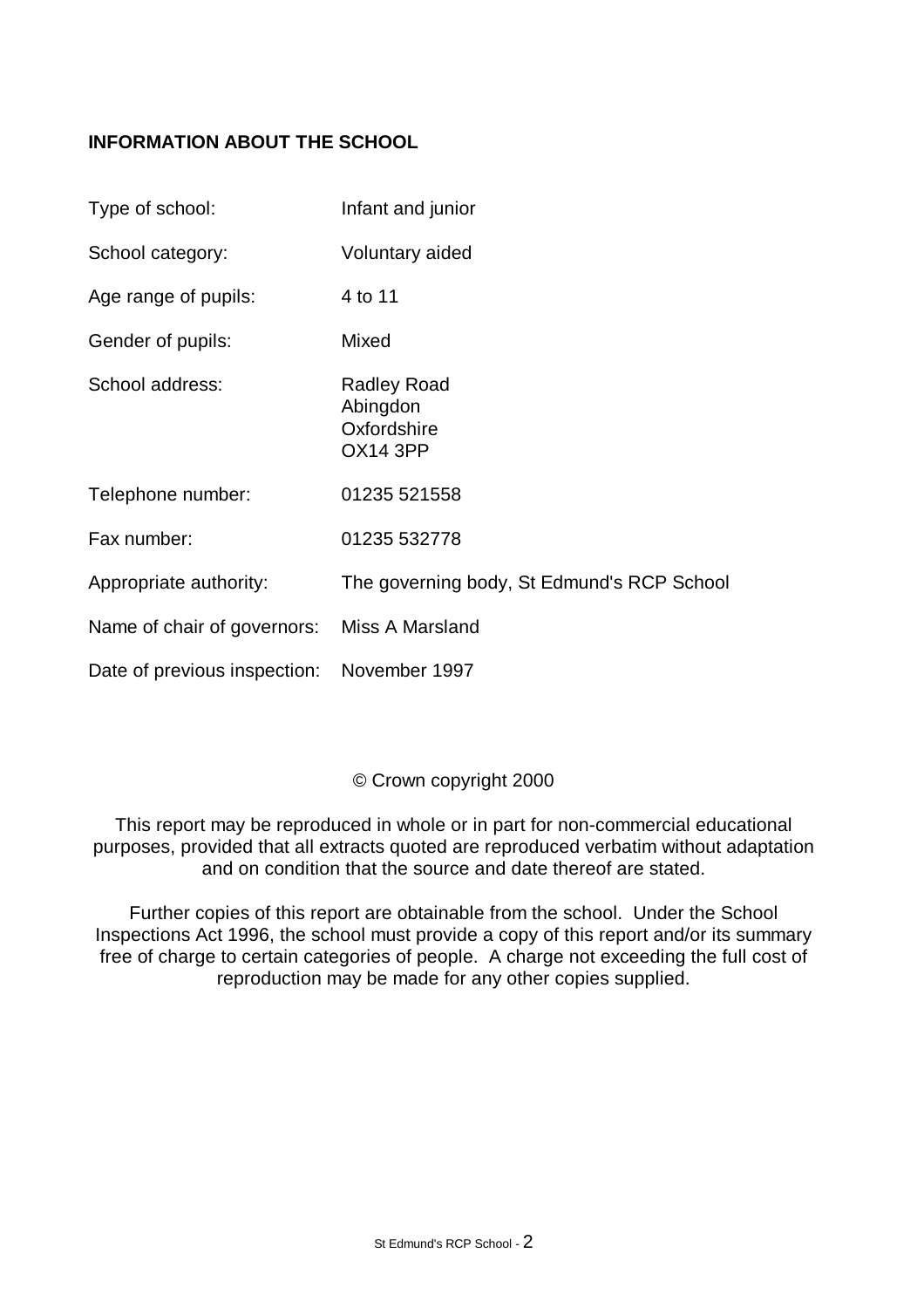## INFORMATION ABOUT THE SCHOOL

| | |
|---|---|
| Type of school: | Infant and junior |
| School category: | Voluntary aided |
| Age range of pupils: | 4 to 11 |
| Gender of pupils: | Mixed |
| School address: | Radley Road<br>Abingdon<br>Oxfordshire<br>OX14 3PP |
| Telephone number: | 01235 521558 |
| Fax number: | 01235 532778 |
| Appropriate authority: | The governing body, St Edmund's RCP School |
| Name of chair of governors: | Miss A Marsland |
| Date of previous inspection: | November 1997 |

© Crown copyright 2000

This report may be reproduced in whole or in part for non-commercial educational purposes, provided that all extracts quoted are reproduced verbatim without adaptation and on condition that the source and date thereof are stated.

Further copies of this report are obtainable from the school. Under the School Inspections Act 1996, the school must provide a copy of this report and/or its summary free of charge to certain categories of people. A charge not exceeding the full cost of reproduction may be made for any other copies supplied.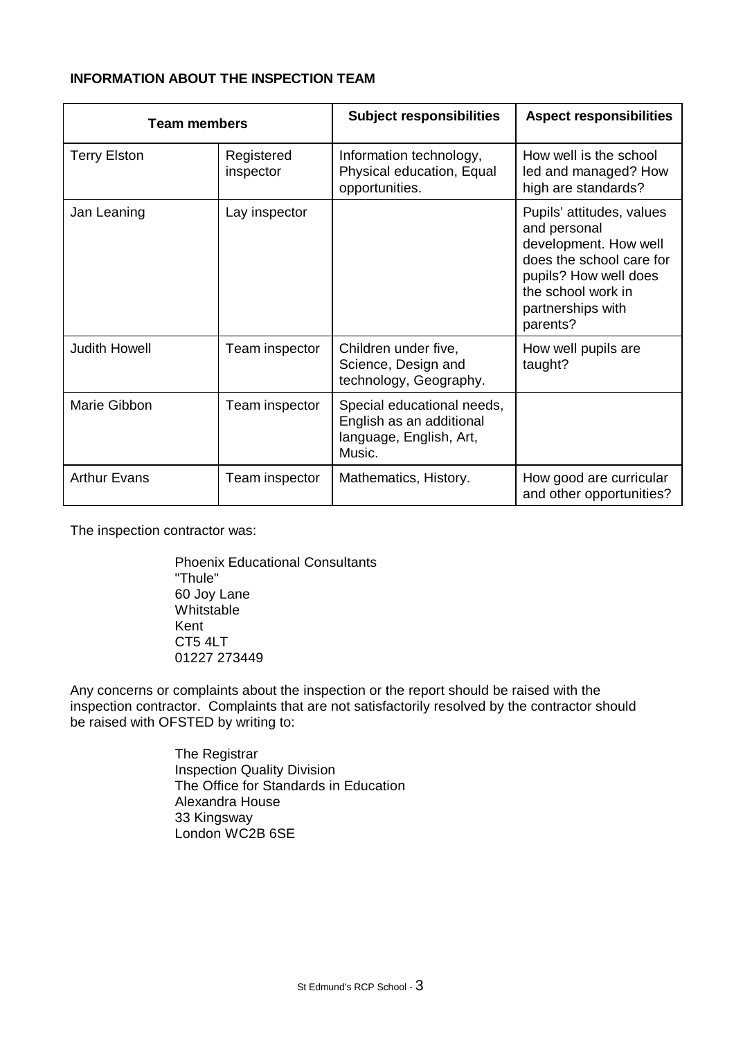**INFORMATION ABOUT THE INSPECTION TEAM**

| Team members | | Subject responsibilities | Aspect responsibilities |
|---|---|---|---|
| Terry Elston | Registered inspector | Information technology, Physical education, Equal opportunities. | How well is the school led and managed? How high are standards? |
| Jan Leaning | Lay inspector | | Pupils' attitudes, values and personal development. How well does the school care for pupils? How well does the school work in partnerships with parents? |
| Judith Howell | Team inspector | Children under five, Science, Design and technology, Geography. | How well pupils are taught? |
| Marie Gibbon | Team inspector | Special educational needs, English as an additional language, English, Art, Music. | |
| Arthur Evans | Team inspector | Mathematics, History. | How good are curricular and other opportunities? |

The inspection contractor was:

Phoenix Educational Consultants
"Thule"
60 Joy Lane
Whitstable
Kent
CT5 4LT
01227 273449

Any concerns or complaints about the inspection or the report should be raised with the inspection contractor. Complaints that are not satisfactorily resolved by the contractor should be raised with OFSTED by writing to:

The Registrar
Inspection Quality Division
The Office for Standards in Education
Alexandra House
33 Kingsway
London WC2B 6SE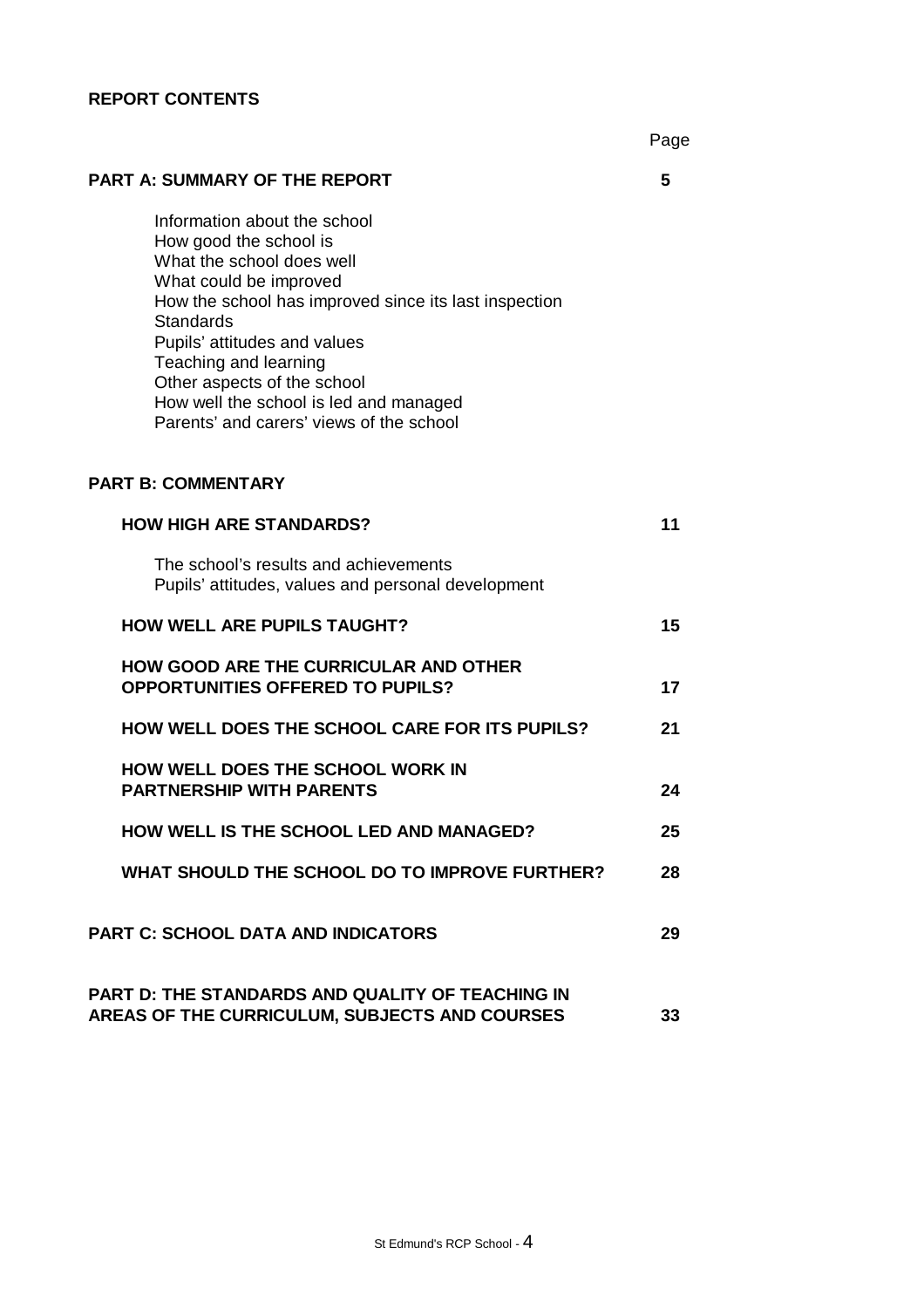**REPORT CONTENTS**

| | Page |
|---|---|
| **PART A: SUMMARY OF THE REPORT** | **5** |
| Information about the school<br>How good the school is<br>What the school does well<br>What could be improved<br>How the school has improved since its last inspection<br>Standards<br>Pupils' attitudes and values<br>Teaching and learning<br>Other aspects of the school<br>How well the school is led and managed<br>Parents' and carers' views of the school | |
| **PART B: COMMENTARY** | |
| **HOW HIGH ARE STANDARDS?** | **11** |
| The school's results and achievements<br>Pupils' attitudes, values and personal development | |
| **HOW WELL ARE PUPILS TAUGHT?** | **15** |
| **HOW GOOD ARE THE CURRICULAR AND OTHER OPPORTUNITIES OFFERED TO PUPILS?** | **17** |
| **HOW WELL DOES THE SCHOOL CARE FOR ITS PUPILS?** | **21** |
| **HOW WELL DOES THE SCHOOL WORK IN PARTNERSHIP WITH PARENTS** | **24** |
| **HOW WELL IS THE SCHOOL LED AND MANAGED?** | **25** |
| **WHAT SHOULD THE SCHOOL DO TO IMPROVE FURTHER?** | **28** |
| **PART C: SCHOOL DATA AND INDICATORS** | **29** |
| **PART D: THE STANDARDS AND QUALITY OF TEACHING IN AREAS OF THE CURRICULUM, SUBJECTS AND COURSES** | **33** |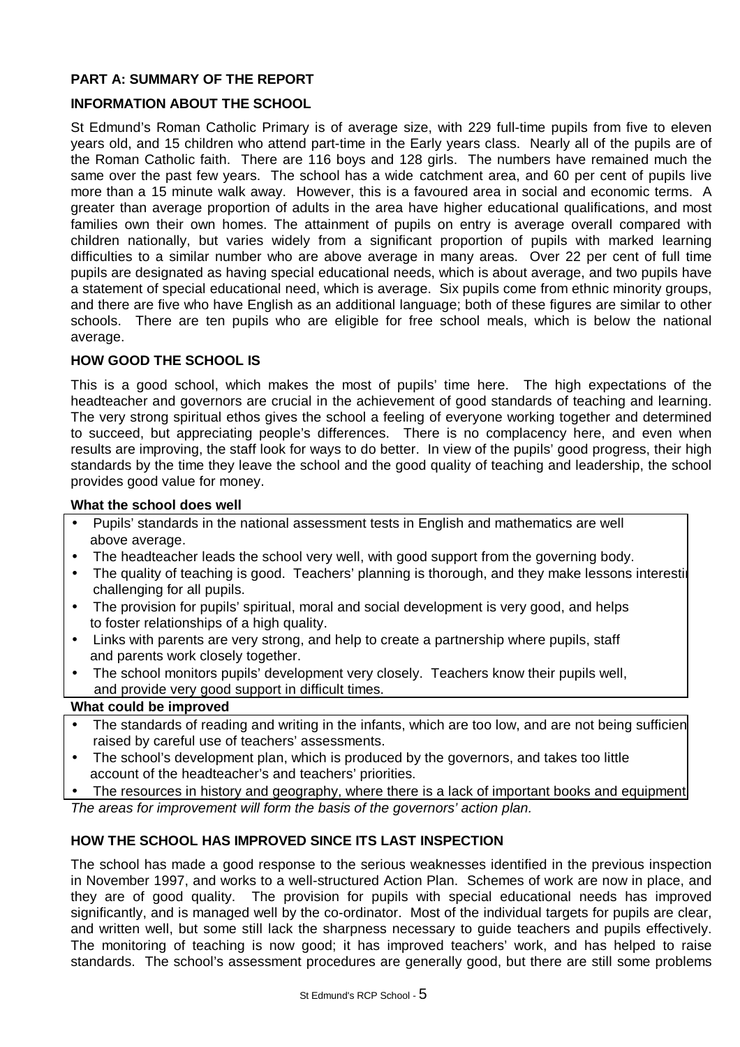## PART A: SUMMARY OF THE REPORT

### INFORMATION ABOUT THE SCHOOL

St Edmund's Roman Catholic Primary is of average size, with 229 full-time pupils from five to eleven years old, and 15 children who attend part-time in the Early years class. Nearly all of the pupils are of the Roman Catholic faith. There are 116 boys and 128 girls. The numbers have remained much the same over the past few years. The school has a wide catchment area, and 60 per cent of pupils live more than a 15 minute walk away. However, this is a favoured area in social and economic terms. A greater than average proportion of adults in the area have higher educational qualifications, and most families own their own homes. The attainment of pupils on entry is average overall compared with children nationally, but varies widely from a significant proportion of pupils with marked learning difficulties to a similar number who are above average in many areas. Over 22 per cent of full time pupils are designated as having special educational needs, which is about average, and two pupils have a statement of special educational need, which is average. Six pupils come from ethnic minority groups, and there are five who have English as an additional language; both of these figures are similar to other schools. There are ten pupils who are eligible for free school meals, which is below the national average.

### HOW GOOD THE SCHOOL IS

This is a good school, which makes the most of pupils' time here. The high expectations of the headteacher and governors are crucial in the achievement of good standards of teaching and learning. The very strong spiritual ethos gives the school a feeling of everyone working together and determined to succeed, but appreciating people's differences. There is no complacency here, and even when results are improving, the staff look for ways to do better. In view of the pupils' good progress, their high standards by the time they leave the school and the good quality of teaching and leadership, the school provides good value for money.

**What the school does well**

- Pupils' standards in the national assessment tests in English and mathematics are well above average.
- The headteacher leads the school very well, with good support from the governing body.
- The quality of teaching is good. Teachers' planning is thorough, and they make lessons interesti challenging for all pupils.
- The provision for pupils' spiritual, moral and social development is very good, and helps to foster relationships of a high quality.
- Links with parents are very strong, and help to create a partnership where pupils, staff and parents work closely together.
- The school monitors pupils' development very closely. Teachers know their pupils well, and provide very good support in difficult times.

**What could be improved**

- The standards of reading and writing in the infants, which are too low, and are not being sufficien raised by careful use of teachers' assessments.
- The school's development plan, which is produced by the governors, and takes too little account of the headteacher's and teachers' priorities.
- The resources in history and geography, where there is a lack of important books and equipment

*The areas for improvement will form the basis of the governors' action plan.*

### HOW THE SCHOOL HAS IMPROVED SINCE ITS LAST INSPECTION

The school has made a good response to the serious weaknesses identified in the previous inspection in November 1997, and works to a well-structured Action Plan. Schemes of work are now in place, and they are of good quality. The provision for pupils with special educational needs has improved significantly, and is managed well by the co-ordinator. Most of the individual targets for pupils are clear, and written well, but some still lack the sharpness necessary to guide teachers and pupils effectively. The monitoring of teaching is now good; it has improved teachers' work, and has helped to raise standards. The school's assessment procedures are generally good, but there are still some problems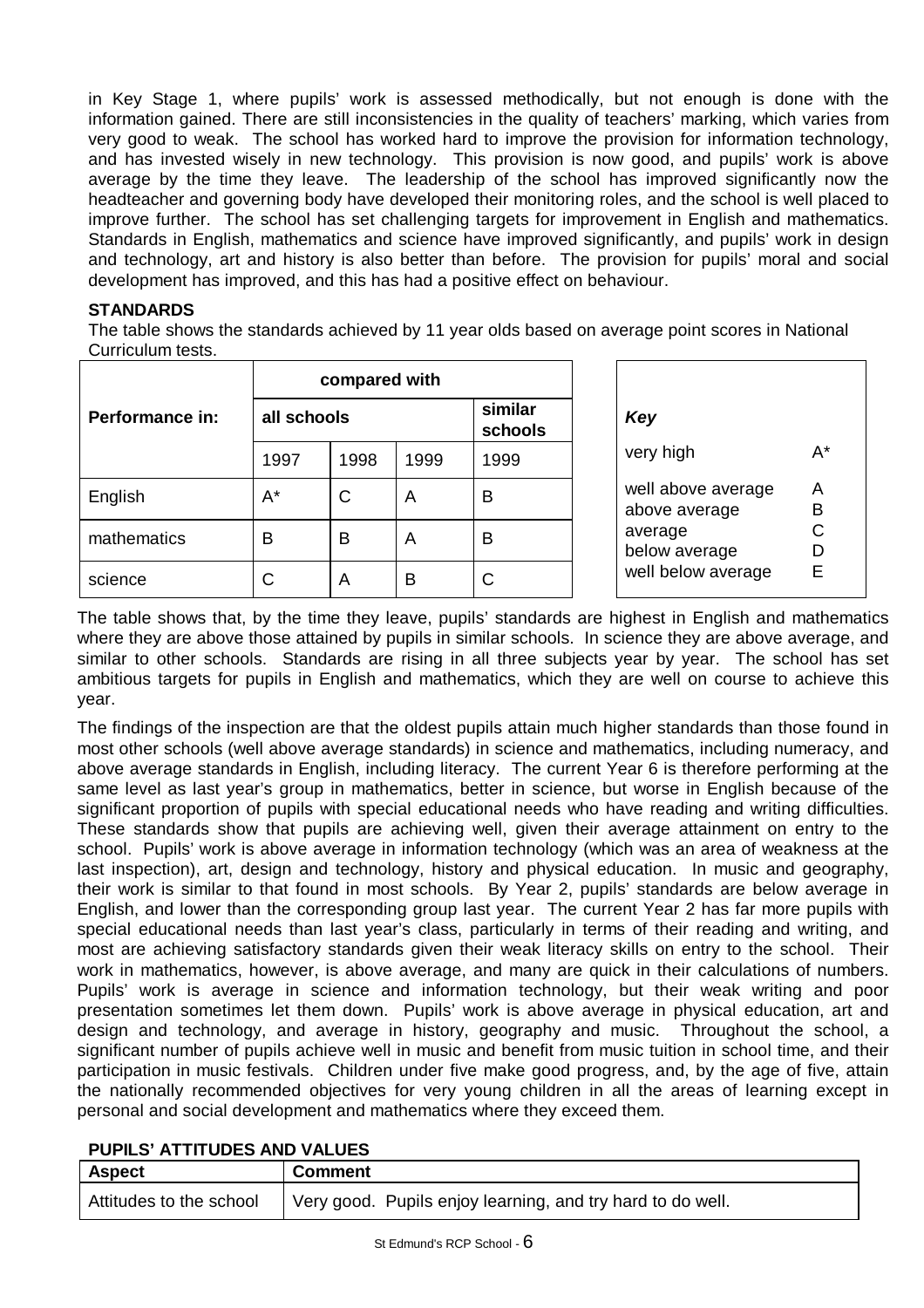in Key Stage 1, where pupils' work is assessed methodically, but not enough is done with the information gained. There are still inconsistencies in the quality of teachers' marking, which varies from very good to weak. The school has worked hard to improve the provision for information technology, and has invested wisely in new technology. This provision is now good, and pupils' work is above average by the time they leave. The leadership of the school has improved significantly now the headteacher and governing body have developed their monitoring roles, and the school is well placed to improve further. The school has set challenging targets for improvement in English and mathematics. Standards in English, mathematics and science have improved significantly, and pupils' work in design and technology, art and history is also better than before. The provision for pupils' moral and social development has improved, and this has had a positive effect on behaviour.

**STANDARDS**

The table shows the standards achieved by 11 year olds based on average point scores in National Curriculum tests.

| Performance in: | compared with | | | |
|---|---|---|---|---|
| | all schools | | | similar schools |
| | 1997 | 1998 | 1999 | 1999 |
| English | A* | C | A | B |
| mathematics | B | B | A | B |
| science | C | A | B | C |

| *Key* | |
|---|---|
| very high | A* |
| well above average | A |
| above average | B |
| average | C |
| below average | D |
| well below average | E |

The table shows that, by the time they leave, pupils' standards are highest in English and mathematics where they are above those attained by pupils in similar schools. In science they are above average, and similar to other schools. Standards are rising in all three subjects year by year. The school has set ambitious targets for pupils in English and mathematics, which they are well on course to achieve this year.

The findings of the inspection are that the oldest pupils attain much higher standards than those found in most other schools (well above average standards) in science and mathematics, including numeracy, and above average standards in English, including literacy. The current Year 6 is therefore performing at the same level as last year's group in mathematics, better in science, but worse in English because of the significant proportion of pupils with special educational needs who have reading and writing difficulties. These standards show that pupils are achieving well, given their average attainment on entry to the school. Pupils' work is above average in information technology (which was an area of weakness at the last inspection), art, design and technology, history and physical education. In music and geography, their work is similar to that found in most schools. By Year 2, pupils' standards are below average in English, and lower than the corresponding group last year. The current Year 2 has far more pupils with special educational needs than last year's class, particularly in terms of their reading and writing, and most are achieving satisfactory standards given their weak literacy skills on entry to the school. Their work in mathematics, however, is above average, and many are quick in their calculations of numbers. Pupils' work is average in science and information technology, but their weak writing and poor presentation sometimes let them down. Pupils' work is above average in physical education, art and design and technology, and average in history, geography and music. Throughout the school, a significant number of pupils achieve well in music and benefit from music tuition in school time, and their participation in music festivals. Children under five make good progress, and, by the age of five, attain the nationally recommended objectives for very young children in all the areas of learning except in personal and social development and mathematics where they exceed them.

**PUPILS' ATTITUDES AND VALUES**

| Aspect | Comment |
|---|---|
| Attitudes to the school | Very good. Pupils enjoy learning, and try hard to do well. |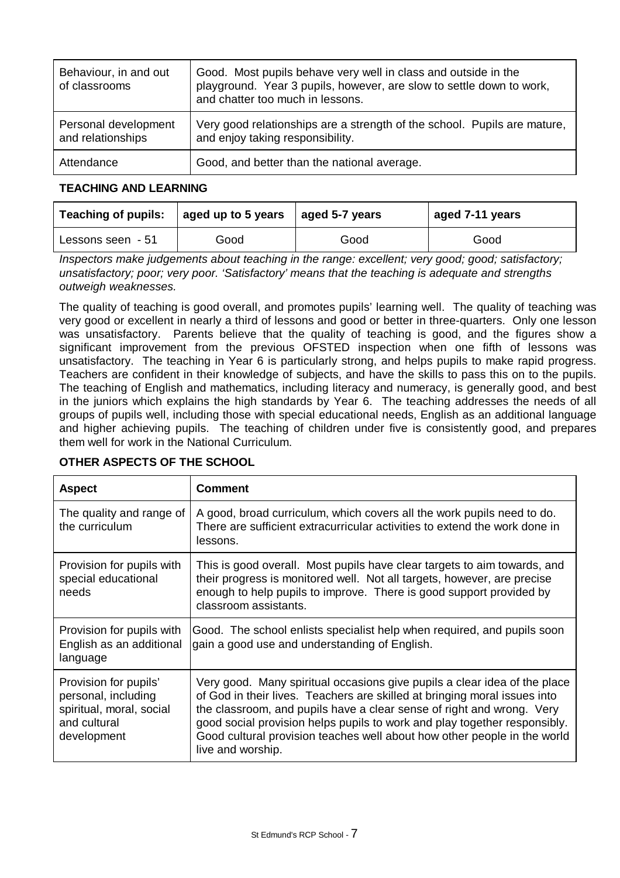| | |
|---|---|
| Behaviour, in and out of classrooms | Good. Most pupils behave very well in class and outside in the playground. Year 3 pupils, however, are slow to settle down to work, and chatter too much in lessons. |
| Personal development and relationships | Very good relationships are a strength of the school. Pupils are mature, and enjoy taking responsibility. |
| Attendance | Good, and better than the national average. |

**TEACHING AND LEARNING**

| Teaching of pupils: | aged up to 5 years | aged 5-7 years | aged 7-11 years |
|---|---|---|---|
| Lessons seen - 51 | Good | Good | Good |

*Inspectors make judgements about teaching in the range: excellent; very good; good; satisfactory; unsatisfactory; poor; very poor. 'Satisfactory' means that the teaching is adequate and strengths outweigh weaknesses.*

The quality of teaching is good overall, and promotes pupils' learning well. The quality of teaching was very good or excellent in nearly a third of lessons and good or better in three-quarters. Only one lesson was unsatisfactory. Parents believe that the quality of teaching is good, and the figures show a significant improvement from the previous OFSTED inspection when one fifth of lessons was unsatisfactory. The teaching in Year 6 is particularly strong, and helps pupils to make rapid progress. Teachers are confident in their knowledge of subjects, and have the skills to pass this on to the pupils. The teaching of English and mathematics, including literacy and numeracy, is generally good, and best in the juniors which explains the high standards by Year 6. The teaching addresses the needs of all groups of pupils well, including those with special educational needs, English as an additional language and higher achieving pupils. The teaching of children under five is consistently good, and prepares them well for work in the National Curriculum.

**OTHER ASPECTS OF THE SCHOOL**

| Aspect | Comment |
|---|---|
| The quality and range of the curriculum | A good, broad curriculum, which covers all the work pupils need to do. There are sufficient extracurricular activities to extend the work done in lessons. |
| Provision for pupils with special educational needs | This is good overall. Most pupils have clear targets to aim towards, and their progress is monitored well. Not all targets, however, are precise enough to help pupils to improve. There is good support provided by classroom assistants. |
| Provision for pupils with English as an additional language | Good. The school enlists specialist help when required, and pupils soon gain a good use and understanding of English. |
| Provision for pupils' personal, including spiritual, moral, social and cultural development | Very good. Many spiritual occasions give pupils a clear idea of the place of God in their lives. Teachers are skilled at bringing moral issues into the classroom, and pupils have a clear sense of right and wrong. Very good social provision helps pupils to work and play together responsibly. Good cultural provision teaches well about how other people in the world live and worship. |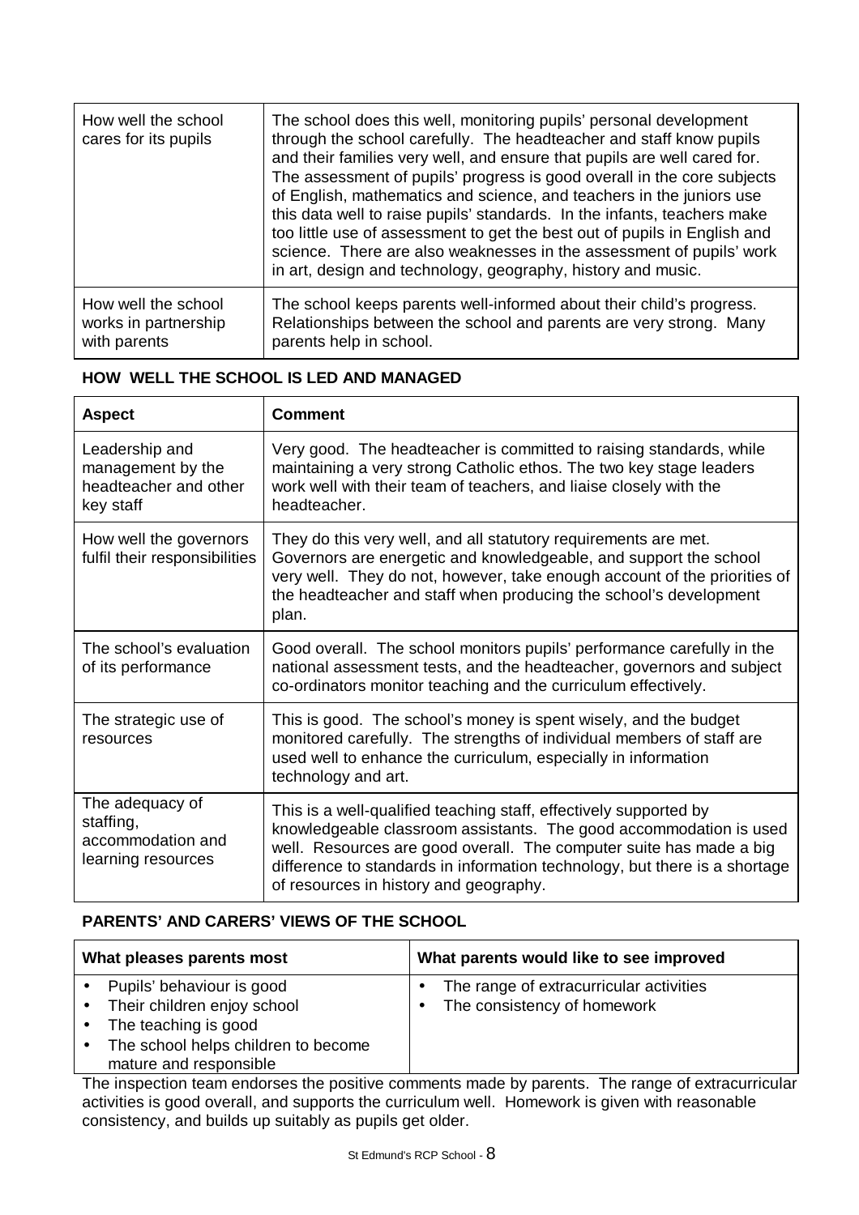| | |
|---|---|
| How well the school cares for its pupils | The school does this well, monitoring pupils' personal development through the school carefully. The headteacher and staff know pupils and their families very well, and ensure that pupils are well cared for. The assessment of pupils' progress is good overall in the core subjects of English, mathematics and science, and teachers in the juniors use this data well to raise pupils' standards. In the infants, teachers make too little use of assessment to get the best out of pupils in English and science. There are also weaknesses in the assessment of pupils' work in art, design and technology, geography, history and music. |
| How well the school works in partnership with parents | The school keeps parents well-informed about their child's progress. Relationships between the school and parents are very strong. Many parents help in school. |

**HOW WELL THE SCHOOL IS LED AND MANAGED**

| Aspect | Comment |
|---|---|
| Leadership and management by the headteacher and other key staff | Very good. The headteacher is committed to raising standards, while maintaining a very strong Catholic ethos. The two key stage leaders work well with their team of teachers, and liaise closely with the headteacher. |
| How well the governors fulfil their responsibilities | They do this very well, and all statutory requirements are met. Governors are energetic and knowledgeable, and support the school very well. They do not, however, take enough account of the priorities of the headteacher and staff when producing the school's development plan. |
| The school's evaluation of its performance | Good overall. The school monitors pupils' performance carefully in the national assessment tests, and the headteacher, governors and subject co-ordinators monitor teaching and the curriculum effectively. |
| The strategic use of resources | This is good. The school's money is spent wisely, and the budget monitored carefully. The strengths of individual members of staff are used well to enhance the curriculum, especially in information technology and art. |
| The adequacy of staffing, accommodation and learning resources | This is a well-qualified teaching staff, effectively supported by knowledgeable classroom assistants. The good accommodation is used well. Resources are good overall. The computer suite has made a big difference to standards in information technology, but there is a shortage of resources in history and geography. |

**PARENTS' AND CARERS' VIEWS OF THE SCHOOL**

| What pleases parents most | What parents would like to see improved |
|---|---|
| • Pupils' behaviour is good<br>• Their children enjoy school<br>• The teaching is good<br>• The school helps children to become mature and responsible | • The range of extracurricular activities<br>• The consistency of homework |

The inspection team endorses the positive comments made by parents. The range of extracurricular activities is good overall, and supports the curriculum well. Homework is given with reasonable consistency, and builds up suitably as pupils get older.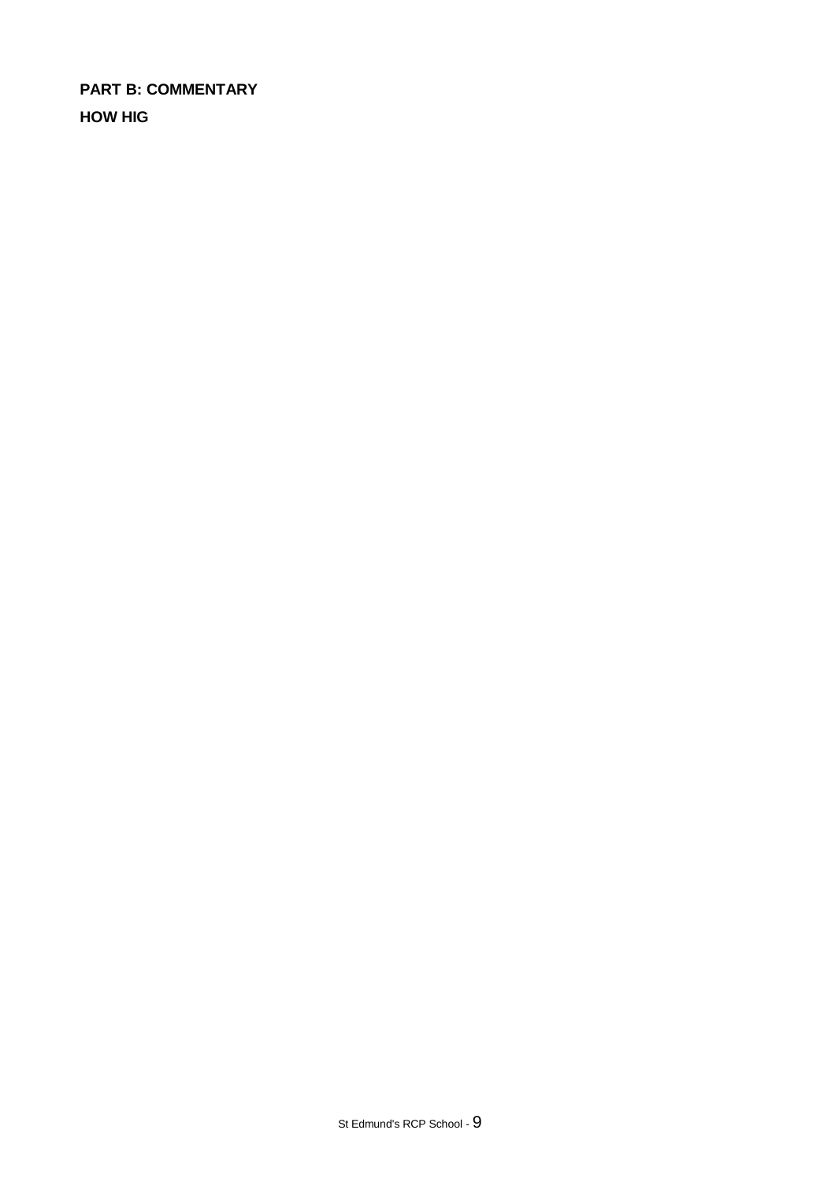**PART B: COMMENTARY**

**HOW HIG**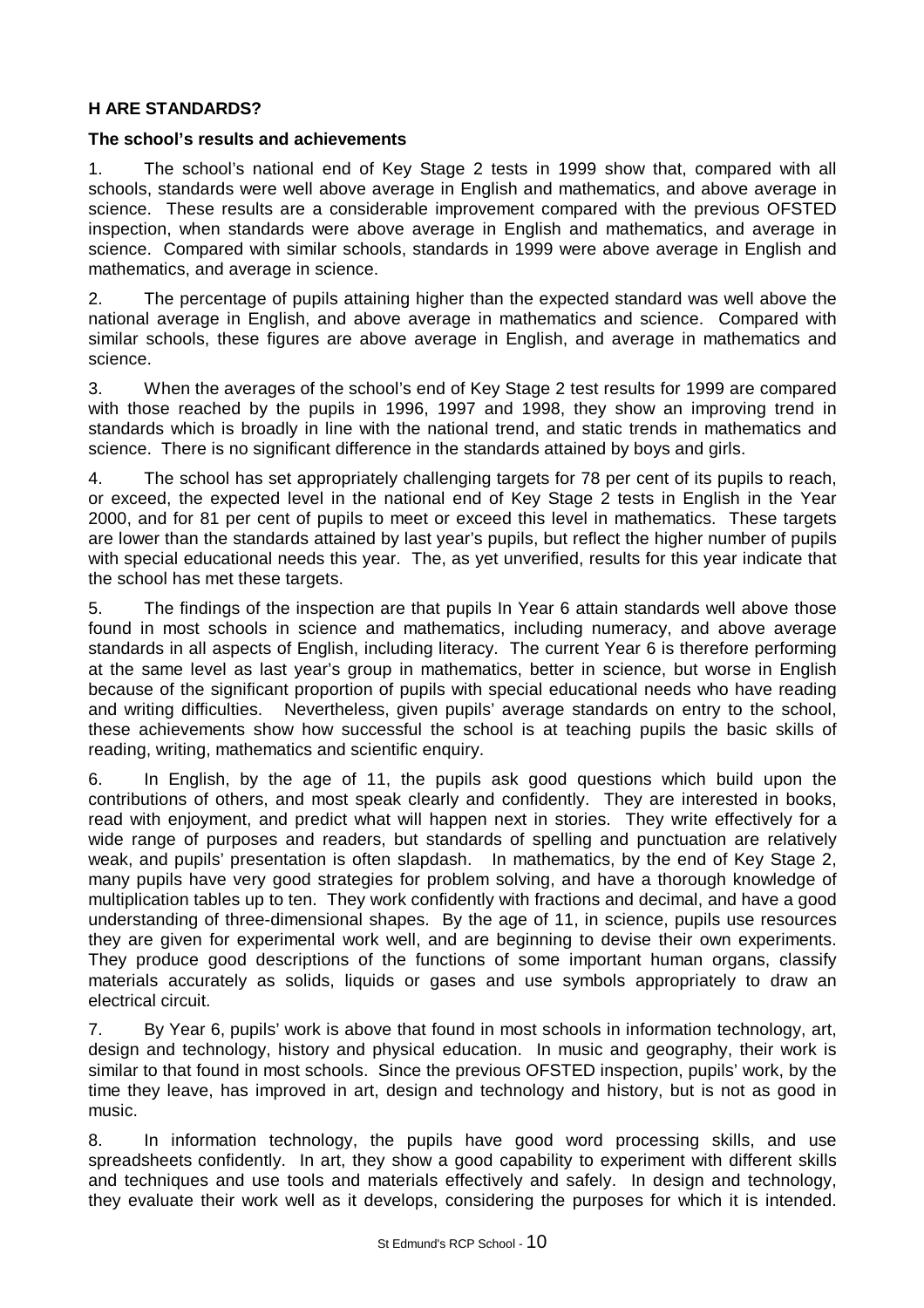**H ARE STANDARDS?**

**The school's results and achievements**

1. The school's national end of Key Stage 2 tests in 1999 show that, compared with all schools, standards were well above average in English and mathematics, and above average in science. These results are a considerable improvement compared with the previous OFSTED inspection, when standards were above average in English and mathematics, and average in science. Compared with similar schools, standards in 1999 were above average in English and mathematics, and average in science.

2. The percentage of pupils attaining higher than the expected standard was well above the national average in English, and above average in mathematics and science. Compared with similar schools, these figures are above average in English, and average in mathematics and science.

3. When the averages of the school's end of Key Stage 2 test results for 1999 are compared with those reached by the pupils in 1996, 1997 and 1998, they show an improving trend in standards which is broadly in line with the national trend, and static trends in mathematics and science. There is no significant difference in the standards attained by boys and girls.

4. The school has set appropriately challenging targets for 78 per cent of its pupils to reach, or exceed, the expected level in the national end of Key Stage 2 tests in English in the Year 2000, and for 81 per cent of pupils to meet or exceed this level in mathematics. These targets are lower than the standards attained by last year's pupils, but reflect the higher number of pupils with special educational needs this year. The, as yet unverified, results for this year indicate that the school has met these targets.

5. The findings of the inspection are that pupils In Year 6 attain standards well above those found in most schools in science and mathematics, including numeracy, and above average standards in all aspects of English, including literacy. The current Year 6 is therefore performing at the same level as last year's group in mathematics, better in science, but worse in English because of the significant proportion of pupils with special educational needs who have reading and writing difficulties. Nevertheless, given pupils' average standards on entry to the school, these achievements show how successful the school is at teaching pupils the basic skills of reading, writing, mathematics and scientific enquiry.

6. In English, by the age of 11, the pupils ask good questions which build upon the contributions of others, and most speak clearly and confidently. They are interested in books, read with enjoyment, and predict what will happen next in stories. They write effectively for a wide range of purposes and readers, but standards of spelling and punctuation are relatively weak, and pupils' presentation is often slapdash. In mathematics, by the end of Key Stage 2, many pupils have very good strategies for problem solving, and have a thorough knowledge of multiplication tables up to ten. They work confidently with fractions and decimal, and have a good understanding of three-dimensional shapes. By the age of 11, in science, pupils use resources they are given for experimental work well, and are beginning to devise their own experiments. They produce good descriptions of the functions of some important human organs, classify materials accurately as solids, liquids or gases and use symbols appropriately to draw an electrical circuit.

7. By Year 6, pupils' work is above that found in most schools in information technology, art, design and technology, history and physical education. In music and geography, their work is similar to that found in most schools. Since the previous OFSTED inspection, pupils' work, by the time they leave, has improved in art, design and technology and history, but is not as good in music.

8. In information technology, the pupils have good word processing skills, and use spreadsheets confidently. In art, they show a good capability to experiment with different skills and techniques and use tools and materials effectively and safely. In design and technology, they evaluate their work well as it develops, considering the purposes for which it is intended.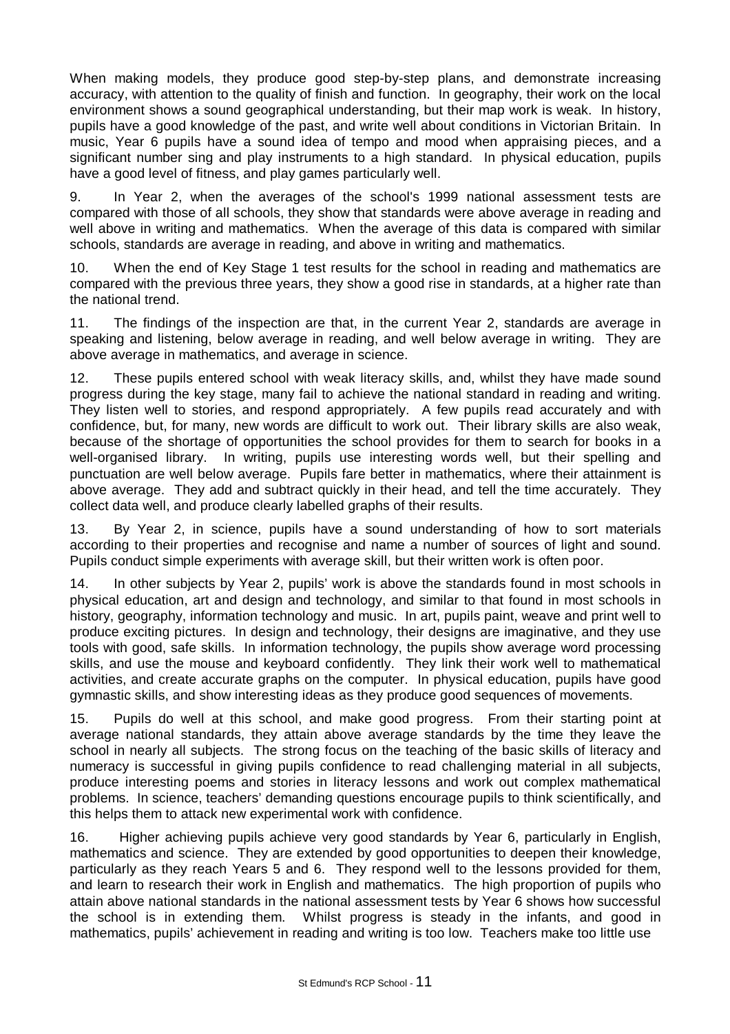When making models, they produce good step-by-step plans, and demonstrate increasing accuracy, with attention to the quality of finish and function. In geography, their work on the local environment shows a sound geographical understanding, but their map work is weak. In history, pupils have a good knowledge of the past, and write well about conditions in Victorian Britain. In music, Year 6 pupils have a sound idea of tempo and mood when appraising pieces, and a significant number sing and play instruments to a high standard. In physical education, pupils have a good level of fitness, and play games particularly well.

9. In Year 2, when the averages of the school's 1999 national assessment tests are compared with those of all schools, they show that standards were above average in reading and well above in writing and mathematics. When the average of this data is compared with similar schools, standards are average in reading, and above in writing and mathematics.

10. When the end of Key Stage 1 test results for the school in reading and mathematics are compared with the previous three years, they show a good rise in standards, at a higher rate than the national trend.

11. The findings of the inspection are that, in the current Year 2, standards are average in speaking and listening, below average in reading, and well below average in writing. They are above average in mathematics, and average in science.

12. These pupils entered school with weak literacy skills, and, whilst they have made sound progress during the key stage, many fail to achieve the national standard in reading and writing. They listen well to stories, and respond appropriately. A few pupils read accurately and with confidence, but, for many, new words are difficult to work out. Their library skills are also weak, because of the shortage of opportunities the school provides for them to search for books in a well-organised library. In writing, pupils use interesting words well, but their spelling and punctuation are well below average. Pupils fare better in mathematics, where their attainment is above average. They add and subtract quickly in their head, and tell the time accurately. They collect data well, and produce clearly labelled graphs of their results.

13. By Year 2, in science, pupils have a sound understanding of how to sort materials according to their properties and recognise and name a number of sources of light and sound. Pupils conduct simple experiments with average skill, but their written work is often poor.

14. In other subjects by Year 2, pupils' work is above the standards found in most schools in physical education, art and design and technology, and similar to that found in most schools in history, geography, information technology and music. In art, pupils paint, weave and print well to produce exciting pictures. In design and technology, their designs are imaginative, and they use tools with good, safe skills. In information technology, the pupils show average word processing skills, and use the mouse and keyboard confidently. They link their work well to mathematical activities, and create accurate graphs on the computer. In physical education, pupils have good gymnastic skills, and show interesting ideas as they produce good sequences of movements.

15. Pupils do well at this school, and make good progress. From their starting point at average national standards, they attain above average standards by the time they leave the school in nearly all subjects. The strong focus on the teaching of the basic skills of literacy and numeracy is successful in giving pupils confidence to read challenging material in all subjects, produce interesting poems and stories in literacy lessons and work out complex mathematical problems. In science, teachers' demanding questions encourage pupils to think scientifically, and this helps them to attack new experimental work with confidence.

16. Higher achieving pupils achieve very good standards by Year 6, particularly in English, mathematics and science. They are extended by good opportunities to deepen their knowledge, particularly as they reach Years 5 and 6. They respond well to the lessons provided for them, and learn to research their work in English and mathematics. The high proportion of pupils who attain above national standards in the national assessment tests by Year 6 shows how successful the school is in extending them. Whilst progress is steady in the infants, and good in mathematics, pupils' achievement in reading and writing is too low. Teachers make too little use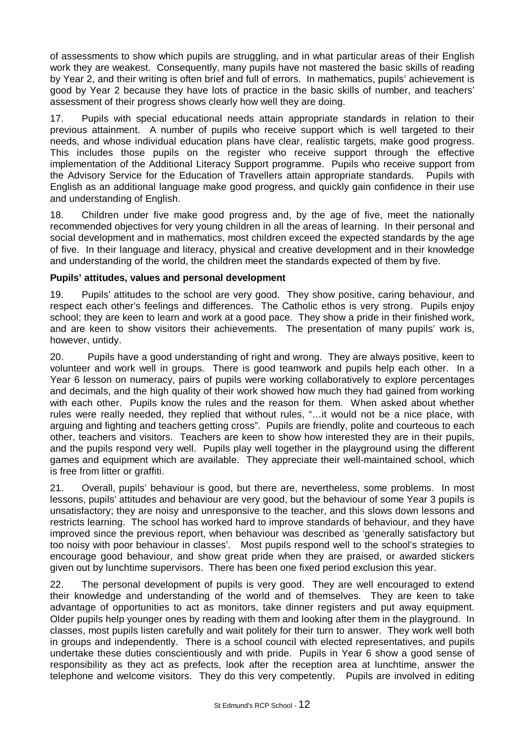of assessments to show which pupils are struggling, and in what particular areas of their English work they are weakest. Consequently, many pupils have not mastered the basic skills of reading by Year 2, and their writing is often brief and full of errors. In mathematics, pupils' achievement is good by Year 2 because they have lots of practice in the basic skills of number, and teachers' assessment of their progress shows clearly how well they are doing.

17. Pupils with special educational needs attain appropriate standards in relation to their previous attainment. A number of pupils who receive support which is well targeted to their needs, and whose individual education plans have clear, realistic targets, make good progress. This includes those pupils on the register who receive support through the effective implementation of the Additional Literacy Support programme. Pupils who receive support from the Advisory Service for the Education of Travellers attain appropriate standards. Pupils with English as an additional language make good progress, and quickly gain confidence in their use and understanding of English.

18. Children under five make good progress and, by the age of five, meet the nationally recommended objectives for very young children in all the areas of learning. In their personal and social development and in mathematics, most children exceed the expected standards by the age of five. In their language and literacy, physical and creative development and in their knowledge and understanding of the world, the children meet the standards expected of them by five.

**Pupils' attitudes, values and personal development**

19. Pupils' attitudes to the school are very good. They show positive, caring behaviour, and respect each other's feelings and differences. The Catholic ethos is very strong. Pupils enjoy school; they are keen to learn and work at a good pace. They show a pride in their finished work, and are keen to show visitors their achievements. The presentation of many pupils' work is, however, untidy.

20. Pupils have a good understanding of right and wrong. They are always positive, keen to volunteer and work well in groups. There is good teamwork and pupils help each other. In a Year 6 lesson on numeracy, pairs of pupils were working collaboratively to explore percentages and decimals, and the high quality of their work showed how much they had gained from working with each other. Pupils know the rules and the reason for them. When asked about whether rules were really needed, they replied that without rules, "…it would not be a nice place, with arguing and fighting and teachers getting cross". Pupils are friendly, polite and courteous to each other, teachers and visitors. Teachers are keen to show how interested they are in their pupils, and the pupils respond very well. Pupils play well together in the playground using the different games and equipment which are available. They appreciate their well-maintained school, which is free from litter or graffiti.

21. Overall, pupils' behaviour is good, but there are, nevertheless, some problems. In most lessons, pupils' attitudes and behaviour are very good, but the behaviour of some Year 3 pupils is unsatisfactory; they are noisy and unresponsive to the teacher, and this slows down lessons and restricts learning. The school has worked hard to improve standards of behaviour, and they have improved since the previous report, when behaviour was described as 'generally satisfactory but too noisy with poor behaviour in classes'. Most pupils respond well to the school's strategies to encourage good behaviour, and show great pride when they are praised, or awarded stickers given out by lunchtime supervisors. There has been one fixed period exclusion this year.

22. The personal development of pupils is very good. They are well encouraged to extend their knowledge and understanding of the world and of themselves. They are keen to take advantage of opportunities to act as monitors, take dinner registers and put away equipment. Older pupils help younger ones by reading with them and looking after them in the playground. In classes, most pupils listen carefully and wait politely for their turn to answer. They work well both in groups and independently. There is a school council with elected representatives, and pupils undertake these duties conscientiously and with pride. Pupils in Year 6 show a good sense of responsibility as they act as prefects, look after the reception area at lunchtime, answer the telephone and welcome visitors. They do this very competently. Pupils are involved in editing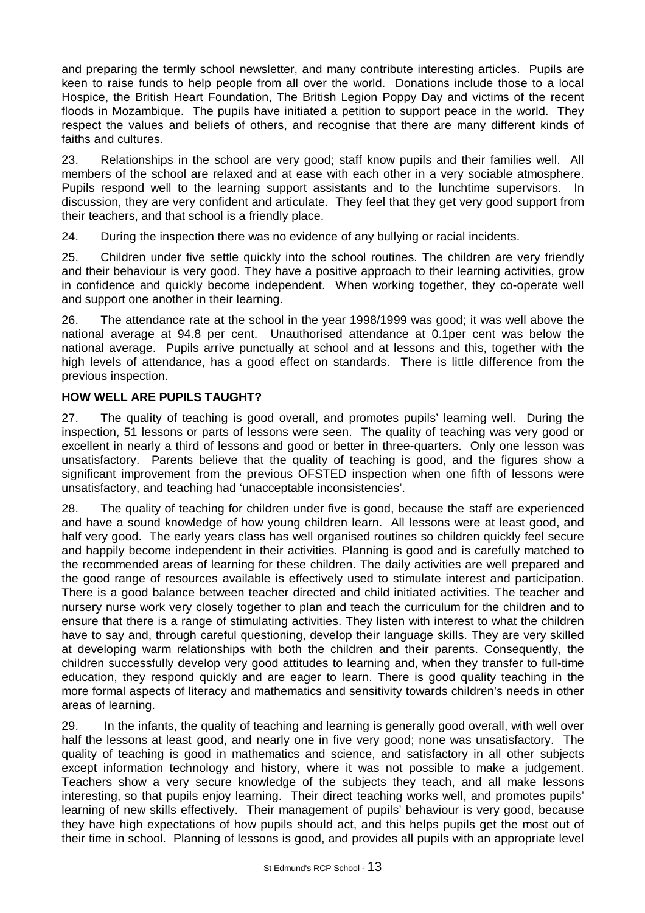and preparing the termly school newsletter, and many contribute interesting articles. Pupils are keen to raise funds to help people from all over the world. Donations include those to a local Hospice, the British Heart Foundation, The British Legion Poppy Day and victims of the recent floods in Mozambique. The pupils have initiated a petition to support peace in the world. They respect the values and beliefs of others, and recognise that there are many different kinds of faiths and cultures.

23. Relationships in the school are very good; staff know pupils and their families well. All members of the school are relaxed and at ease with each other in a very sociable atmosphere. Pupils respond well to the learning support assistants and to the lunchtime supervisors. In discussion, they are very confident and articulate. They feel that they get very good support from their teachers, and that school is a friendly place.

24. During the inspection there was no evidence of any bullying or racial incidents.

25. Children under five settle quickly into the school routines. The children are very friendly and their behaviour is very good. They have a positive approach to their learning activities, grow in confidence and quickly become independent. When working together, they co-operate well and support one another in their learning.

26. The attendance rate at the school in the year 1998/1999 was good; it was well above the national average at 94.8 per cent. Unauthorised attendance at 0.1per cent was below the national average. Pupils arrive punctually at school and at lessons and this, together with the high levels of attendance, has a good effect on standards. There is little difference from the previous inspection.

**HOW WELL ARE PUPILS TAUGHT?**

27. The quality of teaching is good overall, and promotes pupils' learning well. During the inspection, 51 lessons or parts of lessons were seen. The quality of teaching was very good or excellent in nearly a third of lessons and good or better in three-quarters. Only one lesson was unsatisfactory. Parents believe that the quality of teaching is good, and the figures show a significant improvement from the previous OFSTED inspection when one fifth of lessons were unsatisfactory, and teaching had 'unacceptable inconsistencies'.

28. The quality of teaching for children under five is good, because the staff are experienced and have a sound knowledge of how young children learn. All lessons were at least good, and half very good. The early years class has well organised routines so children quickly feel secure and happily become independent in their activities. Planning is good and is carefully matched to the recommended areas of learning for these children. The daily activities are well prepared and the good range of resources available is effectively used to stimulate interest and participation. There is a good balance between teacher directed and child initiated activities. The teacher and nursery nurse work very closely together to plan and teach the curriculum for the children and to ensure that there is a range of stimulating activities. They listen with interest to what the children have to say and, through careful questioning, develop their language skills. They are very skilled at developing warm relationships with both the children and their parents. Consequently, the children successfully develop very good attitudes to learning and, when they transfer to full-time education, they respond quickly and are eager to learn. There is good quality teaching in the more formal aspects of literacy and mathematics and sensitivity towards children's needs in other areas of learning.

29. In the infants, the quality of teaching and learning is generally good overall, with well over half the lessons at least good, and nearly one in five very good; none was unsatisfactory. The quality of teaching is good in mathematics and science, and satisfactory in all other subjects except information technology and history, where it was not possible to make a judgement. Teachers show a very secure knowledge of the subjects they teach, and all make lessons interesting, so that pupils enjoy learning. Their direct teaching works well, and promotes pupils' learning of new skills effectively. Their management of pupils' behaviour is very good, because they have high expectations of how pupils should act, and this helps pupils get the most out of their time in school. Planning of lessons is good, and provides all pupils with an appropriate level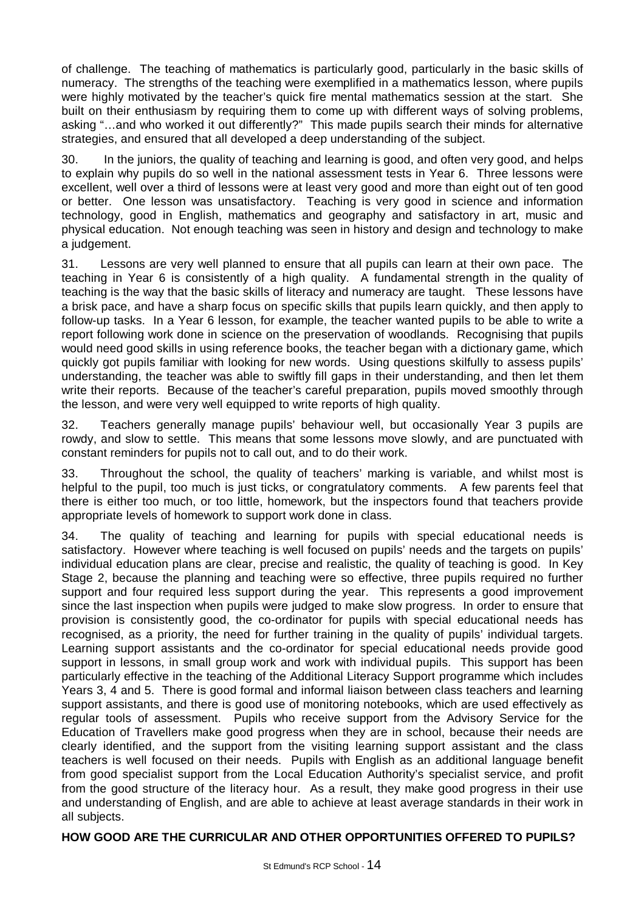of challenge. The teaching of mathematics is particularly good, particularly in the basic skills of numeracy. The strengths of the teaching were exemplified in a mathematics lesson, where pupils were highly motivated by the teacher's quick fire mental mathematics session at the start. She built on their enthusiasm by requiring them to come up with different ways of solving problems, asking "…and who worked it out differently?" This made pupils search their minds for alternative strategies, and ensured that all developed a deep understanding of the subject.

30. In the juniors, the quality of teaching and learning is good, and often very good, and helps to explain why pupils do so well in the national assessment tests in Year 6. Three lessons were excellent, well over a third of lessons were at least very good and more than eight out of ten good or better. One lesson was unsatisfactory. Teaching is very good in science and information technology, good in English, mathematics and geography and satisfactory in art, music and physical education. Not enough teaching was seen in history and design and technology to make a judgement.

31. Lessons are very well planned to ensure that all pupils can learn at their own pace. The teaching in Year 6 is consistently of a high quality. A fundamental strength in the quality of teaching is the way that the basic skills of literacy and numeracy are taught. These lessons have a brisk pace, and have a sharp focus on specific skills that pupils learn quickly, and then apply to follow-up tasks. In a Year 6 lesson, for example, the teacher wanted pupils to be able to write a report following work done in science on the preservation of woodlands. Recognising that pupils would need good skills in using reference books, the teacher began with a dictionary game, which quickly got pupils familiar with looking for new words. Using questions skilfully to assess pupils' understanding, the teacher was able to swiftly fill gaps in their understanding, and then let them write their reports. Because of the teacher's careful preparation, pupils moved smoothly through the lesson, and were very well equipped to write reports of high quality.

32. Teachers generally manage pupils' behaviour well, but occasionally Year 3 pupils are rowdy, and slow to settle. This means that some lessons move slowly, and are punctuated with constant reminders for pupils not to call out, and to do their work.

33. Throughout the school, the quality of teachers' marking is variable, and whilst most is helpful to the pupil, too much is just ticks, or congratulatory comments. A few parents feel that there is either too much, or too little, homework, but the inspectors found that teachers provide appropriate levels of homework to support work done in class.

34. The quality of teaching and learning for pupils with special educational needs is satisfactory. However where teaching is well focused on pupils' needs and the targets on pupils' individual education plans are clear, precise and realistic, the quality of teaching is good. In Key Stage 2, because the planning and teaching were so effective, three pupils required no further support and four required less support during the year. This represents a good improvement since the last inspection when pupils were judged to make slow progress. In order to ensure that provision is consistently good, the co-ordinator for pupils with special educational needs has recognised, as a priority, the need for further training in the quality of pupils' individual targets. Learning support assistants and the co-ordinator for special educational needs provide good support in lessons, in small group work and work with individual pupils. This support has been particularly effective in the teaching of the Additional Literacy Support programme which includes Years 3, 4 and 5. There is good formal and informal liaison between class teachers and learning support assistants, and there is good use of monitoring notebooks, which are used effectively as regular tools of assessment. Pupils who receive support from the Advisory Service for the Education of Travellers make good progress when they are in school, because their needs are clearly identified, and the support from the visiting learning support assistant and the class teachers is well focused on their needs. Pupils with English as an additional language benefit from good specialist support from the Local Education Authority's specialist service, and profit from the good structure of the literacy hour. As a result, they make good progress in their use and understanding of English, and are able to achieve at least average standards in their work in all subjects.

## HOW GOOD ARE THE CURRICULAR AND OTHER OPPORTUNITIES OFFERED TO PUPILS?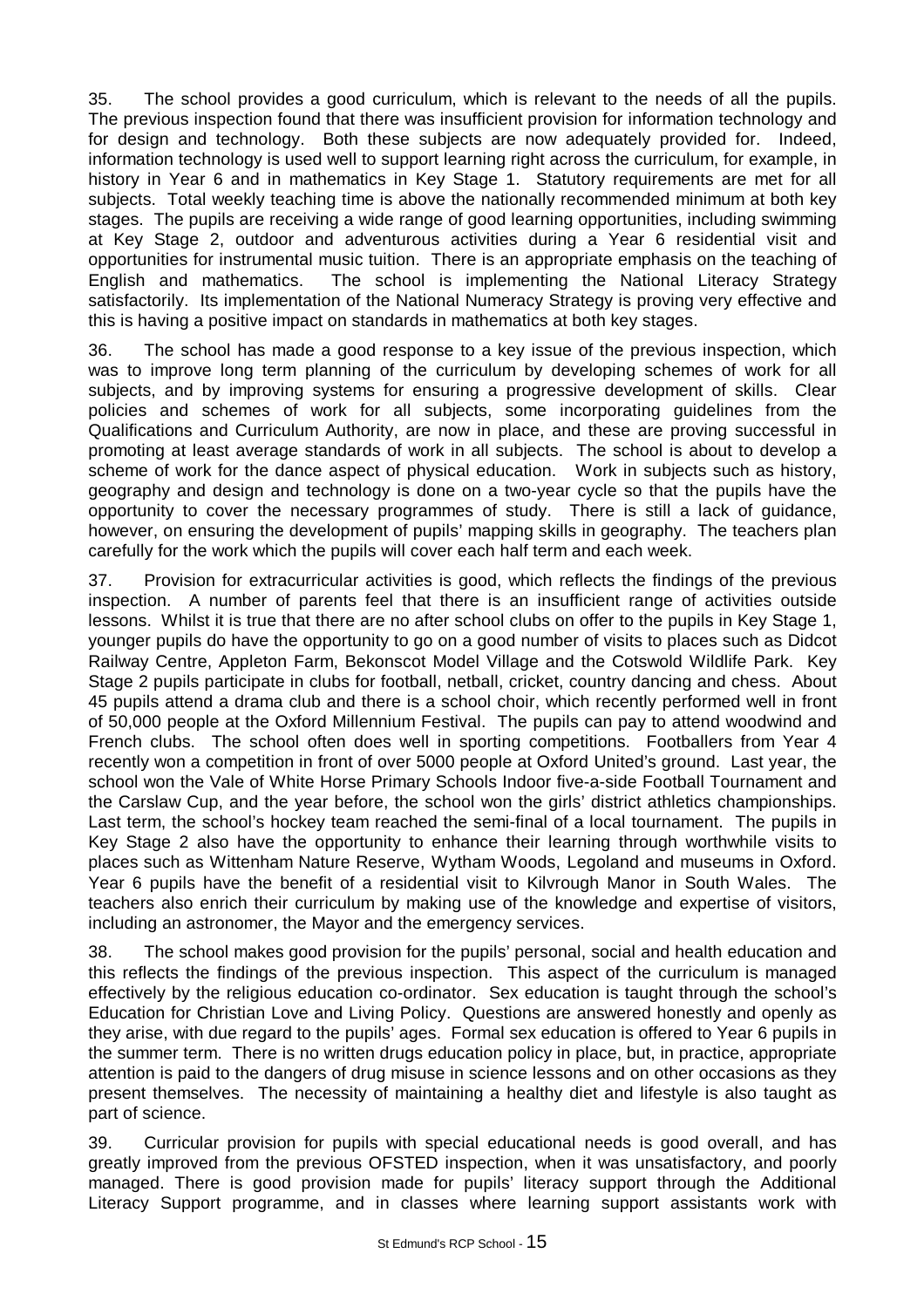35. The school provides a good curriculum, which is relevant to the needs of all the pupils. The previous inspection found that there was insufficient provision for information technology and for design and technology. Both these subjects are now adequately provided for. Indeed, information technology is used well to support learning right across the curriculum, for example, in history in Year 6 and in mathematics in Key Stage 1. Statutory requirements are met for all subjects. Total weekly teaching time is above the nationally recommended minimum at both key stages. The pupils are receiving a wide range of good learning opportunities, including swimming at Key Stage 2, outdoor and adventurous activities during a Year 6 residential visit and opportunities for instrumental music tuition. There is an appropriate emphasis on the teaching of English and mathematics. The school is implementing the National Literacy Strategy satisfactorily. Its implementation of the National Numeracy Strategy is proving very effective and this is having a positive impact on standards in mathematics at both key stages.

36. The school has made a good response to a key issue of the previous inspection, which was to improve long term planning of the curriculum by developing schemes of work for all subjects, and by improving systems for ensuring a progressive development of skills. Clear policies and schemes of work for all subjects, some incorporating guidelines from the Qualifications and Curriculum Authority, are now in place, and these are proving successful in promoting at least average standards of work in all subjects. The school is about to develop a scheme of work for the dance aspect of physical education. Work in subjects such as history, geography and design and technology is done on a two-year cycle so that the pupils have the opportunity to cover the necessary programmes of study. There is still a lack of guidance, however, on ensuring the development of pupils' mapping skills in geography. The teachers plan carefully for the work which the pupils will cover each half term and each week.

37. Provision for extracurricular activities is good, which reflects the findings of the previous inspection. A number of parents feel that there is an insufficient range of activities outside lessons. Whilst it is true that there are no after school clubs on offer to the pupils in Key Stage 1, younger pupils do have the opportunity to go on a good number of visits to places such as Didcot Railway Centre, Appleton Farm, Bekonscot Model Village and the Cotswold Wildlife Park. Key Stage 2 pupils participate in clubs for football, netball, cricket, country dancing and chess. About 45 pupils attend a drama club and there is a school choir, which recently performed well in front of 50,000 people at the Oxford Millennium Festival. The pupils can pay to attend woodwind and French clubs. The school often does well in sporting competitions. Footballers from Year 4 recently won a competition in front of over 5000 people at Oxford United's ground. Last year, the school won the Vale of White Horse Primary Schools Indoor five-a-side Football Tournament and the Carslaw Cup, and the year before, the school won the girls' district athletics championships. Last term, the school's hockey team reached the semi-final of a local tournament. The pupils in Key Stage 2 also have the opportunity to enhance their learning through worthwhile visits to places such as Wittenham Nature Reserve, Wytham Woods, Legoland and museums in Oxford. Year 6 pupils have the benefit of a residential visit to Kilvrough Manor in South Wales. The teachers also enrich their curriculum by making use of the knowledge and expertise of visitors, including an astronomer, the Mayor and the emergency services.

38. The school makes good provision for the pupils' personal, social and health education and this reflects the findings of the previous inspection. This aspect of the curriculum is managed effectively by the religious education co-ordinator. Sex education is taught through the school's Education for Christian Love and Living Policy. Questions are answered honestly and openly as they arise, with due regard to the pupils' ages. Formal sex education is offered to Year 6 pupils in the summer term. There is no written drugs education policy in place, but, in practice, appropriate attention is paid to the dangers of drug misuse in science lessons and on other occasions as they present themselves. The necessity of maintaining a healthy diet and lifestyle is also taught as part of science.

39. Curricular provision for pupils with special educational needs is good overall, and has greatly improved from the previous OFSTED inspection, when it was unsatisfactory, and poorly managed. There is good provision made for pupils' literacy support through the Additional Literacy Support programme, and in classes where learning support assistants work with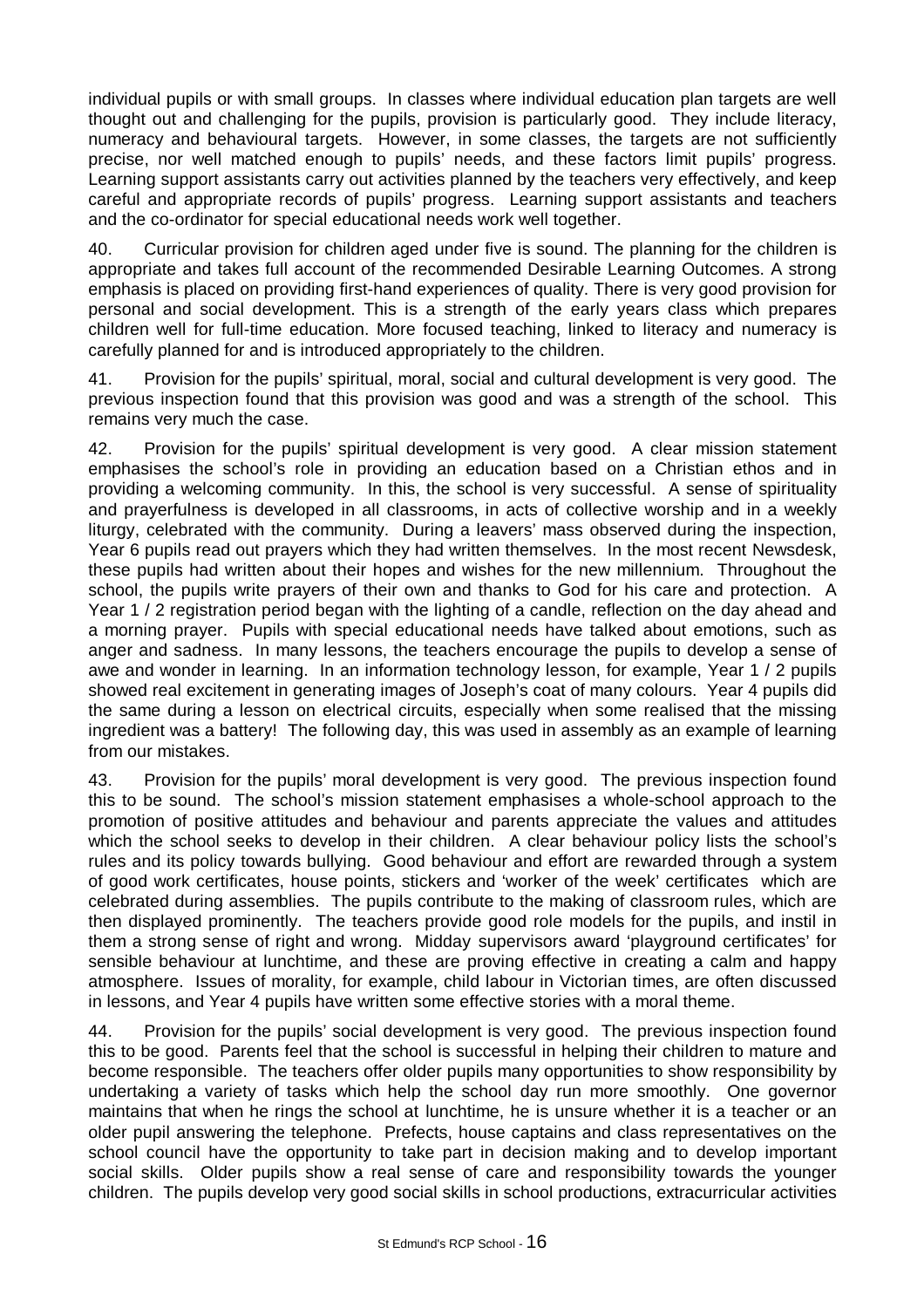individual pupils or with small groups. In classes where individual education plan targets are well thought out and challenging for the pupils, provision is particularly good. They include literacy, numeracy and behavioural targets. However, in some classes, the targets are not sufficiently precise, nor well matched enough to pupils' needs, and these factors limit pupils' progress. Learning support assistants carry out activities planned by the teachers very effectively, and keep careful and appropriate records of pupils' progress. Learning support assistants and teachers and the co-ordinator for special educational needs work well together.

40. Curricular provision for children aged under five is sound. The planning for the children is appropriate and takes full account of the recommended Desirable Learning Outcomes. A strong emphasis is placed on providing first-hand experiences of quality. There is very good provision for personal and social development. This is a strength of the early years class which prepares children well for full-time education. More focused teaching, linked to literacy and numeracy is carefully planned for and is introduced appropriately to the children.

41. Provision for the pupils' spiritual, moral, social and cultural development is very good. The previous inspection found that this provision was good and was a strength of the school. This remains very much the case.

42. Provision for the pupils' spiritual development is very good. A clear mission statement emphasises the school's role in providing an education based on a Christian ethos and in providing a welcoming community. In this, the school is very successful. A sense of spirituality and prayerfulness is developed in all classrooms, in acts of collective worship and in a weekly liturgy, celebrated with the community. During a leavers' mass observed during the inspection, Year 6 pupils read out prayers which they had written themselves. In the most recent Newsdesk, these pupils had written about their hopes and wishes for the new millennium. Throughout the school, the pupils write prayers of their own and thanks to God for his care and protection. A Year 1 / 2 registration period began with the lighting of a candle, reflection on the day ahead and a morning prayer. Pupils with special educational needs have talked about emotions, such as anger and sadness. In many lessons, the teachers encourage the pupils to develop a sense of awe and wonder in learning. In an information technology lesson, for example, Year 1 / 2 pupils showed real excitement in generating images of Joseph's coat of many colours. Year 4 pupils did the same during a lesson on electrical circuits, especially when some realised that the missing ingredient was a battery! The following day, this was used in assembly as an example of learning from our mistakes.

43. Provision for the pupils' moral development is very good. The previous inspection found this to be sound. The school's mission statement emphasises a whole-school approach to the promotion of positive attitudes and behaviour and parents appreciate the values and attitudes which the school seeks to develop in their children. A clear behaviour policy lists the school's rules and its policy towards bullying. Good behaviour and effort are rewarded through a system of good work certificates, house points, stickers and 'worker of the week' certificates which are celebrated during assemblies. The pupils contribute to the making of classroom rules, which are then displayed prominently. The teachers provide good role models for the pupils, and instil in them a strong sense of right and wrong. Midday supervisors award 'playground certificates' for sensible behaviour at lunchtime, and these are proving effective in creating a calm and happy atmosphere. Issues of morality, for example, child labour in Victorian times, are often discussed in lessons, and Year 4 pupils have written some effective stories with a moral theme.

44. Provision for the pupils' social development is very good. The previous inspection found this to be good. Parents feel that the school is successful in helping their children to mature and become responsible. The teachers offer older pupils many opportunities to show responsibility by undertaking a variety of tasks which help the school day run more smoothly. One governor maintains that when he rings the school at lunchtime, he is unsure whether it is a teacher or an older pupil answering the telephone. Prefects, house captains and class representatives on the school council have the opportunity to take part in decision making and to develop important social skills. Older pupils show a real sense of care and responsibility towards the younger children. The pupils develop very good social skills in school productions, extracurricular activities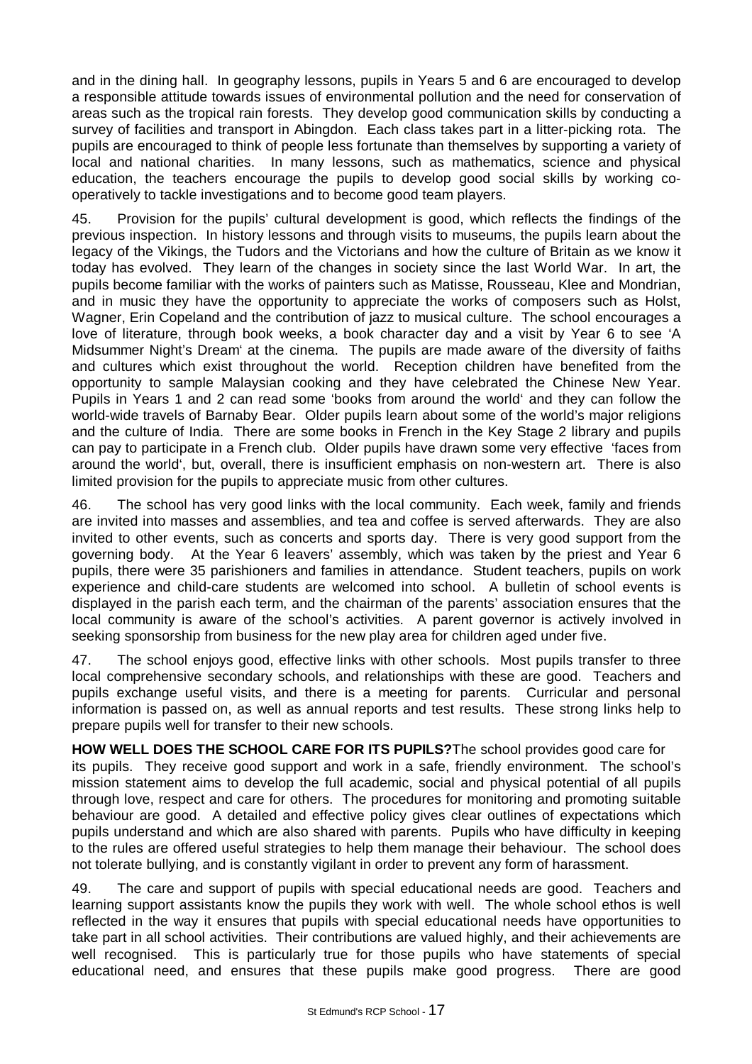and in the dining hall. In geography lessons, pupils in Years 5 and 6 are encouraged to develop a responsible attitude towards issues of environmental pollution and the need for conservation of areas such as the tropical rain forests. They develop good communication skills by conducting a survey of facilities and transport in Abingdon. Each class takes part in a litter-picking rota. The pupils are encouraged to think of people less fortunate than themselves by supporting a variety of local and national charities. In many lessons, such as mathematics, science and physical education, the teachers encourage the pupils to develop good social skills by working co-operatively to tackle investigations and to become good team players.

45. Provision for the pupils' cultural development is good, which reflects the findings of the previous inspection. In history lessons and through visits to museums, the pupils learn about the legacy of the Vikings, the Tudors and the Victorians and how the culture of Britain as we know it today has evolved. They learn of the changes in society since the last World War. In art, the pupils become familiar with the works of painters such as Matisse, Rousseau, Klee and Mondrian, and in music they have the opportunity to appreciate the works of composers such as Holst, Wagner, Erin Copeland and the contribution of jazz to musical culture. The school encourages a love of literature, through book weeks, a book character day and a visit by Year 6 to see 'A Midsummer Night's Dream' at the cinema. The pupils are made aware of the diversity of faiths and cultures which exist throughout the world. Reception children have benefited from the opportunity to sample Malaysian cooking and they have celebrated the Chinese New Year. Pupils in Years 1 and 2 can read some 'books from around the world' and they can follow the world-wide travels of Barnaby Bear. Older pupils learn about some of the world's major religions and the culture of India. There are some books in French in the Key Stage 2 library and pupils can pay to participate in a French club. Older pupils have drawn some very effective 'faces from around the world', but, overall, there is insufficient emphasis on non-western art. There is also limited provision for the pupils to appreciate music from other cultures.

46. The school has very good links with the local community. Each week, family and friends are invited into masses and assemblies, and tea and coffee is served afterwards. They are also invited to other events, such as concerts and sports day. There is very good support from the governing body. At the Year 6 leavers' assembly, which was taken by the priest and Year 6 pupils, there were 35 parishioners and families in attendance. Student teachers, pupils on work experience and child-care students are welcomed into school. A bulletin of school events is displayed in the parish each term, and the chairman of the parents' association ensures that the local community is aware of the school's activities. A parent governor is actively involved in seeking sponsorship from business for the new play area for children aged under five.

47. The school enjoys good, effective links with other schools. Most pupils transfer to three local comprehensive secondary schools, and relationships with these are good. Teachers and pupils exchange useful visits, and there is a meeting for parents. Curricular and personal information is passed on, as well as annual reports and test results. These strong links help to prepare pupils well for transfer to their new schools.

**HOW WELL DOES THE SCHOOL CARE FOR ITS PUPILS?**The school provides good care for its pupils. They receive good support and work in a safe, friendly environment. The school's mission statement aims to develop the full academic, social and physical potential of all pupils through love, respect and care for others. The procedures for monitoring and promoting suitable behaviour are good. A detailed and effective policy gives clear outlines of expectations which pupils understand and which are also shared with parents. Pupils who have difficulty in keeping to the rules are offered useful strategies to help them manage their behaviour. The school does not tolerate bullying, and is constantly vigilant in order to prevent any form of harassment.

49. The care and support of pupils with special educational needs are good. Teachers and learning support assistants know the pupils they work with well. The whole school ethos is well reflected in the way it ensures that pupils with special educational needs have opportunities to take part in all school activities. Their contributions are valued highly, and their achievements are well recognised. This is particularly true for those pupils who have statements of special educational need, and ensures that these pupils make good progress. There are good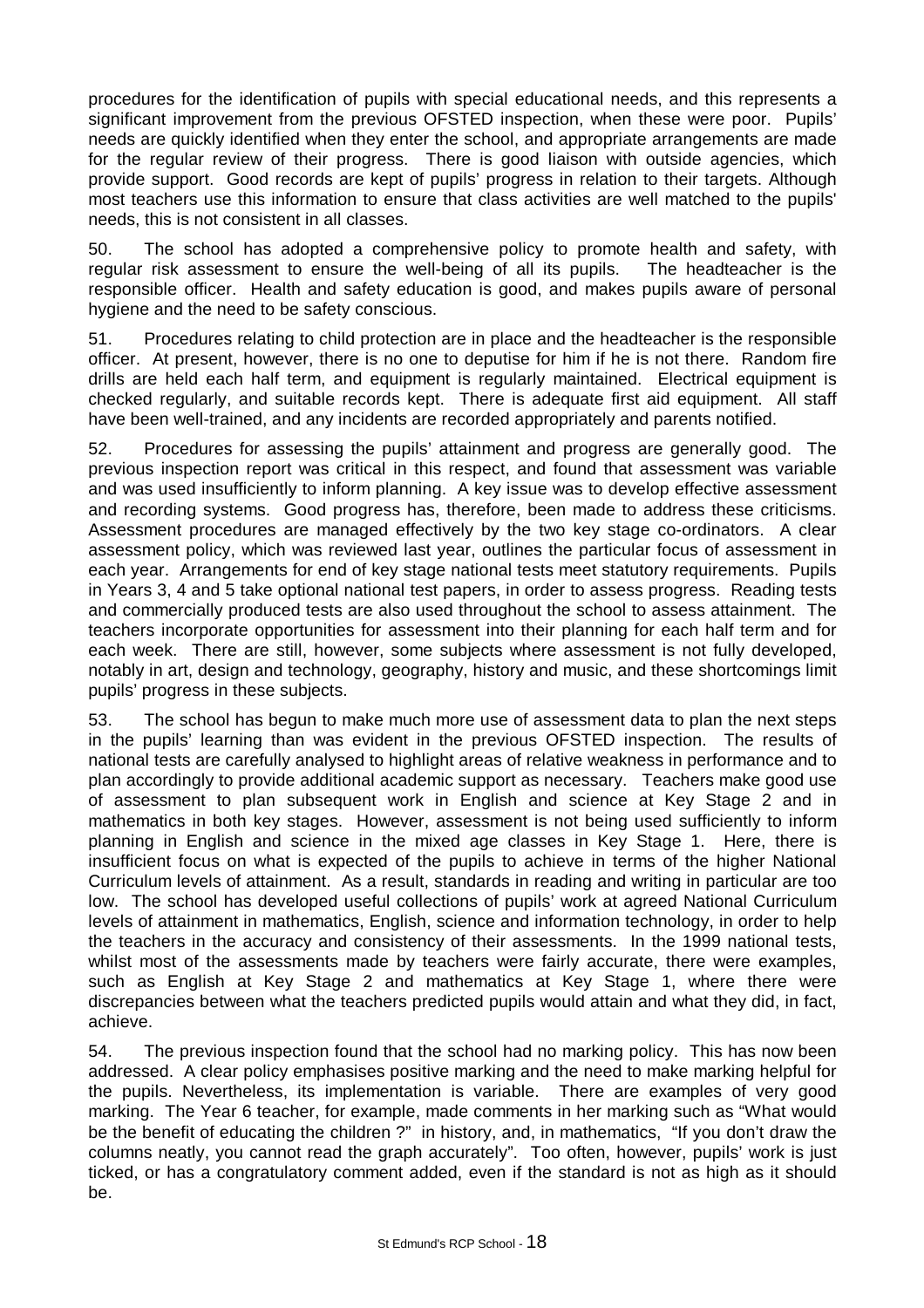procedures for the identification of pupils with special educational needs, and this represents a significant improvement from the previous OFSTED inspection, when these were poor. Pupils' needs are quickly identified when they enter the school, and appropriate arrangements are made for the regular review of their progress. There is good liaison with outside agencies, which provide support. Good records are kept of pupils' progress in relation to their targets. Although most teachers use this information to ensure that class activities are well matched to the pupils' needs, this is not consistent in all classes.

50. The school has adopted a comprehensive policy to promote health and safety, with regular risk assessment to ensure the well-being of all its pupils. The headteacher is the responsible officer. Health and safety education is good, and makes pupils aware of personal hygiene and the need to be safety conscious.

51. Procedures relating to child protection are in place and the headteacher is the responsible officer. At present, however, there is no one to deputise for him if he is not there. Random fire drills are held each half term, and equipment is regularly maintained. Electrical equipment is checked regularly, and suitable records kept. There is adequate first aid equipment. All staff have been well-trained, and any incidents are recorded appropriately and parents notified.

52. Procedures for assessing the pupils' attainment and progress are generally good. The previous inspection report was critical in this respect, and found that assessment was variable and was used insufficiently to inform planning. A key issue was to develop effective assessment and recording systems. Good progress has, therefore, been made to address these criticisms. Assessment procedures are managed effectively by the two key stage co-ordinators. A clear assessment policy, which was reviewed last year, outlines the particular focus of assessment in each year. Arrangements for end of key stage national tests meet statutory requirements. Pupils in Years 3, 4 and 5 take optional national test papers, in order to assess progress. Reading tests and commercially produced tests are also used throughout the school to assess attainment. The teachers incorporate opportunities for assessment into their planning for each half term and for each week. There are still, however, some subjects where assessment is not fully developed, notably in art, design and technology, geography, history and music, and these shortcomings limit pupils' progress in these subjects.

53. The school has begun to make much more use of assessment data to plan the next steps in the pupils' learning than was evident in the previous OFSTED inspection. The results of national tests are carefully analysed to highlight areas of relative weakness in performance and to plan accordingly to provide additional academic support as necessary. Teachers make good use of assessment to plan subsequent work in English and science at Key Stage 2 and in mathematics in both key stages. However, assessment is not being used sufficiently to inform planning in English and science in the mixed age classes in Key Stage 1. Here, there is insufficient focus on what is expected of the pupils to achieve in terms of the higher National Curriculum levels of attainment. As a result, standards in reading and writing in particular are too low. The school has developed useful collections of pupils' work at agreed National Curriculum levels of attainment in mathematics, English, science and information technology, in order to help the teachers in the accuracy and consistency of their assessments. In the 1999 national tests, whilst most of the assessments made by teachers were fairly accurate, there were examples, such as English at Key Stage 2 and mathematics at Key Stage 1, where there were discrepancies between what the teachers predicted pupils would attain and what they did, in fact, achieve.

54. The previous inspection found that the school had no marking policy. This has now been addressed. A clear policy emphasises positive marking and the need to make marking helpful for the pupils. Nevertheless, its implementation is variable. There are examples of very good marking. The Year 6 teacher, for example, made comments in her marking such as "What would be the benefit of educating the children ?" in history, and, in mathematics, "If you don't draw the columns neatly, you cannot read the graph accurately". Too often, however, pupils' work is just ticked, or has a congratulatory comment added, even if the standard is not as high as it should be.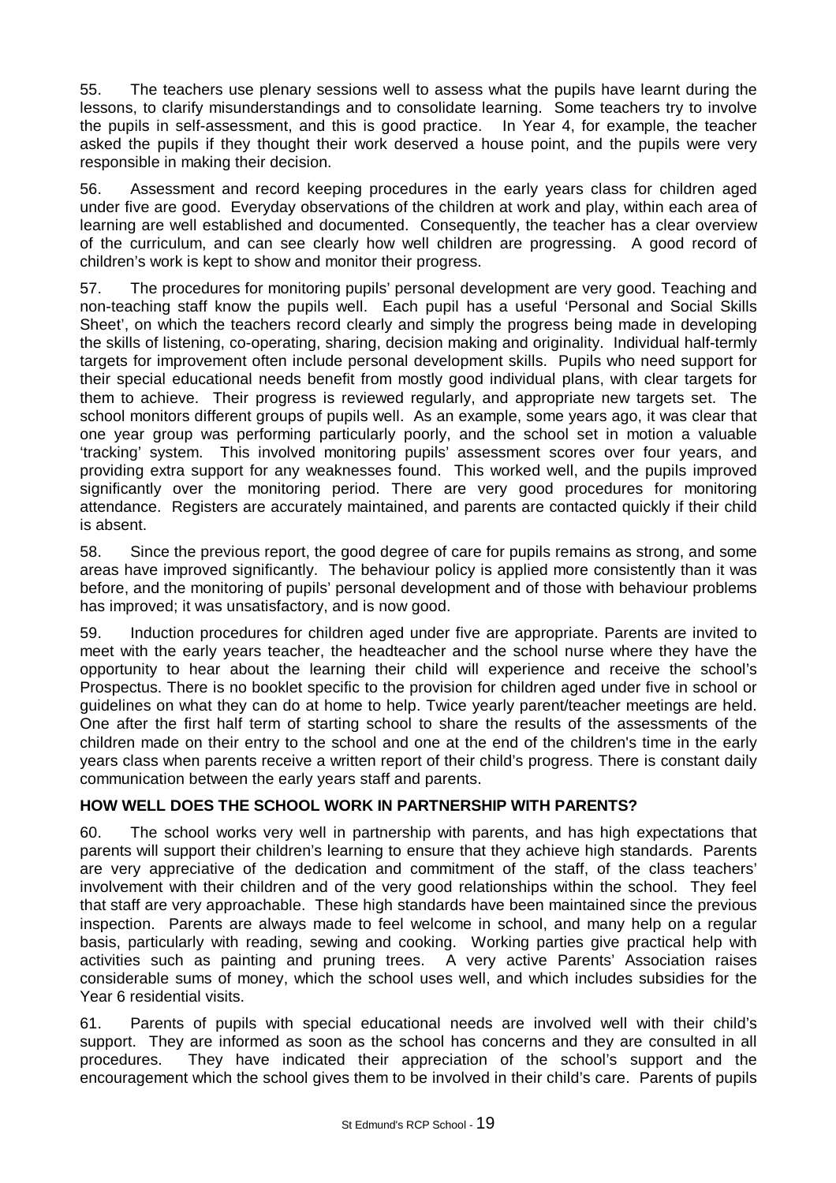55. The teachers use plenary sessions well to assess what the pupils have learnt during the lessons, to clarify misunderstandings and to consolidate learning. Some teachers try to involve the pupils in self-assessment, and this is good practice. In Year 4, for example, the teacher asked the pupils if they thought their work deserved a house point, and the pupils were very responsible in making their decision.

56. Assessment and record keeping procedures in the early years class for children aged under five are good. Everyday observations of the children at work and play, within each area of learning are well established and documented. Consequently, the teacher has a clear overview of the curriculum, and can see clearly how well children are progressing. A good record of children's work is kept to show and monitor their progress.

57. The procedures for monitoring pupils' personal development are very good. Teaching and non-teaching staff know the pupils well. Each pupil has a useful 'Personal and Social Skills Sheet', on which the teachers record clearly and simply the progress being made in developing the skills of listening, co-operating, sharing, decision making and originality. Individual half-termly targets for improvement often include personal development skills. Pupils who need support for their special educational needs benefit from mostly good individual plans, with clear targets for them to achieve. Their progress is reviewed regularly, and appropriate new targets set. The school monitors different groups of pupils well. As an example, some years ago, it was clear that one year group was performing particularly poorly, and the school set in motion a valuable 'tracking' system. This involved monitoring pupils' assessment scores over four years, and providing extra support for any weaknesses found. This worked well, and the pupils improved significantly over the monitoring period. There are very good procedures for monitoring attendance. Registers are accurately maintained, and parents are contacted quickly if their child is absent.

58. Since the previous report, the good degree of care for pupils remains as strong, and some areas have improved significantly. The behaviour policy is applied more consistently than it was before, and the monitoring of pupils' personal development and of those with behaviour problems has improved; it was unsatisfactory, and is now good.

59. Induction procedures for children aged under five are appropriate. Parents are invited to meet with the early years teacher, the headteacher and the school nurse where they have the opportunity to hear about the learning their child will experience and receive the school's Prospectus. There is no booklet specific to the provision for children aged under five in school or guidelines on what they can do at home to help. Twice yearly parent/teacher meetings are held. One after the first half term of starting school to share the results of the assessments of the children made on their entry to the school and one at the end of the children's time in the early years class when parents receive a written report of their child's progress. There is constant daily communication between the early years staff and parents.

## HOW WELL DOES THE SCHOOL WORK IN PARTNERSHIP WITH PARENTS?

60. The school works very well in partnership with parents, and has high expectations that parents will support their children's learning to ensure that they achieve high standards. Parents are very appreciative of the dedication and commitment of the staff, of the class teachers' involvement with their children and of the very good relationships within the school. They feel that staff are very approachable. These high standards have been maintained since the previous inspection. Parents are always made to feel welcome in school, and many help on a regular basis, particularly with reading, sewing and cooking. Working parties give practical help with activities such as painting and pruning trees. A very active Parents' Association raises considerable sums of money, which the school uses well, and which includes subsidies for the Year 6 residential visits.

61. Parents of pupils with special educational needs are involved well with their child's support. They are informed as soon as the school has concerns and they are consulted in all procedures. They have indicated their appreciation of the school's support and the encouragement which the school gives them to be involved in their child's care. Parents of pupils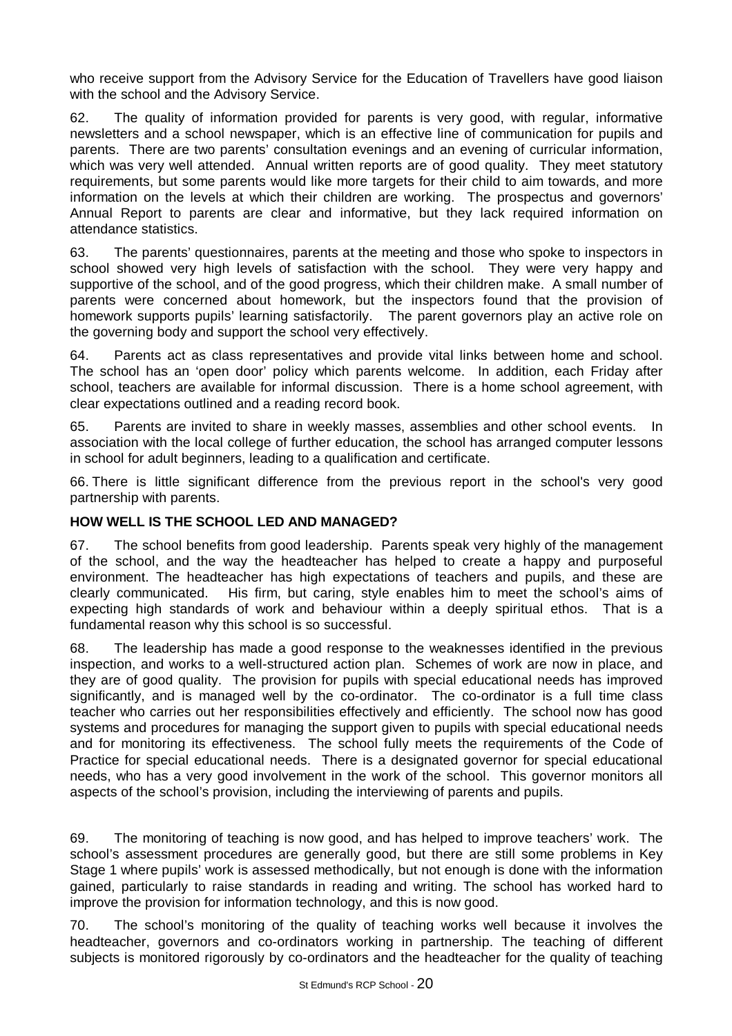who receive support from the Advisory Service for the Education of Travellers have good liaison with the school and the Advisory Service.

62. The quality of information provided for parents is very good, with regular, informative newsletters and a school newspaper, which is an effective line of communication for pupils and parents. There are two parents' consultation evenings and an evening of curricular information, which was very well attended. Annual written reports are of good quality. They meet statutory requirements, but some parents would like more targets for their child to aim towards, and more information on the levels at which their children are working. The prospectus and governors' Annual Report to parents are clear and informative, but they lack required information on attendance statistics.

63. The parents' questionnaires, parents at the meeting and those who spoke to inspectors in school showed very high levels of satisfaction with the school. They were very happy and supportive of the school, and of the good progress, which their children make. A small number of parents were concerned about homework, but the inspectors found that the provision of homework supports pupils' learning satisfactorily. The parent governors play an active role on the governing body and support the school very effectively.

64. Parents act as class representatives and provide vital links between home and school. The school has an 'open door' policy which parents welcome. In addition, each Friday after school, teachers are available for informal discussion. There is a home school agreement, with clear expectations outlined and a reading record book.

65. Parents are invited to share in weekly masses, assemblies and other school events. In association with the local college of further education, the school has arranged computer lessons in school for adult beginners, leading to a qualification and certificate.

66. There is little significant difference from the previous report in the school's very good partnership with parents.

## HOW WELL IS THE SCHOOL LED AND MANAGED?

67. The school benefits from good leadership. Parents speak very highly of the management of the school, and the way the headteacher has helped to create a happy and purposeful environment. The headteacher has high expectations of teachers and pupils, and these are clearly communicated. His firm, but caring, style enables him to meet the school's aims of expecting high standards of work and behaviour within a deeply spiritual ethos. That is a fundamental reason why this school is so successful.

68. The leadership has made a good response to the weaknesses identified in the previous inspection, and works to a well-structured action plan. Schemes of work are now in place, and they are of good quality. The provision for pupils with special educational needs has improved significantly, and is managed well by the co-ordinator. The co-ordinator is a full time class teacher who carries out her responsibilities effectively and efficiently. The school now has good systems and procedures for managing the support given to pupils with special educational needs and for monitoring its effectiveness. The school fully meets the requirements of the Code of Practice for special educational needs. There is a designated governor for special educational needs, who has a very good involvement in the work of the school. This governor monitors all aspects of the school's provision, including the interviewing of parents and pupils.

69. The monitoring of teaching is now good, and has helped to improve teachers' work. The school's assessment procedures are generally good, but there are still some problems in Key Stage 1 where pupils' work is assessed methodically, but not enough is done with the information gained, particularly to raise standards in reading and writing. The school has worked hard to improve the provision for information technology, and this is now good.

70. The school's monitoring of the quality of teaching works well because it involves the headteacher, governors and co-ordinators working in partnership. The teaching of different subjects is monitored rigorously by co-ordinators and the headteacher for the quality of teaching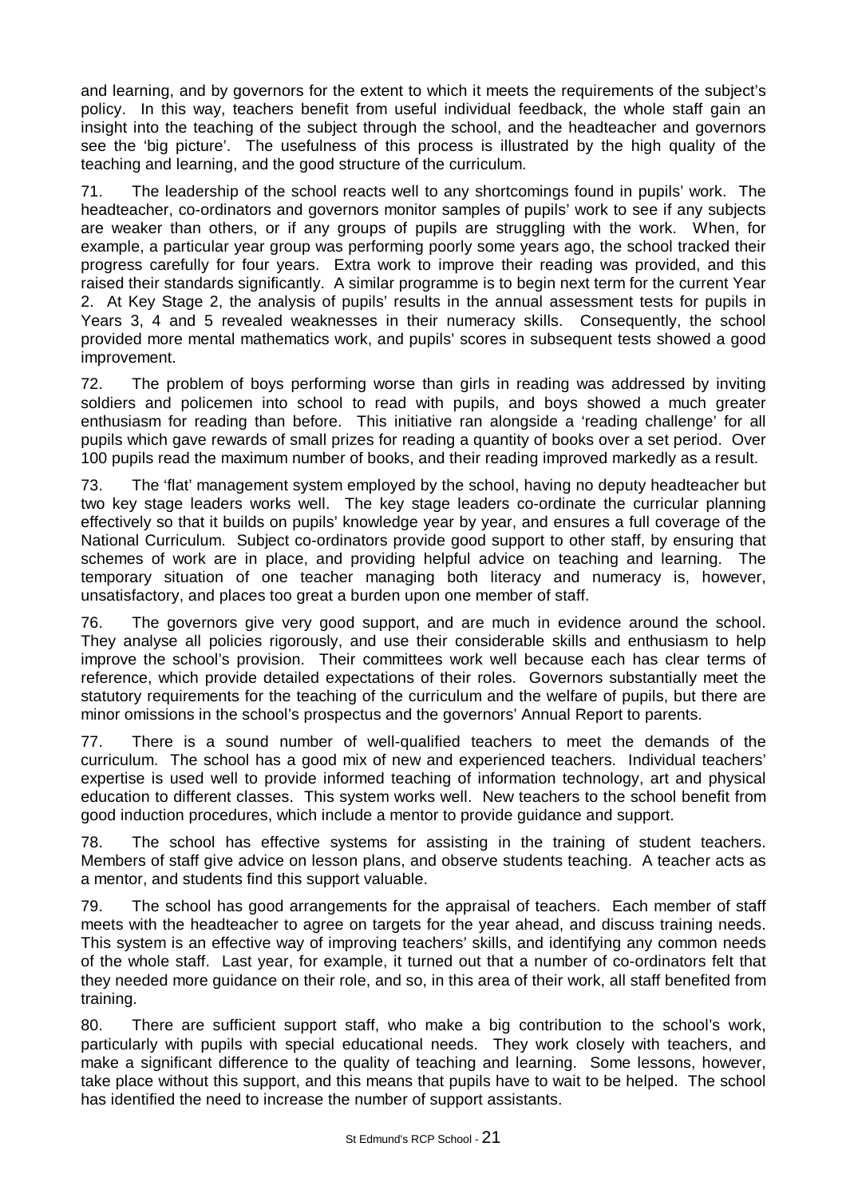and learning, and by governors for the extent to which it meets the requirements of the subject's policy. In this way, teachers benefit from useful individual feedback, the whole staff gain an insight into the teaching of the subject through the school, and the headteacher and governors see the 'big picture'. The usefulness of this process is illustrated by the high quality of the teaching and learning, and the good structure of the curriculum.

71. The leadership of the school reacts well to any shortcomings found in pupils' work. The headteacher, co-ordinators and governors monitor samples of pupils' work to see if any subjects are weaker than others, or if any groups of pupils are struggling with the work. When, for example, a particular year group was performing poorly some years ago, the school tracked their progress carefully for four years. Extra work to improve their reading was provided, and this raised their standards significantly. A similar programme is to begin next term for the current Year 2. At Key Stage 2, the analysis of pupils' results in the annual assessment tests for pupils in Years 3, 4 and 5 revealed weaknesses in their numeracy skills. Consequently, the school provided more mental mathematics work, and pupils' scores in subsequent tests showed a good improvement.

72. The problem of boys performing worse than girls in reading was addressed by inviting soldiers and policemen into school to read with pupils, and boys showed a much greater enthusiasm for reading than before. This initiative ran alongside a 'reading challenge' for all pupils which gave rewards of small prizes for reading a quantity of books over a set period. Over 100 pupils read the maximum number of books, and their reading improved markedly as a result.

73. The 'flat' management system employed by the school, having no deputy headteacher but two key stage leaders works well. The key stage leaders co-ordinate the curricular planning effectively so that it builds on pupils' knowledge year by year, and ensures a full coverage of the National Curriculum. Subject co-ordinators provide good support to other staff, by ensuring that schemes of work are in place, and providing helpful advice on teaching and learning. The temporary situation of one teacher managing both literacy and numeracy is, however, unsatisfactory, and places too great a burden upon one member of staff.

76. The governors give very good support, and are much in evidence around the school. They analyse all policies rigorously, and use their considerable skills and enthusiasm to help improve the school's provision. Their committees work well because each has clear terms of reference, which provide detailed expectations of their roles. Governors substantially meet the statutory requirements for the teaching of the curriculum and the welfare of pupils, but there are minor omissions in the school's prospectus and the governors' Annual Report to parents.

77. There is a sound number of well-qualified teachers to meet the demands of the curriculum. The school has a good mix of new and experienced teachers. Individual teachers' expertise is used well to provide informed teaching of information technology, art and physical education to different classes. This system works well. New teachers to the school benefit from good induction procedures, which include a mentor to provide guidance and support.

78. The school has effective systems for assisting in the training of student teachers. Members of staff give advice on lesson plans, and observe students teaching. A teacher acts as a mentor, and students find this support valuable.

79. The school has good arrangements for the appraisal of teachers. Each member of staff meets with the headteacher to agree on targets for the year ahead, and discuss training needs. This system is an effective way of improving teachers' skills, and identifying any common needs of the whole staff. Last year, for example, it turned out that a number of co-ordinators felt that they needed more guidance on their role, and so, in this area of their work, all staff benefited from training.

80. There are sufficient support staff, who make a big contribution to the school's work, particularly with pupils with special educational needs. They work closely with teachers, and make a significant difference to the quality of teaching and learning. Some lessons, however, take place without this support, and this means that pupils have to wait to be helped. The school has identified the need to increase the number of support assistants.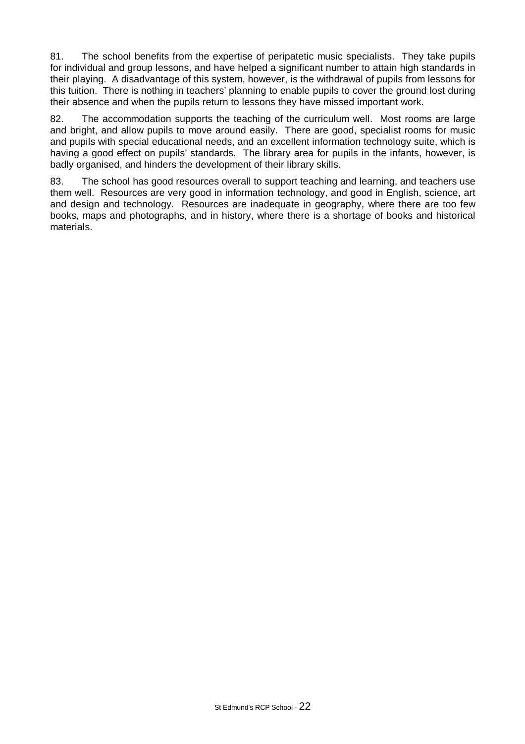81. The school benefits from the expertise of peripatetic music specialists. They take pupils for individual and group lessons, and have helped a significant number to attain high standards in their playing. A disadvantage of this system, however, is the withdrawal of pupils from lessons for this tuition. There is nothing in teachers' planning to enable pupils to cover the ground lost during their absence and when the pupils return to lessons they have missed important work.

82. The accommodation supports the teaching of the curriculum well. Most rooms are large and bright, and allow pupils to move around easily. There are good, specialist rooms for music and pupils with special educational needs, and an excellent information technology suite, which is having a good effect on pupils' standards. The library area for pupils in the infants, however, is badly organised, and hinders the development of their library skills.

83. The school has good resources overall to support teaching and learning, and teachers use them well. Resources are very good in information technology, and good in English, science, art and design and technology. Resources are inadequate in geography, where there are too few books, maps and photographs, and in history, where there is a shortage of books and historical materials.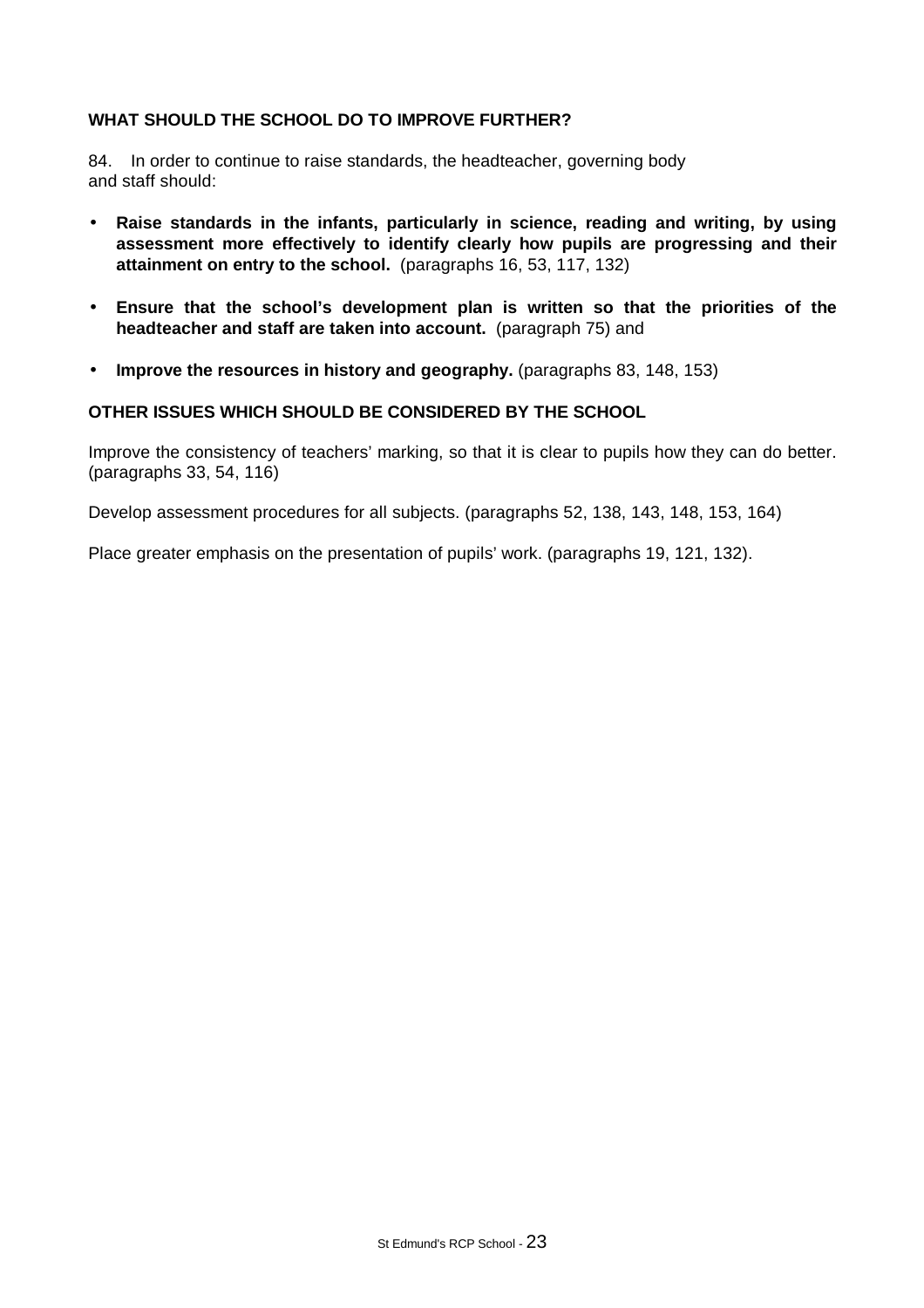## WHAT SHOULD THE SCHOOL DO TO IMPROVE FURTHER?

84. In order to continue to raise standards, the headteacher, governing body and staff should:

- **Raise standards in the infants, particularly in science, reading and writing, by using assessment more effectively to identify clearly how pupils are progressing and their attainment on entry to the school.** (paragraphs 16, 53, 117, 132)
- **Ensure that the school's development plan is written so that the priorities of the headteacher and staff are taken into account.** (paragraph 75) and
- **Improve the resources in history and geography.** (paragraphs 83, 148, 153)

## OTHER ISSUES WHICH SHOULD BE CONSIDERED BY THE SCHOOL

Improve the consistency of teachers' marking, so that it is clear to pupils how they can do better. (paragraphs 33, 54, 116)

Develop assessment procedures for all subjects. (paragraphs 52, 138, 143, 148, 153, 164)

Place greater emphasis on the presentation of pupils' work. (paragraphs 19, 121, 132).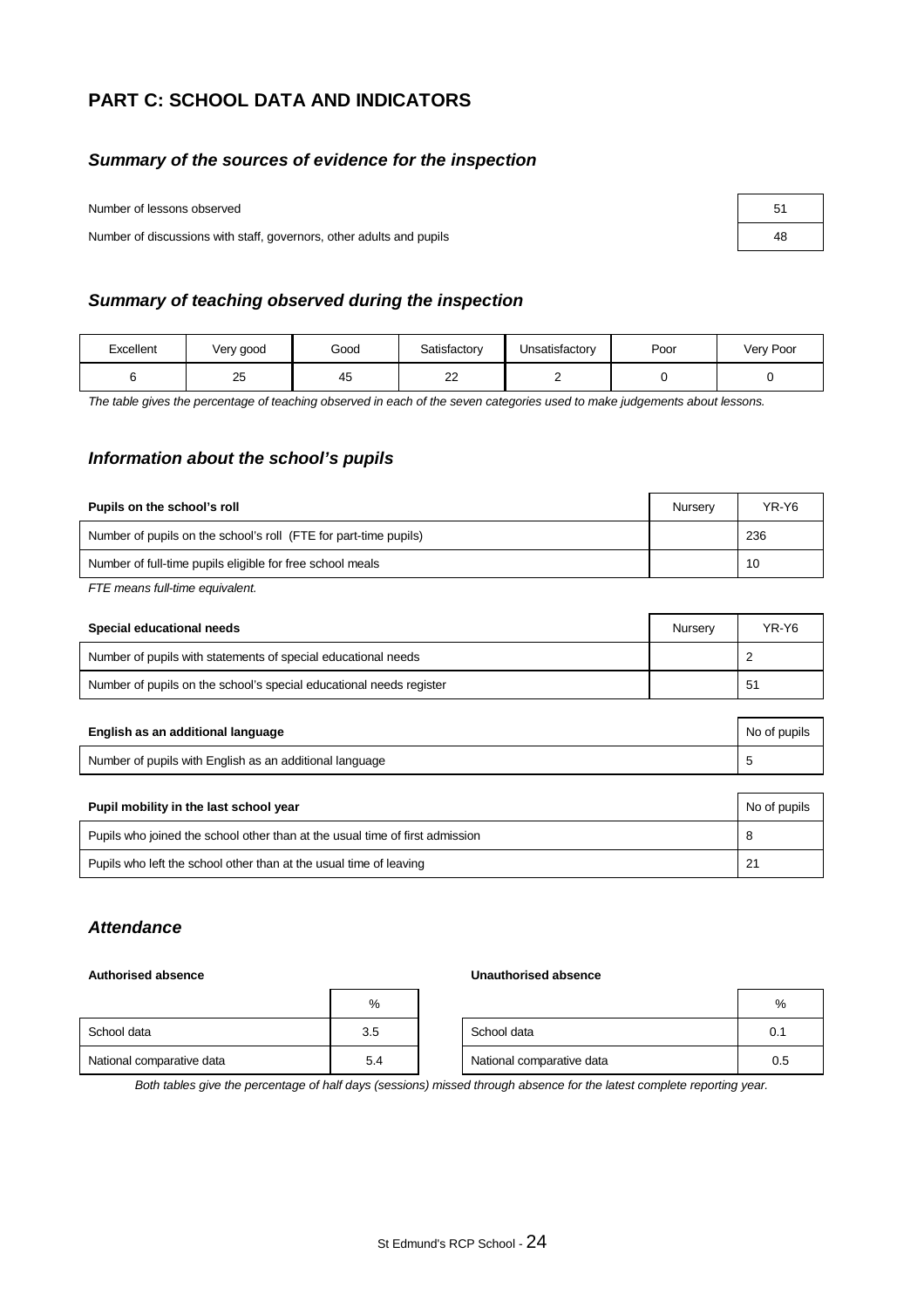# PART C: SCHOOL DATA AND INDICATORS

## *Summary of the sources of evidence for the inspection*

| | |
|---|---|
| Number of lessons observed | 51 |
| Number of discussions with staff, governors, other adults and pupils | 48 |

## *Summary of teaching observed during the inspection*

| Excellent | Very good | Good | Satisfactory | Unsatisfactory | Poor | Very Poor |
|---|---|---|---|---|---|---|
| 6 | 25 | 45 | 22 | 2 | 0 | 0 |

*The table gives the percentage of teaching observed in each of the seven categories used to make judgements about lessons.*

## *Information about the school's pupils*

| **Pupils on the school's roll** | Nursery | YR-Y6 |
|---|---|---|
| Number of pupils on the school's roll (FTE for part-time pupils) | | 236 |
| Number of full-time pupils eligible for free school meals | | 10 |

*FTE means full-time equivalent.*

| **Special educational needs** | Nursery | YR-Y6 |
|---|---|---|
| Number of pupils with statements of special educational needs | | 2 |
| Number of pupils on the school's special educational needs register | | 51 |

| **English as an additional language** | No of pupils |
|---|---|
| Number of pupils with English as an additional language | 5 |

| **Pupil mobility in the last school year** | No of pupils |
|---|---|
| Pupils who joined the school other than at the usual time of first admission | 8 |
| Pupils who left the school other than at the usual time of leaving | 21 |

## *Attendance*

**Authorised absence**

| | % |
|---|---|
| School data | 3.5 |
| National comparative data | 5.4 |

**Unauthorised absence**

| | % |
|---|---|
| School data | 0.1 |
| National comparative data | 0.5 |

*Both tables give the percentage of half days (sessions) missed through absence for the latest complete reporting year.*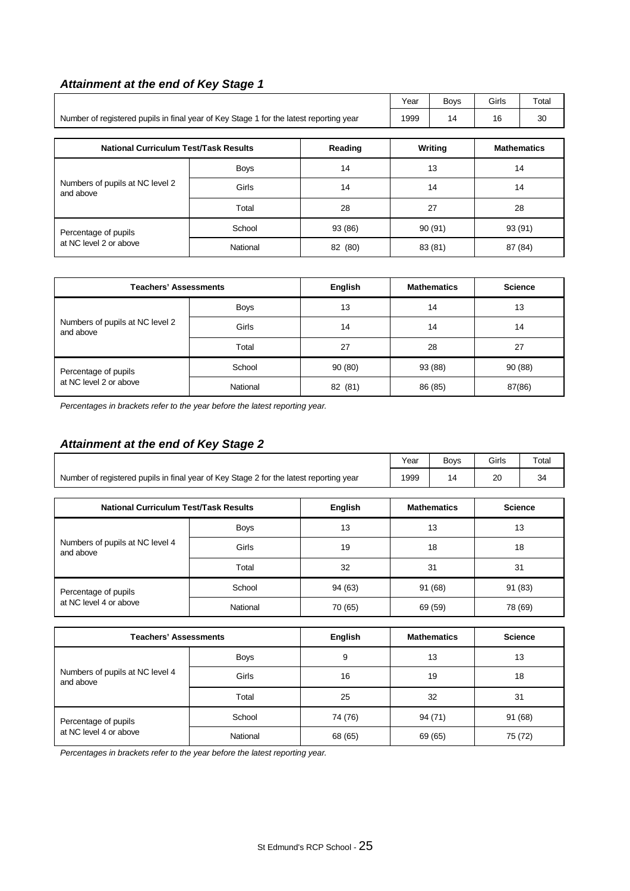### *Attainment at the end of Key Stage 1*

| | Year | Boys | Girls | Total |
|---|---|---|---|---|
| Number of registered pupils in final year of Key Stage 1 for the latest reporting year | 1999 | 14 | 16 | 30 |

| National Curriculum Test/Task Results | | Reading | Writing | Mathematics |
|---|---|---|---|---|
| Numbers of pupils at NC level 2 and above | Boys | 14 | 13 | 14 |
| | Girls | 14 | 14 | 14 |
| | Total | 28 | 27 | 28 |
| Percentage of pupils at NC level 2 or above | School | 93 (86) | 90 (91) | 93 (91) |
| | National | 82 (80) | 83 (81) | 87 (84) |

| Teachers' Assessments | | English | Mathematics | Science |
|---|---|---|---|---|
| Numbers of pupils at NC level 2 and above | Boys | 13 | 14 | 13 |
| | Girls | 14 | 14 | 14 |
| | Total | 27 | 28 | 27 |
| Percentage of pupils at NC level 2 or above | School | 90 (80) | 93 (88) | 90 (88) |
| | National | 82 (81) | 86 (85) | 87(86) |

*Percentages in brackets refer to the year before the latest reporting year.*

### *Attainment at the end of Key Stage 2*

| | Year | Boys | Girls | Total |
|---|---|---|---|---|
| Number of registered pupils in final year of Key Stage 2 for the latest reporting year | 1999 | 14 | 20 | 34 |

| National Curriculum Test/Task Results | | English | Mathematics | Science |
|---|---|---|---|---|
| Numbers of pupils at NC level 4 and above | Boys | 13 | 13 | 13 |
| | Girls | 19 | 18 | 18 |
| | Total | 32 | 31 | 31 |
| Percentage of pupils at NC level 4 or above | School | 94 (63) | 91 (68) | 91 (83) |
| | National | 70 (65) | 69 (59) | 78 (69) |

| Teachers' Assessments | | English | Mathematics | Science |
|---|---|---|---|---|
| Numbers of pupils at NC level 4 and above | Boys | 9 | 13 | 13 |
| | Girls | 16 | 19 | 18 |
| | Total | 25 | 32 | 31 |
| Percentage of pupils at NC level 4 or above | School | 74 (76) | 94 (71) | 91 (68) |
| | National | 68 (65) | 69 (65) | 75 (72) |

*Percentages in brackets refer to the year before the latest reporting year.*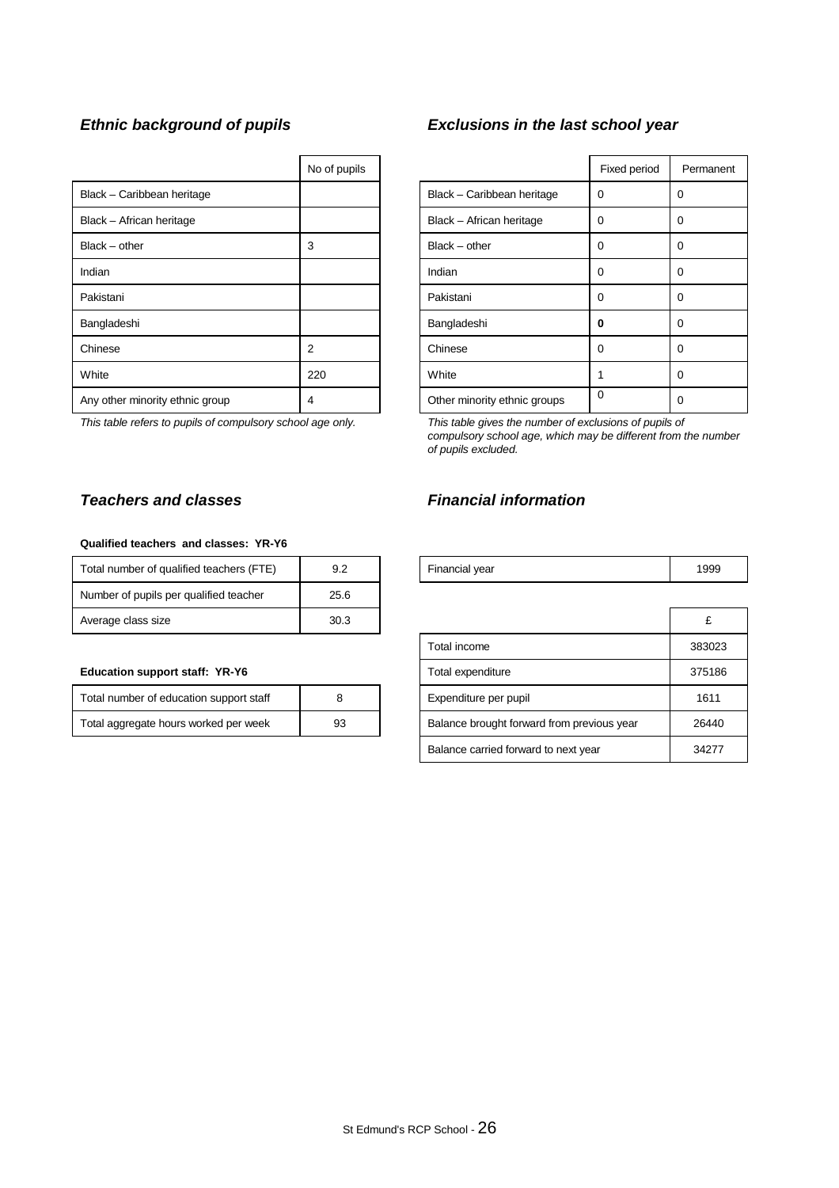### *Ethnic background of pupils*

| | No of pupils |
|---|---|
| Black – Caribbean heritage | |
| Black – African heritage | |
| Black – other | 3 |
| Indian | |
| Pakistani | |
| Bangladeshi | |
| Chinese | 2 |
| White | 220 |
| Any other minority ethnic group | 4 |

*This table refers to pupils of compulsory school age only.*

### *Exclusions in the last school year*

| | Fixed period | Permanent |
|---|---|---|
| Black – Caribbean heritage | 0 | 0 |
| Black – African heritage | 0 | 0 |
| Black – other | 0 | 0 |
| Indian | 0 | 0 |
| Pakistani | 0 | 0 |
| Bangladeshi | **0** | 0 |
| Chinese | 0 | 0 |
| White | 1 | 0 |
| Other minority ethnic groups | 0 | 0 |

*This table gives the number of exclusions of pupils of compulsory school age, which may be different from the number of pupils excluded.*

### *Teachers and classes*

**Qualified teachers and classes: YR-Y6**

| | |
|---|---|
| Total number of qualified teachers (FTE) | 9.2 |
| Number of pupils per qualified teacher | 25.6 |
| Average class size | 30.3 |

**Education support staff: YR-Y6**

| | |
|---|---|
| Total number of education support staff | 8 |
| Total aggregate hours worked per week | 93 |

### *Financial information*

| | |
|---|---|
| Financial year | 1999 |

| | £ |
|---|---|
| Total income | 383023 |
| Total expenditure | 375186 |
| Expenditure per pupil | 1611 |
| Balance brought forward from previous year | 26440 |
| Balance carried forward to next year | 34277 |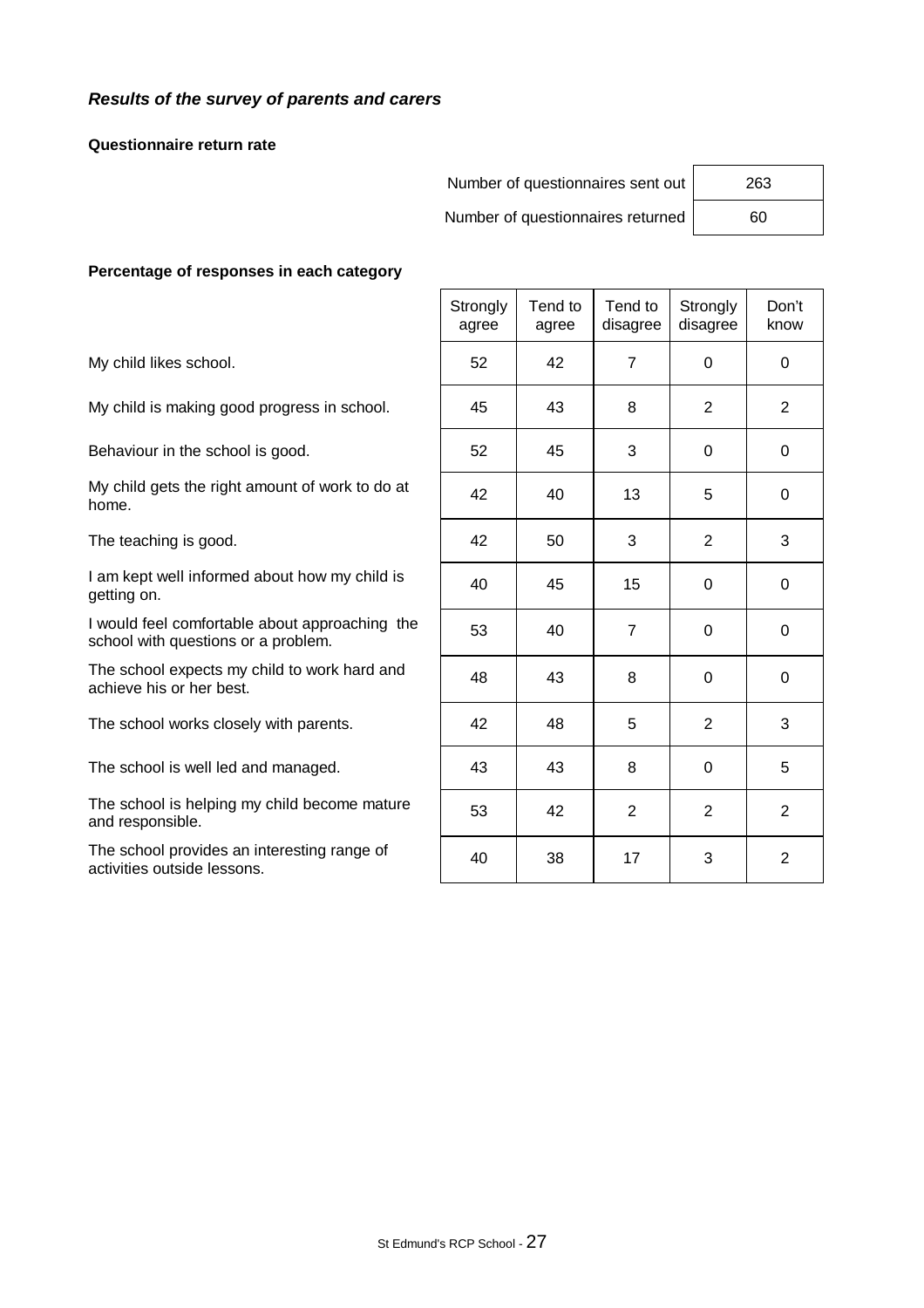### *Results of the survey of parents and carers*

**Questionnaire return rate**

| | |
|---|---|
| Number of questionnaires sent out | 263 |
| Number of questionnaires returned | 60 |

**Percentage of responses in each category**

| | Strongly agree | Tend to agree | Tend to disagree | Strongly disagree | Don't know |
|---|---|---|---|---|---|
| My child likes school. | 52 | 42 | 7 | 0 | 0 |
| My child is making good progress in school. | 45 | 43 | 8 | 2 | 2 |
| Behaviour in the school is good. | 52 | 45 | 3 | 0 | 0 |
| My child gets the right amount of work to do at home. | 42 | 40 | 13 | 5 | 0 |
| The teaching is good. | 42 | 50 | 3 | 2 | 3 |
| I am kept well informed about how my child is getting on. | 40 | 45 | 15 | 0 | 0 |
| I would feel comfortable about approaching the school with questions or a problem. | 53 | 40 | 7 | 0 | 0 |
| The school expects my child to work hard and achieve his or her best. | 48 | 43 | 8 | 0 | 0 |
| The school works closely with parents. | 42 | 48 | 5 | 2 | 3 |
| The school is well led and managed. | 43 | 43 | 8 | 0 | 5 |
| The school is helping my child become mature and responsible. | 53 | 42 | 2 | 2 | 2 |
| The school provides an interesting range of activities outside lessons. | 40 | 38 | 17 | 3 | 2 |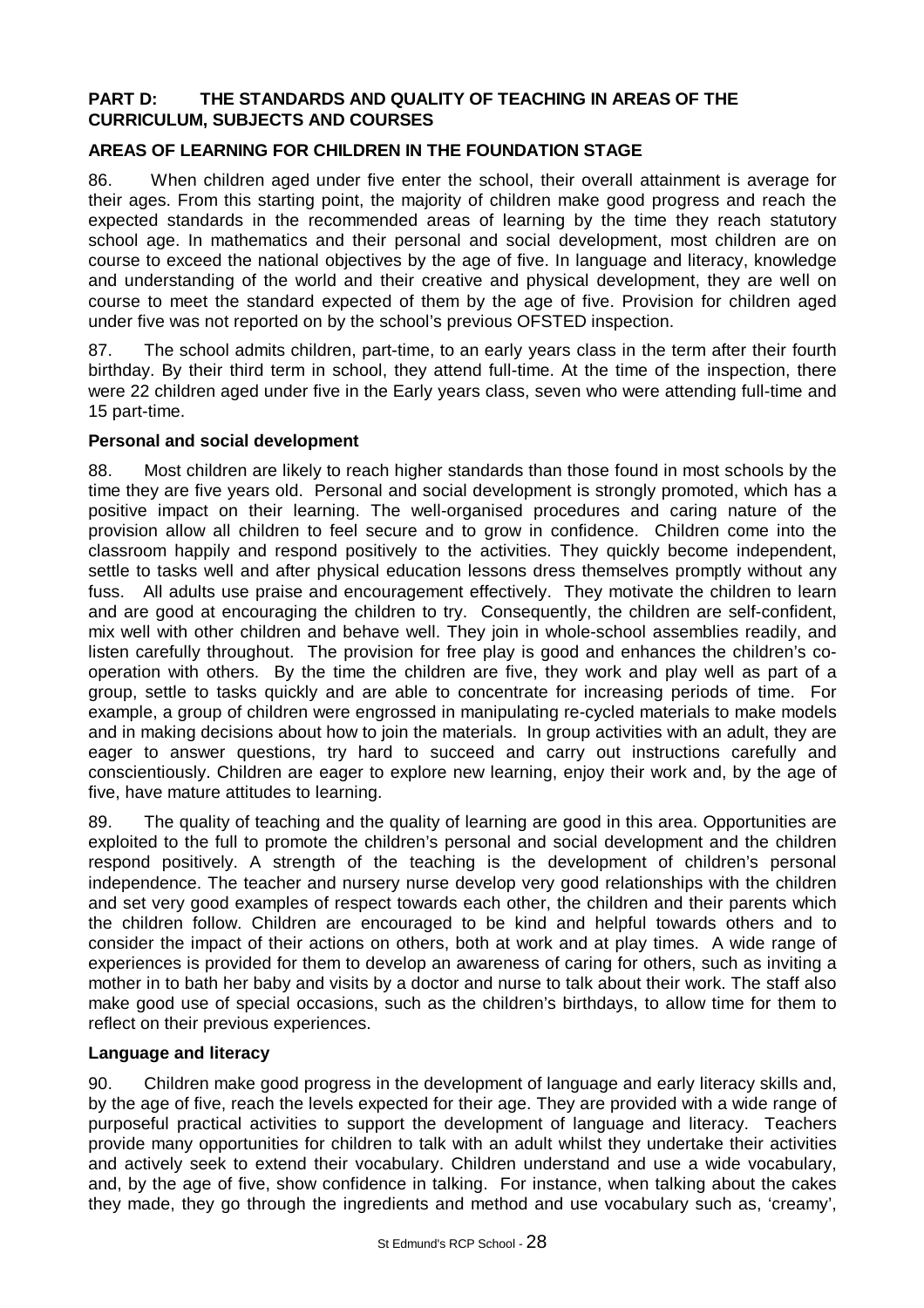## PART D: THE STANDARDS AND QUALITY OF TEACHING IN AREAS OF THE CURRICULUM, SUBJECTS AND COURSES

### AREAS OF LEARNING FOR CHILDREN IN THE FOUNDATION STAGE

86. When children aged under five enter the school, their overall attainment is average for their ages. From this starting point, the majority of children make good progress and reach the expected standards in the recommended areas of learning by the time they reach statutory school age. In mathematics and their personal and social development, most children are on course to exceed the national objectives by the age of five. In language and literacy, knowledge and understanding of the world and their creative and physical development, they are well on course to meet the standard expected of them by the age of five. Provision for children aged under five was not reported on by the school's previous OFSTED inspection.

87. The school admits children, part-time, to an early years class in the term after their fourth birthday. By their third term in school, they attend full-time. At the time of the inspection, there were 22 children aged under five in the Early years class, seven who were attending full-time and 15 part-time.

#### Personal and social development

88. Most children are likely to reach higher standards than those found in most schools by the time they are five years old. Personal and social development is strongly promoted, which has a positive impact on their learning. The well-organised procedures and caring nature of the provision allow all children to feel secure and to grow in confidence. Children come into the classroom happily and respond positively to the activities. They quickly become independent, settle to tasks well and after physical education lessons dress themselves promptly without any fuss. All adults use praise and encouragement effectively. They motivate the children to learn and are good at encouraging the children to try. Consequently, the children are self-confident, mix well with other children and behave well. They join in whole-school assemblies readily, and listen carefully throughout. The provision for free play is good and enhances the children's co-operation with others. By the time the children are five, they work and play well as part of a group, settle to tasks quickly and are able to concentrate for increasing periods of time. For example, a group of children were engrossed in manipulating re-cycled materials to make models and in making decisions about how to join the materials. In group activities with an adult, they are eager to answer questions, try hard to succeed and carry out instructions carefully and conscientiously. Children are eager to explore new learning, enjoy their work and, by the age of five, have mature attitudes to learning.

89. The quality of teaching and the quality of learning are good in this area. Opportunities are exploited to the full to promote the children's personal and social development and the children respond positively. A strength of the teaching is the development of children's personal independence. The teacher and nursery nurse develop very good relationships with the children and set very good examples of respect towards each other, the children and their parents which the children follow. Children are encouraged to be kind and helpful towards others and to consider the impact of their actions on others, both at work and at play times. A wide range of experiences is provided for them to develop an awareness of caring for others, such as inviting a mother in to bath her baby and visits by a doctor and nurse to talk about their work. The staff also make good use of special occasions, such as the children's birthdays, to allow time for them to reflect on their previous experiences.

#### Language and literacy

90. Children make good progress in the development of language and early literacy skills and, by the age of five, reach the levels expected for their age. They are provided with a wide range of purposeful practical activities to support the development of language and literacy. Teachers provide many opportunities for children to talk with an adult whilst they undertake their activities and actively seek to extend their vocabulary. Children understand and use a wide vocabulary, and, by the age of five, show confidence in talking. For instance, when talking about the cakes they made, they go through the ingredients and method and use vocabulary such as, 'creamy',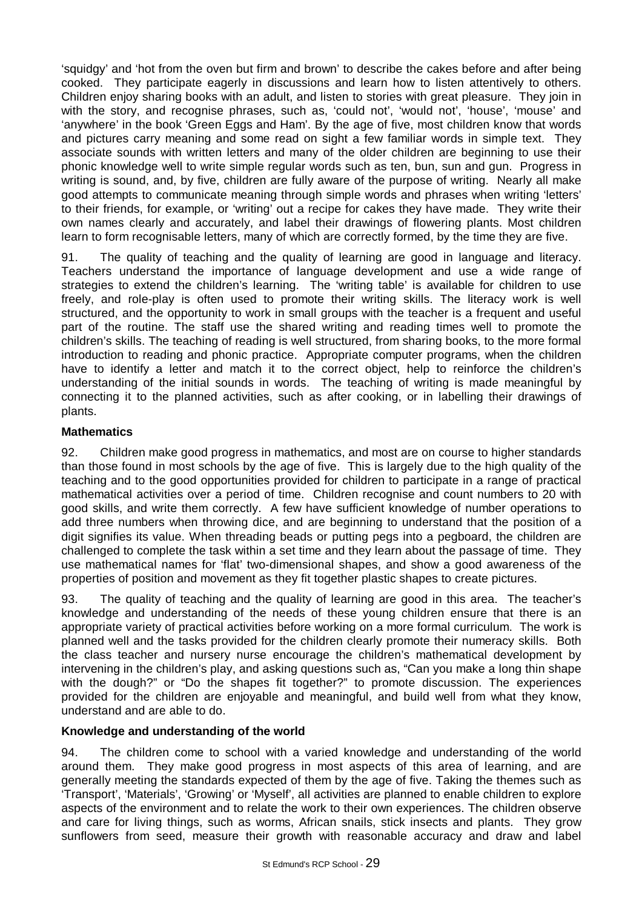'squidgy' and 'hot from the oven but firm and brown' to describe the cakes before and after being cooked. They participate eagerly in discussions and learn how to listen attentively to others. Children enjoy sharing books with an adult, and listen to stories with great pleasure. They join in with the story, and recognise phrases, such as, 'could not', 'would not', 'house', 'mouse' and 'anywhere' in the book 'Green Eggs and Ham'. By the age of five, most children know that words and pictures carry meaning and some read on sight a few familiar words in simple text. They associate sounds with written letters and many of the older children are beginning to use their phonic knowledge well to write simple regular words such as ten, bun, sun and gun. Progress in writing is sound, and, by five, children are fully aware of the purpose of writing. Nearly all make good attempts to communicate meaning through simple words and phrases when writing 'letters' to their friends, for example, or 'writing' out a recipe for cakes they have made. They write their own names clearly and accurately, and label their drawings of flowering plants. Most children learn to form recognisable letters, many of which are correctly formed, by the time they are five.

91. The quality of teaching and the quality of learning are good in language and literacy. Teachers understand the importance of language development and use a wide range of strategies to extend the children's learning. The 'writing table' is available for children to use freely, and role-play is often used to promote their writing skills. The literacy work is well structured, and the opportunity to work in small groups with the teacher is a frequent and useful part of the routine. The staff use the shared writing and reading times well to promote the children's skills. The teaching of reading is well structured, from sharing books, to the more formal introduction to reading and phonic practice. Appropriate computer programs, when the children have to identify a letter and match it to the correct object, help to reinforce the children's understanding of the initial sounds in words. The teaching of writing is made meaningful by connecting it to the planned activities, such as after cooking, or in labelling their drawings of plants.

**Mathematics**

92. Children make good progress in mathematics, and most are on course to higher standards than those found in most schools by the age of five. This is largely due to the high quality of the teaching and to the good opportunities provided for children to participate in a range of practical mathematical activities over a period of time. Children recognise and count numbers to 20 with good skills, and write them correctly. A few have sufficient knowledge of number operations to add three numbers when throwing dice, and are beginning to understand that the position of a digit signifies its value. When threading beads or putting pegs into a pegboard, the children are challenged to complete the task within a set time and they learn about the passage of time. They use mathematical names for 'flat' two-dimensional shapes, and show a good awareness of the properties of position and movement as they fit together plastic shapes to create pictures.

93. The quality of teaching and the quality of learning are good in this area. The teacher's knowledge and understanding of the needs of these young children ensure that there is an appropriate variety of practical activities before working on a more formal curriculum. The work is planned well and the tasks provided for the children clearly promote their numeracy skills. Both the class teacher and nursery nurse encourage the children's mathematical development by intervening in the children's play, and asking questions such as, "Can you make a long thin shape with the dough?" or "Do the shapes fit together?" to promote discussion. The experiences provided for the children are enjoyable and meaningful, and build well from what they know, understand and are able to do.

**Knowledge and understanding of the world**

94. The children come to school with a varied knowledge and understanding of the world around them. They make good progress in most aspects of this area of learning, and are generally meeting the standards expected of them by the age of five. Taking the themes such as 'Transport', 'Materials', 'Growing' or 'Myself', all activities are planned to enable children to explore aspects of the environment and to relate the work to their own experiences. The children observe and care for living things, such as worms, African snails, stick insects and plants. They grow sunflowers from seed, measure their growth with reasonable accuracy and draw and label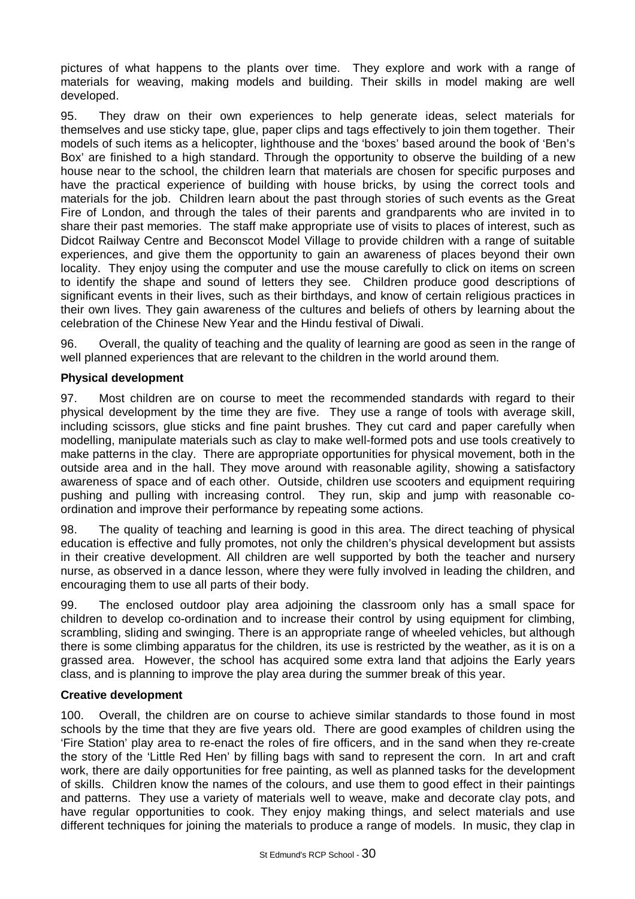pictures of what happens to the plants over time. They explore and work with a range of materials for weaving, making models and building. Their skills in model making are well developed.

95. They draw on their own experiences to help generate ideas, select materials for themselves and use sticky tape, glue, paper clips and tags effectively to join them together. Their models of such items as a helicopter, lighthouse and the 'boxes' based around the book of 'Ben's Box' are finished to a high standard. Through the opportunity to observe the building of a new house near to the school, the children learn that materials are chosen for specific purposes and have the practical experience of building with house bricks, by using the correct tools and materials for the job. Children learn about the past through stories of such events as the Great Fire of London, and through the tales of their parents and grandparents who are invited in to share their past memories. The staff make appropriate use of visits to places of interest, such as Didcot Railway Centre and Beconscot Model Village to provide children with a range of suitable experiences, and give them the opportunity to gain an awareness of places beyond their own locality. They enjoy using the computer and use the mouse carefully to click on items on screen to identify the shape and sound of letters they see. Children produce good descriptions of significant events in their lives, such as their birthdays, and know of certain religious practices in their own lives. They gain awareness of the cultures and beliefs of others by learning about the celebration of the Chinese New Year and the Hindu festival of Diwali.

96. Overall, the quality of teaching and the quality of learning are good as seen in the range of well planned experiences that are relevant to the children in the world around them.

**Physical development**

97. Most children are on course to meet the recommended standards with regard to their physical development by the time they are five. They use a range of tools with average skill, including scissors, glue sticks and fine paint brushes. They cut card and paper carefully when modelling, manipulate materials such as clay to make well-formed pots and use tools creatively to make patterns in the clay. There are appropriate opportunities for physical movement, both in the outside area and in the hall. They move around with reasonable agility, showing a satisfactory awareness of space and of each other. Outside, children use scooters and equipment requiring pushing and pulling with increasing control. They run, skip and jump with reasonable co-ordination and improve their performance by repeating some actions.

98. The quality of teaching and learning is good in this area. The direct teaching of physical education is effective and fully promotes, not only the children's physical development but assists in their creative development. All children are well supported by both the teacher and nursery nurse, as observed in a dance lesson, where they were fully involved in leading the children, and encouraging them to use all parts of their body.

99. The enclosed outdoor play area adjoining the classroom only has a small space for children to develop co-ordination and to increase their control by using equipment for climbing, scrambling, sliding and swinging. There is an appropriate range of wheeled vehicles, but although there is some climbing apparatus for the children, its use is restricted by the weather, as it is on a grassed area. However, the school has acquired some extra land that adjoins the Early years class, and is planning to improve the play area during the summer break of this year.

**Creative development**

100. Overall, the children are on course to achieve similar standards to those found in most schools by the time that they are five years old. There are good examples of children using the 'Fire Station' play area to re-enact the roles of fire officers, and in the sand when they re-create the story of the 'Little Red Hen' by filling bags with sand to represent the corn. In art and craft work, there are daily opportunities for free painting, as well as planned tasks for the development of skills. Children know the names of the colours, and use them to good effect in their paintings and patterns. They use a variety of materials well to weave, make and decorate clay pots, and have regular opportunities to cook. They enjoy making things, and select materials and use different techniques for joining the materials to produce a range of models. In music, they clap in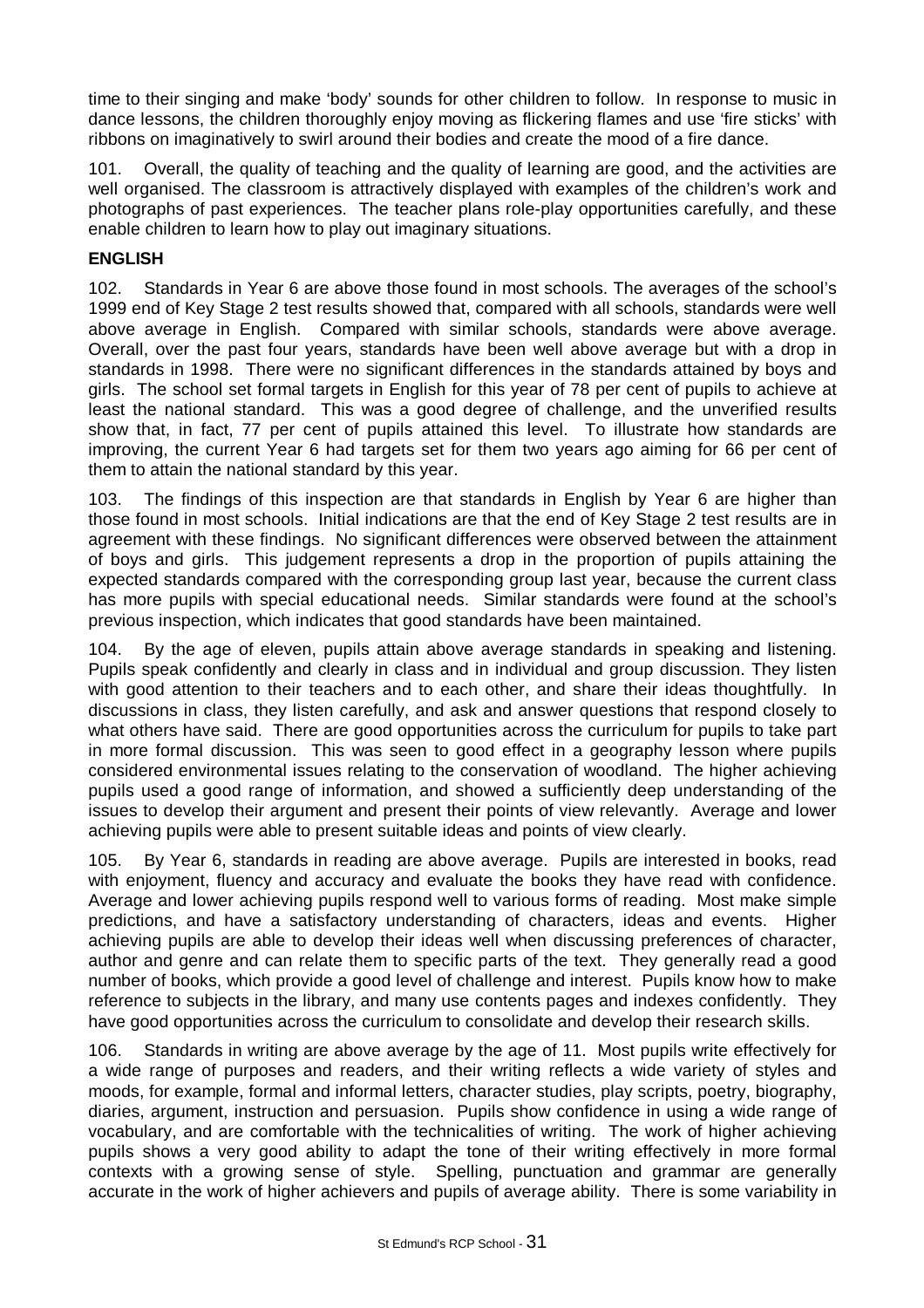time to their singing and make 'body' sounds for other children to follow. In response to music in dance lessons, the children thoroughly enjoy moving as flickering flames and use 'fire sticks' with ribbons on imaginatively to swirl around their bodies and create the mood of a fire dance.

101. Overall, the quality of teaching and the quality of learning are good, and the activities are well organised. The classroom is attractively displayed with examples of the children's work and photographs of past experiences. The teacher plans role-play opportunities carefully, and these enable children to learn how to play out imaginary situations.

## ENGLISH

102. Standards in Year 6 are above those found in most schools. The averages of the school's 1999 end of Key Stage 2 test results showed that, compared with all schools, standards were well above average in English. Compared with similar schools, standards were above average. Overall, over the past four years, standards have been well above average but with a drop in standards in 1998. There were no significant differences in the standards attained by boys and girls. The school set formal targets in English for this year of 78 per cent of pupils to achieve at least the national standard. This was a good degree of challenge, and the unverified results show that, in fact, 77 per cent of pupils attained this level. To illustrate how standards are improving, the current Year 6 had targets set for them two years ago aiming for 66 per cent of them to attain the national standard by this year.

103. The findings of this inspection are that standards in English by Year 6 are higher than those found in most schools. Initial indications are that the end of Key Stage 2 test results are in agreement with these findings. No significant differences were observed between the attainment of boys and girls. This judgement represents a drop in the proportion of pupils attaining the expected standards compared with the corresponding group last year, because the current class has more pupils with special educational needs. Similar standards were found at the school's previous inspection, which indicates that good standards have been maintained.

104. By the age of eleven, pupils attain above average standards in speaking and listening. Pupils speak confidently and clearly in class and in individual and group discussion. They listen with good attention to their teachers and to each other, and share their ideas thoughtfully. In discussions in class, they listen carefully, and ask and answer questions that respond closely to what others have said. There are good opportunities across the curriculum for pupils to take part in more formal discussion. This was seen to good effect in a geography lesson where pupils considered environmental issues relating to the conservation of woodland. The higher achieving pupils used a good range of information, and showed a sufficiently deep understanding of the issues to develop their argument and present their points of view relevantly. Average and lower achieving pupils were able to present suitable ideas and points of view clearly.

105. By Year 6, standards in reading are above average. Pupils are interested in books, read with enjoyment, fluency and accuracy and evaluate the books they have read with confidence. Average and lower achieving pupils respond well to various forms of reading. Most make simple predictions, and have a satisfactory understanding of characters, ideas and events. Higher achieving pupils are able to develop their ideas well when discussing preferences of character, author and genre and can relate them to specific parts of the text. They generally read a good number of books, which provide a good level of challenge and interest. Pupils know how to make reference to subjects in the library, and many use contents pages and indexes confidently. They have good opportunities across the curriculum to consolidate and develop their research skills.

106. Standards in writing are above average by the age of 11. Most pupils write effectively for a wide range of purposes and readers, and their writing reflects a wide variety of styles and moods, for example, formal and informal letters, character studies, play scripts, poetry, biography, diaries, argument, instruction and persuasion. Pupils show confidence in using a wide range of vocabulary, and are comfortable with the technicalities of writing. The work of higher achieving pupils shows a very good ability to adapt the tone of their writing effectively in more formal contexts with a growing sense of style. Spelling, punctuation and grammar are generally accurate in the work of higher achievers and pupils of average ability. There is some variability in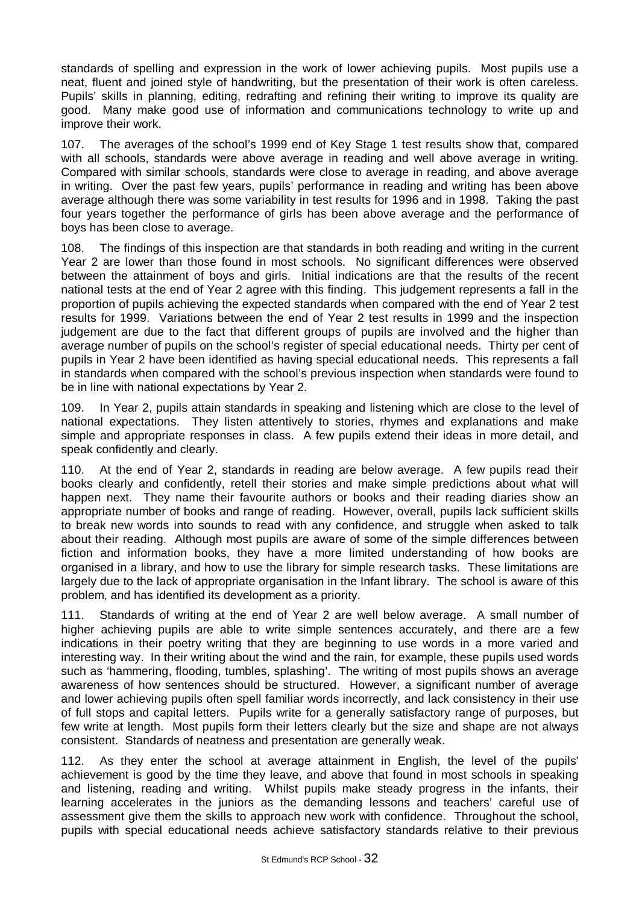standards of spelling and expression in the work of lower achieving pupils. Most pupils use a neat, fluent and joined style of handwriting, but the presentation of their work is often careless. Pupils' skills in planning, editing, redrafting and refining their writing to improve its quality are good. Many make good use of information and communications technology to write up and improve their work.

107. The averages of the school's 1999 end of Key Stage 1 test results show that, compared with all schools, standards were above average in reading and well above average in writing. Compared with similar schools, standards were close to average in reading, and above average in writing. Over the past few years, pupils' performance in reading and writing has been above average although there was some variability in test results for 1996 and in 1998. Taking the past four years together the performance of girls has been above average and the performance of boys has been close to average.

108. The findings of this inspection are that standards in both reading and writing in the current Year 2 are lower than those found in most schools. No significant differences were observed between the attainment of boys and girls. Initial indications are that the results of the recent national tests at the end of Year 2 agree with this finding. This judgement represents a fall in the proportion of pupils achieving the expected standards when compared with the end of Year 2 test results for 1999. Variations between the end of Year 2 test results in 1999 and the inspection judgement are due to the fact that different groups of pupils are involved and the higher than average number of pupils on the school's register of special educational needs. Thirty per cent of pupils in Year 2 have been identified as having special educational needs. This represents a fall in standards when compared with the school's previous inspection when standards were found to be in line with national expectations by Year 2.

109. In Year 2, pupils attain standards in speaking and listening which are close to the level of national expectations. They listen attentively to stories, rhymes and explanations and make simple and appropriate responses in class. A few pupils extend their ideas in more detail, and speak confidently and clearly.

110. At the end of Year 2, standards in reading are below average. A few pupils read their books clearly and confidently, retell their stories and make simple predictions about what will happen next. They name their favourite authors or books and their reading diaries show an appropriate number of books and range of reading. However, overall, pupils lack sufficient skills to break new words into sounds to read with any confidence, and struggle when asked to talk about their reading. Although most pupils are aware of some of the simple differences between fiction and information books, they have a more limited understanding of how books are organised in a library, and how to use the library for simple research tasks. These limitations are largely due to the lack of appropriate organisation in the Infant library. The school is aware of this problem, and has identified its development as a priority.

111. Standards of writing at the end of Year 2 are well below average. A small number of higher achieving pupils are able to write simple sentences accurately, and there are a few indications in their poetry writing that they are beginning to use words in a more varied and interesting way. In their writing about the wind and the rain, for example, these pupils used words such as 'hammering, flooding, tumbles, splashing'. The writing of most pupils shows an average awareness of how sentences should be structured. However, a significant number of average and lower achieving pupils often spell familiar words incorrectly, and lack consistency in their use of full stops and capital letters. Pupils write for a generally satisfactory range of purposes, but few write at length. Most pupils form their letters clearly but the size and shape are not always consistent. Standards of neatness and presentation are generally weak.

112. As they enter the school at average attainment in English, the level of the pupils' achievement is good by the time they leave, and above that found in most schools in speaking and listening, reading and writing. Whilst pupils make steady progress in the infants, their learning accelerates in the juniors as the demanding lessons and teachers' careful use of assessment give them the skills to approach new work with confidence. Throughout the school, pupils with special educational needs achieve satisfactory standards relative to their previous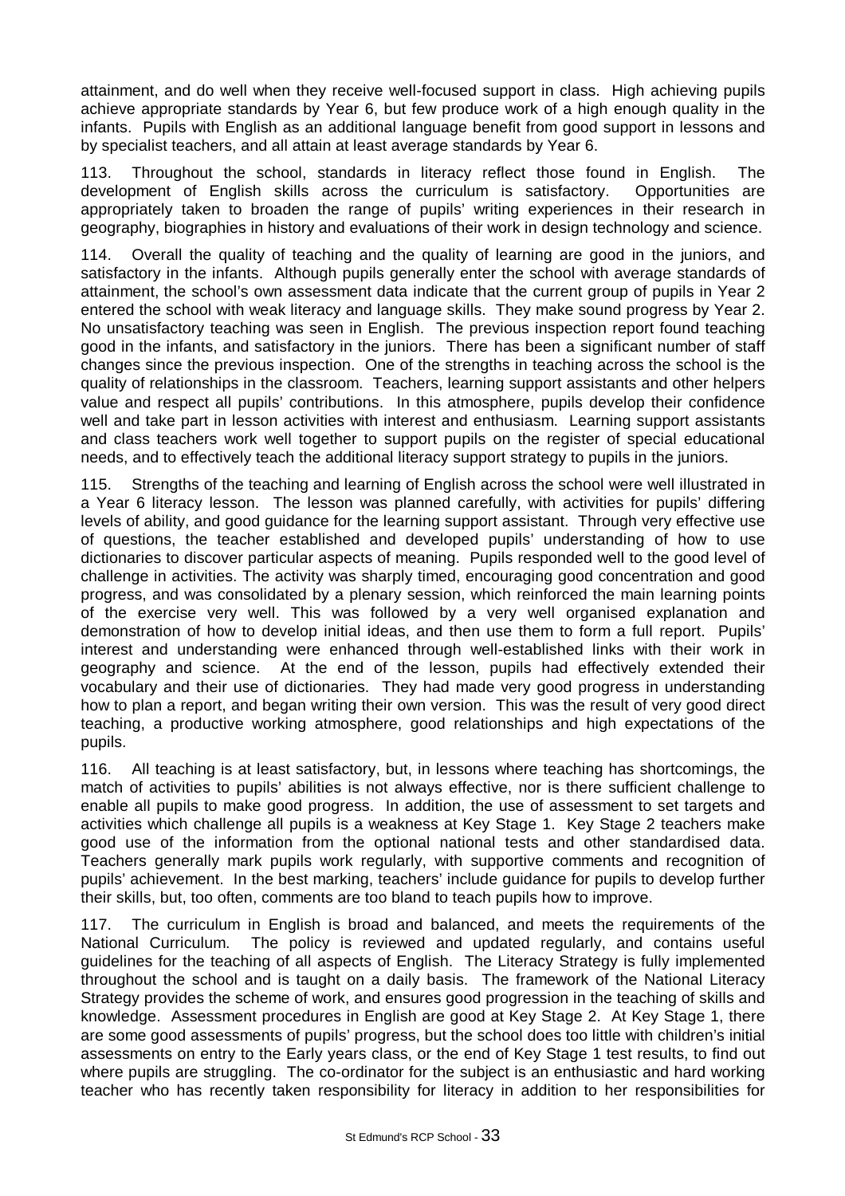attainment, and do well when they receive well-focused support in class. High achieving pupils achieve appropriate standards by Year 6, but few produce work of a high enough quality in the infants. Pupils with English as an additional language benefit from good support in lessons and by specialist teachers, and all attain at least average standards by Year 6.

113. Throughout the school, standards in literacy reflect those found in English. The development of English skills across the curriculum is satisfactory. Opportunities are appropriately taken to broaden the range of pupils' writing experiences in their research in geography, biographies in history and evaluations of their work in design technology and science.

114. Overall the quality of teaching and the quality of learning are good in the juniors, and satisfactory in the infants. Although pupils generally enter the school with average standards of attainment, the school's own assessment data indicate that the current group of pupils in Year 2 entered the school with weak literacy and language skills. They make sound progress by Year 2. No unsatisfactory teaching was seen in English. The previous inspection report found teaching good in the infants, and satisfactory in the juniors. There has been a significant number of staff changes since the previous inspection. One of the strengths in teaching across the school is the quality of relationships in the classroom. Teachers, learning support assistants and other helpers value and respect all pupils' contributions. In this atmosphere, pupils develop their confidence well and take part in lesson activities with interest and enthusiasm. Learning support assistants and class teachers work well together to support pupils on the register of special educational needs, and to effectively teach the additional literacy support strategy to pupils in the juniors.

115. Strengths of the teaching and learning of English across the school were well illustrated in a Year 6 literacy lesson. The lesson was planned carefully, with activities for pupils' differing levels of ability, and good guidance for the learning support assistant. Through very effective use of questions, the teacher established and developed pupils' understanding of how to use dictionaries to discover particular aspects of meaning. Pupils responded well to the good level of challenge in activities. The activity was sharply timed, encouraging good concentration and good progress, and was consolidated by a plenary session, which reinforced the main learning points of the exercise very well. This was followed by a very well organised explanation and demonstration of how to develop initial ideas, and then use them to form a full report. Pupils' interest and understanding were enhanced through well-established links with their work in geography and science. At the end of the lesson, pupils had effectively extended their vocabulary and their use of dictionaries. They had made very good progress in understanding how to plan a report, and began writing their own version. This was the result of very good direct teaching, a productive working atmosphere, good relationships and high expectations of the pupils.

116. All teaching is at least satisfactory, but, in lessons where teaching has shortcomings, the match of activities to pupils' abilities is not always effective, nor is there sufficient challenge to enable all pupils to make good progress. In addition, the use of assessment to set targets and activities which challenge all pupils is a weakness at Key Stage 1. Key Stage 2 teachers make good use of the information from the optional national tests and other standardised data. Teachers generally mark pupils work regularly, with supportive comments and recognition of pupils' achievement. In the best marking, teachers' include guidance for pupils to develop further their skills, but, too often, comments are too bland to teach pupils how to improve.

117. The curriculum in English is broad and balanced, and meets the requirements of the National Curriculum. The policy is reviewed and updated regularly, and contains useful guidelines for the teaching of all aspects of English. The Literacy Strategy is fully implemented throughout the school and is taught on a daily basis. The framework of the National Literacy Strategy provides the scheme of work, and ensures good progression in the teaching of skills and knowledge. Assessment procedures in English are good at Key Stage 2. At Key Stage 1, there are some good assessments of pupils' progress, but the school does too little with children's initial assessments on entry to the Early years class, or the end of Key Stage 1 test results, to find out where pupils are struggling. The co-ordinator for the subject is an enthusiastic and hard working teacher who has recently taken responsibility for literacy in addition to her responsibilities for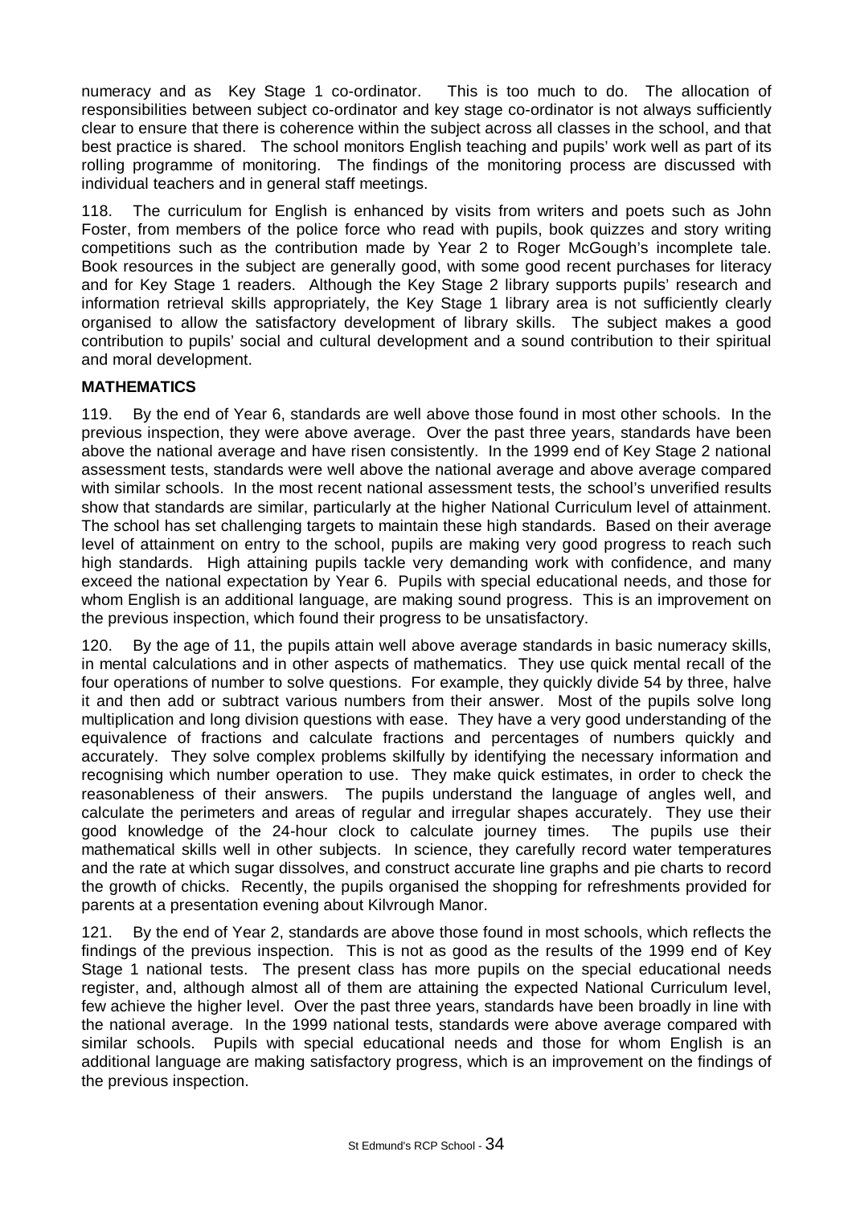numeracy and as Key Stage 1 co-ordinator. This is too much to do. The allocation of responsibilities between subject co-ordinator and key stage co-ordinator is not always sufficiently clear to ensure that there is coherence within the subject across all classes in the school, and that best practice is shared. The school monitors English teaching and pupils' work well as part of its rolling programme of monitoring. The findings of the monitoring process are discussed with individual teachers and in general staff meetings.

118. The curriculum for English is enhanced by visits from writers and poets such as John Foster, from members of the police force who read with pupils, book quizzes and story writing competitions such as the contribution made by Year 2 to Roger McGough's incomplete tale. Book resources in the subject are generally good, with some good recent purchases for literacy and for Key Stage 1 readers. Although the Key Stage 2 library supports pupils' research and information retrieval skills appropriately, the Key Stage 1 library area is not sufficiently clearly organised to allow the satisfactory development of library skills. The subject makes a good contribution to pupils' social and cultural development and a sound contribution to their spiritual and moral development.

**MATHEMATICS**

119. By the end of Year 6, standards are well above those found in most other schools. In the previous inspection, they were above average. Over the past three years, standards have been above the national average and have risen consistently. In the 1999 end of Key Stage 2 national assessment tests, standards were well above the national average and above average compared with similar schools. In the most recent national assessment tests, the school's unverified results show that standards are similar, particularly at the higher National Curriculum level of attainment. The school has set challenging targets to maintain these high standards. Based on their average level of attainment on entry to the school, pupils are making very good progress to reach such high standards. High attaining pupils tackle very demanding work with confidence, and many exceed the national expectation by Year 6. Pupils with special educational needs, and those for whom English is an additional language, are making sound progress. This is an improvement on the previous inspection, which found their progress to be unsatisfactory.

120. By the age of 11, the pupils attain well above average standards in basic numeracy skills, in mental calculations and in other aspects of mathematics. They use quick mental recall of the four operations of number to solve questions. For example, they quickly divide 54 by three, halve it and then add or subtract various numbers from their answer. Most of the pupils solve long multiplication and long division questions with ease. They have a very good understanding of the equivalence of fractions and calculate fractions and percentages of numbers quickly and accurately. They solve complex problems skilfully by identifying the necessary information and recognising which number operation to use. They make quick estimates, in order to check the reasonableness of their answers. The pupils understand the language of angles well, and calculate the perimeters and areas of regular and irregular shapes accurately. They use their good knowledge of the 24-hour clock to calculate journey times. The pupils use their mathematical skills well in other subjects. In science, they carefully record water temperatures and the rate at which sugar dissolves, and construct accurate line graphs and pie charts to record the growth of chicks. Recently, the pupils organised the shopping for refreshments provided for parents at a presentation evening about Kilvrough Manor.

121. By the end of Year 2, standards are above those found in most schools, which reflects the findings of the previous inspection. This is not as good as the results of the 1999 end of Key Stage 1 national tests. The present class has more pupils on the special educational needs register, and, although almost all of them are attaining the expected National Curriculum level, few achieve the higher level. Over the past three years, standards have been broadly in line with the national average. In the 1999 national tests, standards were above average compared with similar schools. Pupils with special educational needs and those for whom English is an additional language are making satisfactory progress, which is an improvement on the findings of the previous inspection.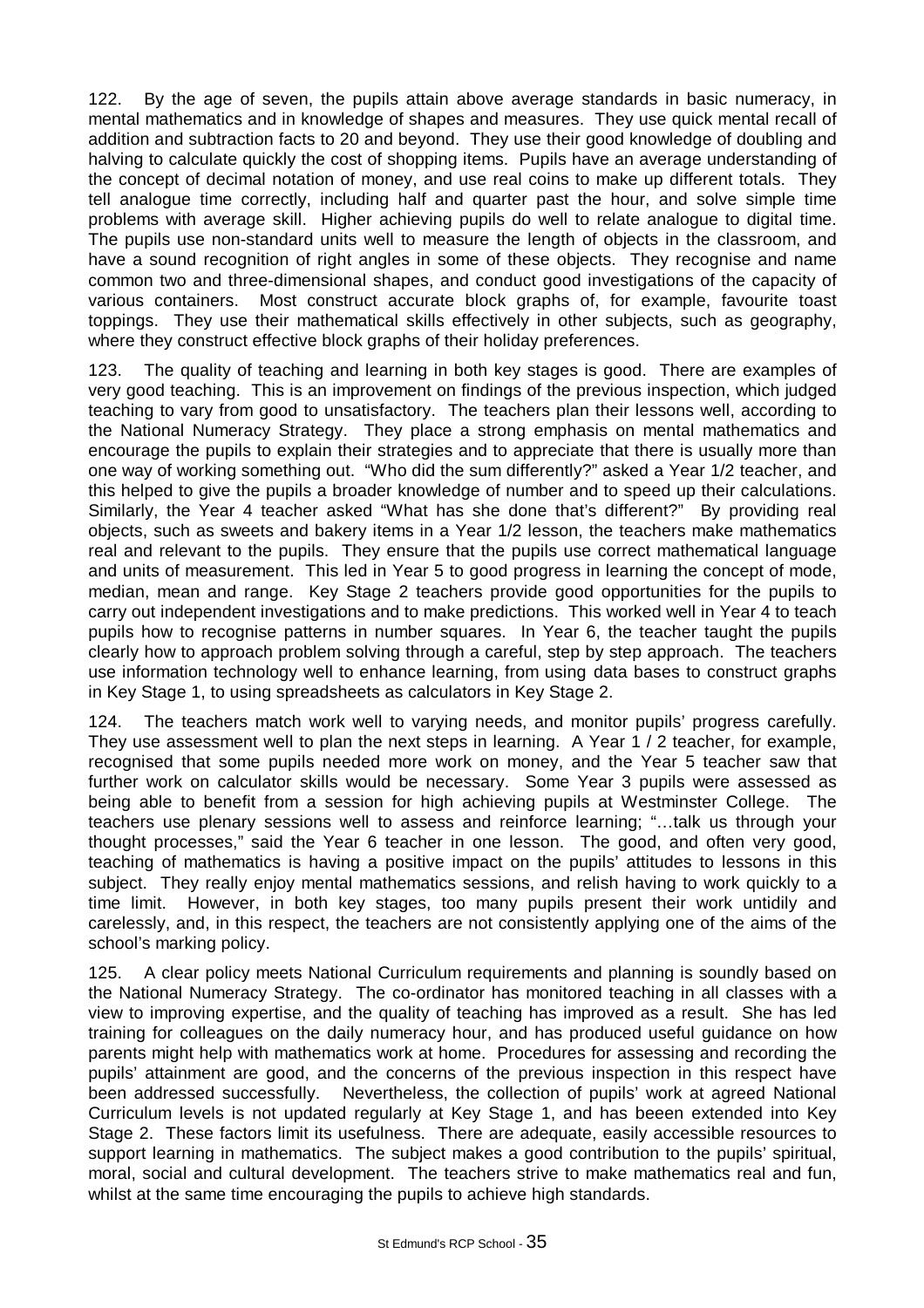122. By the age of seven, the pupils attain above average standards in basic numeracy, in mental mathematics and in knowledge of shapes and measures. They use quick mental recall of addition and subtraction facts to 20 and beyond. They use their good knowledge of doubling and halving to calculate quickly the cost of shopping items. Pupils have an average understanding of the concept of decimal notation of money, and use real coins to make up different totals. They tell analogue time correctly, including half and quarter past the hour, and solve simple time problems with average skill. Higher achieving pupils do well to relate analogue to digital time. The pupils use non-standard units well to measure the length of objects in the classroom, and have a sound recognition of right angles in some of these objects. They recognise and name common two and three-dimensional shapes, and conduct good investigations of the capacity of various containers. Most construct accurate block graphs of, for example, favourite toast toppings. They use their mathematical skills effectively in other subjects, such as geography, where they construct effective block graphs of their holiday preferences.

123. The quality of teaching and learning in both key stages is good. There are examples of very good teaching. This is an improvement on findings of the previous inspection, which judged teaching to vary from good to unsatisfactory. The teachers plan their lessons well, according to the National Numeracy Strategy. They place a strong emphasis on mental mathematics and encourage the pupils to explain their strategies and to appreciate that there is usually more than one way of working something out. "Who did the sum differently?" asked a Year 1/2 teacher, and this helped to give the pupils a broader knowledge of number and to speed up their calculations. Similarly, the Year 4 teacher asked "What has she done that's different?" By providing real objects, such as sweets and bakery items in a Year 1/2 lesson, the teachers make mathematics real and relevant to the pupils. They ensure that the pupils use correct mathematical language and units of measurement. This led in Year 5 to good progress in learning the concept of mode, median, mean and range. Key Stage 2 teachers provide good opportunities for the pupils to carry out independent investigations and to make predictions. This worked well in Year 4 to teach pupils how to recognise patterns in number squares. In Year 6, the teacher taught the pupils clearly how to approach problem solving through a careful, step by step approach. The teachers use information technology well to enhance learning, from using data bases to construct graphs in Key Stage 1, to using spreadsheets as calculators in Key Stage 2.

124. The teachers match work well to varying needs, and monitor pupils' progress carefully. They use assessment well to plan the next steps in learning. A Year 1 / 2 teacher, for example, recognised that some pupils needed more work on money, and the Year 5 teacher saw that further work on calculator skills would be necessary. Some Year 3 pupils were assessed as being able to benefit from a session for high achieving pupils at Westminster College. The teachers use plenary sessions well to assess and reinforce learning; "…talk us through your thought processes," said the Year 6 teacher in one lesson. The good, and often very good, teaching of mathematics is having a positive impact on the pupils' attitudes to lessons in this subject. They really enjoy mental mathematics sessions, and relish having to work quickly to a time limit. However, in both key stages, too many pupils present their work untidily and carelessly, and, in this respect, the teachers are not consistently applying one of the aims of the school's marking policy.

125. A clear policy meets National Curriculum requirements and planning is soundly based on the National Numeracy Strategy. The co-ordinator has monitored teaching in all classes with a view to improving expertise, and the quality of teaching has improved as a result. She has led training for colleagues on the daily numeracy hour, and has produced useful guidance on how parents might help with mathematics work at home. Procedures for assessing and recording the pupils' attainment are good, and the concerns of the previous inspection in this respect have been addressed successfully. Nevertheless, the collection of pupils' work at agreed National Curriculum levels is not updated regularly at Key Stage 1, and has beeen extended into Key Stage 2. These factors limit its usefulness. There are adequate, easily accessible resources to support learning in mathematics. The subject makes a good contribution to the pupils' spiritual, moral, social and cultural development. The teachers strive to make mathematics real and fun, whilst at the same time encouraging the pupils to achieve high standards.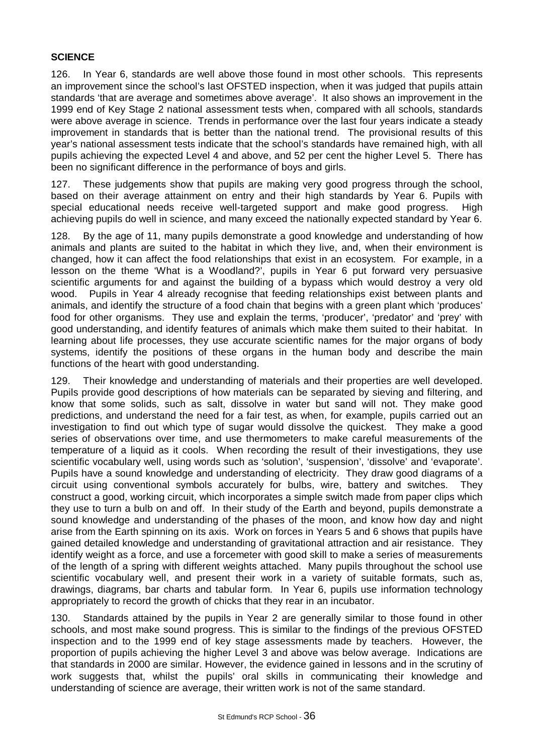## SCIENCE

126. In Year 6, standards are well above those found in most other schools. This represents an improvement since the school's last OFSTED inspection, when it was judged that pupils attain standards 'that are average and sometimes above average'. It also shows an improvement in the 1999 end of Key Stage 2 national assessment tests when, compared with all schools, standards were above average in science. Trends in performance over the last four years indicate a steady improvement in standards that is better than the national trend. The provisional results of this year's national assessment tests indicate that the school's standards have remained high, with all pupils achieving the expected Level 4 and above, and 52 per cent the higher Level 5. There has been no significant difference in the performance of boys and girls.

127. These judgements show that pupils are making very good progress through the school, based on their average attainment on entry and their high standards by Year 6. Pupils with special educational needs receive well-targeted support and make good progress. High achieving pupils do well in science, and many exceed the nationally expected standard by Year 6.

128. By the age of 11, many pupils demonstrate a good knowledge and understanding of how animals and plants are suited to the habitat in which they live, and, when their environment is changed, how it can affect the food relationships that exist in an ecosystem. For example, in a lesson on the theme 'What is a Woodland?', pupils in Year 6 put forward very persuasive scientific arguments for and against the building of a bypass which would destroy a very old wood. Pupils in Year 4 already recognise that feeding relationships exist between plants and animals, and identify the structure of a food chain that begins with a green plant which 'produces' food for other organisms. They use and explain the terms, 'producer', 'predator' and 'prey' with good understanding, and identify features of animals which make them suited to their habitat. In learning about life processes, they use accurate scientific names for the major organs of body systems, identify the positions of these organs in the human body and describe the main functions of the heart with good understanding.

129. Their knowledge and understanding of materials and their properties are well developed. Pupils provide good descriptions of how materials can be separated by sieving and filtering, and know that some solids, such as salt, dissolve in water but sand will not. They make good predictions, and understand the need for a fair test, as when, for example, pupils carried out an investigation to find out which type of sugar would dissolve the quickest. They make a good series of observations over time, and use thermometers to make careful measurements of the temperature of a liquid as it cools. When recording the result of their investigations, they use scientific vocabulary well, using words such as 'solution', 'suspension', 'dissolve' and 'evaporate'. Pupils have a sound knowledge and understanding of electricity. They draw good diagrams of a circuit using conventional symbols accurately for bulbs, wire, battery and switches. They construct a good, working circuit, which incorporates a simple switch made from paper clips which they use to turn a bulb on and off. In their study of the Earth and beyond, pupils demonstrate a sound knowledge and understanding of the phases of the moon, and know how day and night arise from the Earth spinning on its axis. Work on forces in Years 5 and 6 shows that pupils have gained detailed knowledge and understanding of gravitational attraction and air resistance. They identify weight as a force, and use a forcemeter with good skill to make a series of measurements of the length of a spring with different weights attached. Many pupils throughout the school use scientific vocabulary well, and present their work in a variety of suitable formats, such as, drawings, diagrams, bar charts and tabular form. In Year 6, pupils use information technology appropriately to record the growth of chicks that they rear in an incubator.

130. Standards attained by the pupils in Year 2 are generally similar to those found in other schools, and most make sound progress. This is similar to the findings of the previous OFSTED inspection and to the 1999 end of key stage assessments made by teachers. However, the proportion of pupils achieving the higher Level 3 and above was below average. Indications are that standards in 2000 are similar. However, the evidence gained in lessons and in the scrutiny of work suggests that, whilst the pupils' oral skills in communicating their knowledge and understanding of science are average, their written work is not of the same standard.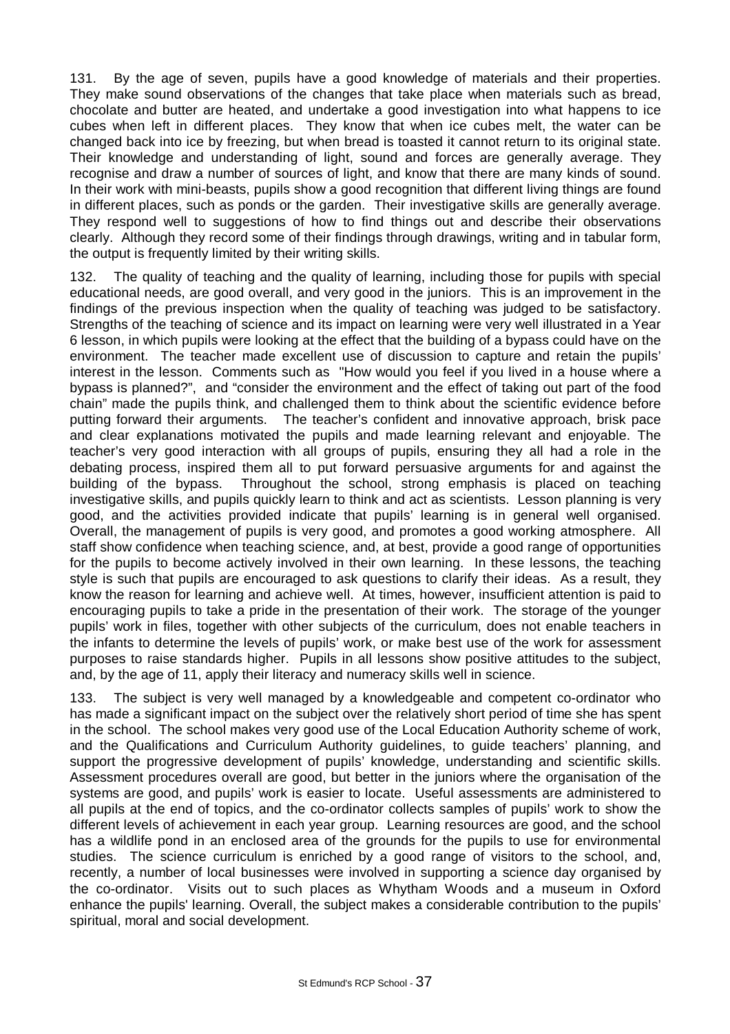131. By the age of seven, pupils have a good knowledge of materials and their properties. They make sound observations of the changes that take place when materials such as bread, chocolate and butter are heated, and undertake a good investigation into what happens to ice cubes when left in different places. They know that when ice cubes melt, the water can be changed back into ice by freezing, but when bread is toasted it cannot return to its original state. Their knowledge and understanding of light, sound and forces are generally average. They recognise and draw a number of sources of light, and know that there are many kinds of sound. In their work with mini-beasts, pupils show a good recognition that different living things are found in different places, such as ponds or the garden. Their investigative skills are generally average. They respond well to suggestions of how to find things out and describe their observations clearly. Although they record some of their findings through drawings, writing and in tabular form, the output is frequently limited by their writing skills.

132. The quality of teaching and the quality of learning, including those for pupils with special educational needs, are good overall, and very good in the juniors. This is an improvement in the findings of the previous inspection when the quality of teaching was judged to be satisfactory. Strengths of the teaching of science and its impact on learning were very well illustrated in a Year 6 lesson, in which pupils were looking at the effect that the building of a bypass could have on the environment. The teacher made excellent use of discussion to capture and retain the pupils' interest in the lesson. Comments such as "How would you feel if you lived in a house where a bypass is planned?", and "consider the environment and the effect of taking out part of the food chain" made the pupils think, and challenged them to think about the scientific evidence before putting forward their arguments. The teacher's confident and innovative approach, brisk pace and clear explanations motivated the pupils and made learning relevant and enjoyable. The teacher's very good interaction with all groups of pupils, ensuring they all had a role in the debating process, inspired them all to put forward persuasive arguments for and against the building of the bypass. Throughout the school, strong emphasis is placed on teaching investigative skills, and pupils quickly learn to think and act as scientists. Lesson planning is very good, and the activities provided indicate that pupils' learning is in general well organised. Overall, the management of pupils is very good, and promotes a good working atmosphere. All staff show confidence when teaching science, and, at best, provide a good range of opportunities for the pupils to become actively involved in their own learning. In these lessons, the teaching style is such that pupils are encouraged to ask questions to clarify their ideas. As a result, they know the reason for learning and achieve well. At times, however, insufficient attention is paid to encouraging pupils to take a pride in the presentation of their work. The storage of the younger pupils' work in files, together with other subjects of the curriculum, does not enable teachers in the infants to determine the levels of pupils' work, or make best use of the work for assessment purposes to raise standards higher. Pupils in all lessons show positive attitudes to the subject, and, by the age of 11, apply their literacy and numeracy skills well in science.

133. The subject is very well managed by a knowledgeable and competent co-ordinator who has made a significant impact on the subject over the relatively short period of time she has spent in the school. The school makes very good use of the Local Education Authority scheme of work, and the Qualifications and Curriculum Authority guidelines, to guide teachers' planning, and support the progressive development of pupils' knowledge, understanding and scientific skills. Assessment procedures overall are good, but better in the juniors where the organisation of the systems are good, and pupils' work is easier to locate. Useful assessments are administered to all pupils at the end of topics, and the co-ordinator collects samples of pupils' work to show the different levels of achievement in each year group. Learning resources are good, and the school has a wildlife pond in an enclosed area of the grounds for the pupils to use for environmental studies. The science curriculum is enriched by a good range of visitors to the school, and, recently, a number of local businesses were involved in supporting a science day organised by the co-ordinator. Visits out to such places as Whytham Woods and a museum in Oxford enhance the pupils' learning. Overall, the subject makes a considerable contribution to the pupils' spiritual, moral and social development.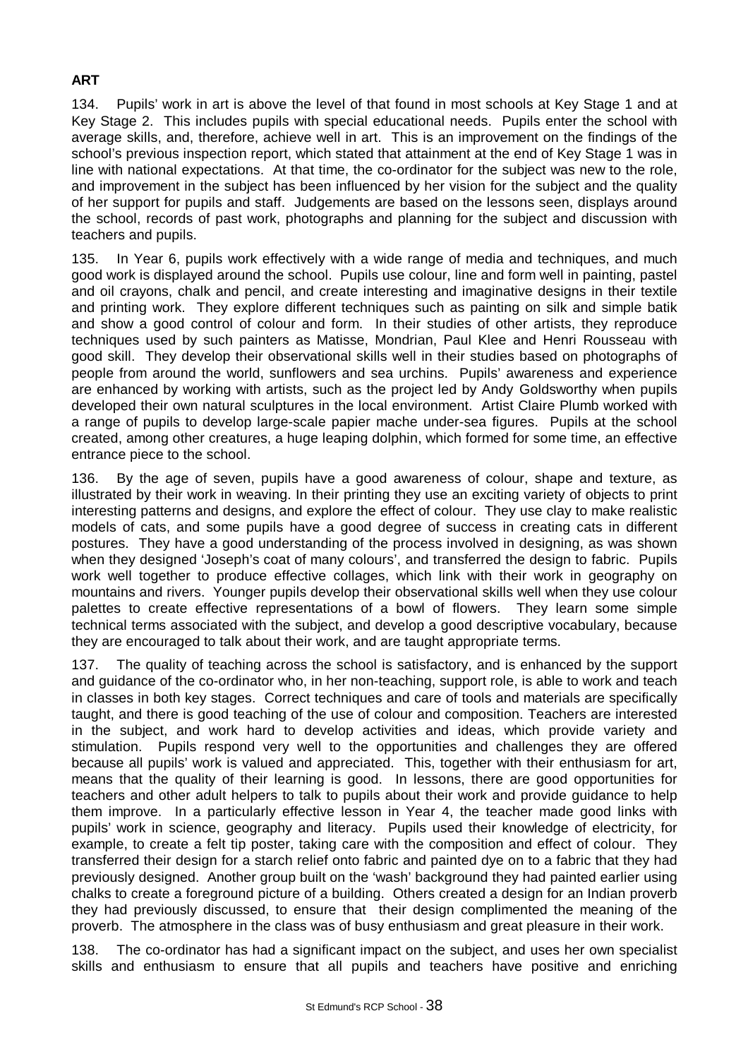**ART**

134. Pupils' work in art is above the level of that found in most schools at Key Stage 1 and at Key Stage 2. This includes pupils with special educational needs. Pupils enter the school with average skills, and, therefore, achieve well in art. This is an improvement on the findings of the school's previous inspection report, which stated that attainment at the end of Key Stage 1 was in line with national expectations. At that time, the co-ordinator for the subject was new to the role, and improvement in the subject has been influenced by her vision for the subject and the quality of her support for pupils and staff. Judgements are based on the lessons seen, displays around the school, records of past work, photographs and planning for the subject and discussion with teachers and pupils.

135. In Year 6, pupils work effectively with a wide range of media and techniques, and much good work is displayed around the school. Pupils use colour, line and form well in painting, pastel and oil crayons, chalk and pencil, and create interesting and imaginative designs in their textile and printing work. They explore different techniques such as painting on silk and simple batik and show a good control of colour and form. In their studies of other artists, they reproduce techniques used by such painters as Matisse, Mondrian, Paul Klee and Henri Rousseau with good skill. They develop their observational skills well in their studies based on photographs of people from around the world, sunflowers and sea urchins. Pupils' awareness and experience are enhanced by working with artists, such as the project led by Andy Goldsworthy when pupils developed their own natural sculptures in the local environment. Artist Claire Plumb worked with a range of pupils to develop large-scale papier mache under-sea figures. Pupils at the school created, among other creatures, a huge leaping dolphin, which formed for some time, an effective entrance piece to the school.

136. By the age of seven, pupils have a good awareness of colour, shape and texture, as illustrated by their work in weaving. In their printing they use an exciting variety of objects to print interesting patterns and designs, and explore the effect of colour. They use clay to make realistic models of cats, and some pupils have a good degree of success in creating cats in different postures. They have a good understanding of the process involved in designing, as was shown when they designed 'Joseph's coat of many colours', and transferred the design to fabric. Pupils work well together to produce effective collages, which link with their work in geography on mountains and rivers. Younger pupils develop their observational skills well when they use colour palettes to create effective representations of a bowl of flowers. They learn some simple technical terms associated with the subject, and develop a good descriptive vocabulary, because they are encouraged to talk about their work, and are taught appropriate terms.

137. The quality of teaching across the school is satisfactory, and is enhanced by the support and guidance of the co-ordinator who, in her non-teaching, support role, is able to work and teach in classes in both key stages. Correct techniques and care of tools and materials are specifically taught, and there is good teaching of the use of colour and composition. Teachers are interested in the subject, and work hard to develop activities and ideas, which provide variety and stimulation. Pupils respond very well to the opportunities and challenges they are offered because all pupils' work is valued and appreciated. This, together with their enthusiasm for art, means that the quality of their learning is good. In lessons, there are good opportunities for teachers and other adult helpers to talk to pupils about their work and provide guidance to help them improve. In a particularly effective lesson in Year 4, the teacher made good links with pupils' work in science, geography and literacy. Pupils used their knowledge of electricity, for example, to create a felt tip poster, taking care with the composition and effect of colour. They transferred their design for a starch relief onto fabric and painted dye on to a fabric that they had previously designed. Another group built on the 'wash' background they had painted earlier using chalks to create a foreground picture of a building. Others created a design for an Indian proverb they had previously discussed, to ensure that their design complimented the meaning of the proverb. The atmosphere in the class was of busy enthusiasm and great pleasure in their work.

138. The co-ordinator has had a significant impact on the subject, and uses her own specialist skills and enthusiasm to ensure that all pupils and teachers have positive and enriching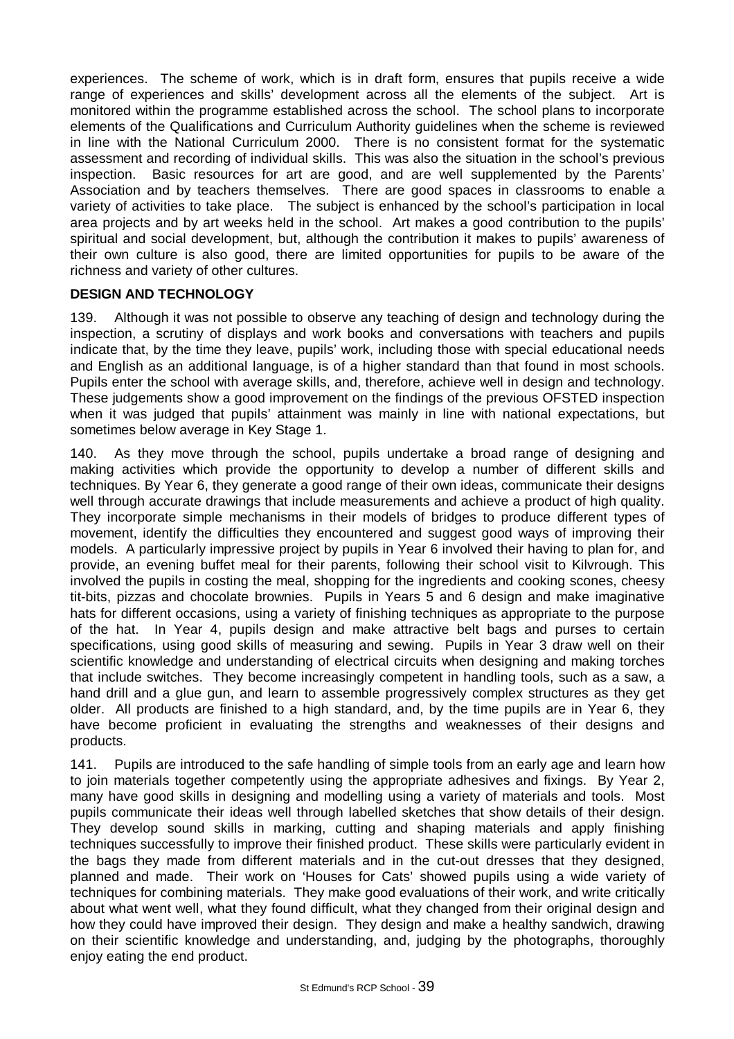experiences. The scheme of work, which is in draft form, ensures that pupils receive a wide range of experiences and skills' development across all the elements of the subject. Art is monitored within the programme established across the school. The school plans to incorporate elements of the Qualifications and Curriculum Authority guidelines when the scheme is reviewed in line with the National Curriculum 2000. There is no consistent format for the systematic assessment and recording of individual skills. This was also the situation in the school's previous inspection. Basic resources for art are good, and are well supplemented by the Parents' Association and by teachers themselves. There are good spaces in classrooms to enable a variety of activities to take place. The subject is enhanced by the school's participation in local area projects and by art weeks held in the school. Art makes a good contribution to the pupils' spiritual and social development, but, although the contribution it makes to pupils' awareness of their own culture is also good, there are limited opportunities for pupils to be aware of the richness and variety of other cultures.

**DESIGN AND TECHNOLOGY**

139. Although it was not possible to observe any teaching of design and technology during the inspection, a scrutiny of displays and work books and conversations with teachers and pupils indicate that, by the time they leave, pupils' work, including those with special educational needs and English as an additional language, is of a higher standard than that found in most schools. Pupils enter the school with average skills, and, therefore, achieve well in design and technology. These judgements show a good improvement on the findings of the previous OFSTED inspection when it was judged that pupils' attainment was mainly in line with national expectations, but sometimes below average in Key Stage 1.

140. As they move through the school, pupils undertake a broad range of designing and making activities which provide the opportunity to develop a number of different skills and techniques. By Year 6, they generate a good range of their own ideas, communicate their designs well through accurate drawings that include measurements and achieve a product of high quality. They incorporate simple mechanisms in their models of bridges to produce different types of movement, identify the difficulties they encountered and suggest good ways of improving their models. A particularly impressive project by pupils in Year 6 involved their having to plan for, and provide, an evening buffet meal for their parents, following their school visit to Kilvrough. This involved the pupils in costing the meal, shopping for the ingredients and cooking scones, cheesy tit-bits, pizzas and chocolate brownies. Pupils in Years 5 and 6 design and make imaginative hats for different occasions, using a variety of finishing techniques as appropriate to the purpose of the hat. In Year 4, pupils design and make attractive belt bags and purses to certain specifications, using good skills of measuring and sewing. Pupils in Year 3 draw well on their scientific knowledge and understanding of electrical circuits when designing and making torches that include switches. They become increasingly competent in handling tools, such as a saw, a hand drill and a glue gun, and learn to assemble progressively complex structures as they get older. All products are finished to a high standard, and, by the time pupils are in Year 6, they have become proficient in evaluating the strengths and weaknesses of their designs and products.

141. Pupils are introduced to the safe handling of simple tools from an early age and learn how to join materials together competently using the appropriate adhesives and fixings. By Year 2, many have good skills in designing and modelling using a variety of materials and tools. Most pupils communicate their ideas well through labelled sketches that show details of their design. They develop sound skills in marking, cutting and shaping materials and apply finishing techniques successfully to improve their finished product. These skills were particularly evident in the bags they made from different materials and in the cut-out dresses that they designed, planned and made. Their work on 'Houses for Cats' showed pupils using a wide variety of techniques for combining materials. They make good evaluations of their work, and write critically about what went well, what they found difficult, what they changed from their original design and how they could have improved their design. They design and make a healthy sandwich, drawing on their scientific knowledge and understanding, and, judging by the photographs, thoroughly enjoy eating the end product.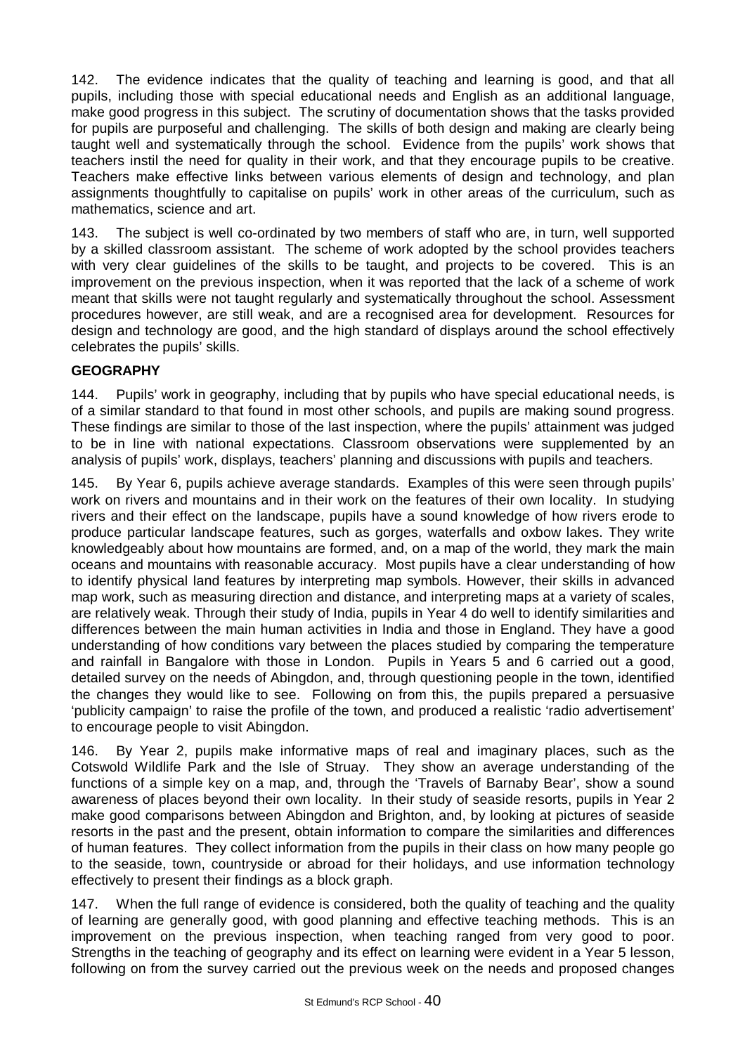142. The evidence indicates that the quality of teaching and learning is good, and that all pupils, including those with special educational needs and English as an additional language, make good progress in this subject. The scrutiny of documentation shows that the tasks provided for pupils are purposeful and challenging. The skills of both design and making are clearly being taught well and systematically through the school. Evidence from the pupils' work shows that teachers instil the need for quality in their work, and that they encourage pupils to be creative. Teachers make effective links between various elements of design and technology, and plan assignments thoughtfully to capitalise on pupils' work in other areas of the curriculum, such as mathematics, science and art.

143. The subject is well co-ordinated by two members of staff who are, in turn, well supported by a skilled classroom assistant. The scheme of work adopted by the school provides teachers with very clear guidelines of the skills to be taught, and projects to be covered. This is an improvement on the previous inspection, when it was reported that the lack of a scheme of work meant that skills were not taught regularly and systematically throughout the school. Assessment procedures however, are still weak, and are a recognised area for development. Resources for design and technology are good, and the high standard of displays around the school effectively celebrates the pupils' skills.

## GEOGRAPHY

144. Pupils' work in geography, including that by pupils who have special educational needs, is of a similar standard to that found in most other schools, and pupils are making sound progress. These findings are similar to those of the last inspection, where the pupils' attainment was judged to be in line with national expectations. Classroom observations were supplemented by an analysis of pupils' work, displays, teachers' planning and discussions with pupils and teachers.

145. By Year 6, pupils achieve average standards. Examples of this were seen through pupils' work on rivers and mountains and in their work on the features of their own locality. In studying rivers and their effect on the landscape, pupils have a sound knowledge of how rivers erode to produce particular landscape features, such as gorges, waterfalls and oxbow lakes. They write knowledgeably about how mountains are formed, and, on a map of the world, they mark the main oceans and mountains with reasonable accuracy. Most pupils have a clear understanding of how to identify physical land features by interpreting map symbols. However, their skills in advanced map work, such as measuring direction and distance, and interpreting maps at a variety of scales, are relatively weak. Through their study of India, pupils in Year 4 do well to identify similarities and differences between the main human activities in India and those in England. They have a good understanding of how conditions vary between the places studied by comparing the temperature and rainfall in Bangalore with those in London. Pupils in Years 5 and 6 carried out a good, detailed survey on the needs of Abingdon, and, through questioning people in the town, identified the changes they would like to see. Following on from this, the pupils prepared a persuasive 'publicity campaign' to raise the profile of the town, and produced a realistic 'radio advertisement' to encourage people to visit Abingdon.

146. By Year 2, pupils make informative maps of real and imaginary places, such as the Cotswold Wildlife Park and the Isle of Struay. They show an average understanding of the functions of a simple key on a map, and, through the 'Travels of Barnaby Bear', show a sound awareness of places beyond their own locality. In their study of seaside resorts, pupils in Year 2 make good comparisons between Abingdon and Brighton, and, by looking at pictures of seaside resorts in the past and the present, obtain information to compare the similarities and differences of human features. They collect information from the pupils in their class on how many people go to the seaside, town, countryside or abroad for their holidays, and use information technology effectively to present their findings as a block graph.

147. When the full range of evidence is considered, both the quality of teaching and the quality of learning are generally good, with good planning and effective teaching methods. This is an improvement on the previous inspection, when teaching ranged from very good to poor. Strengths in the teaching of geography and its effect on learning were evident in a Year 5 lesson, following on from the survey carried out the previous week on the needs and proposed changes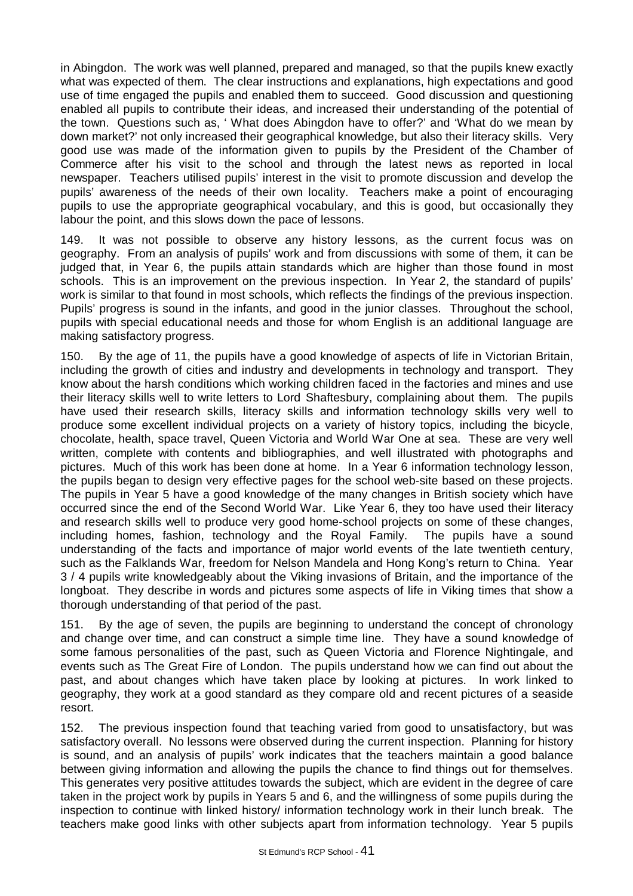in Abingdon. The work was well planned, prepared and managed, so that the pupils knew exactly what was expected of them. The clear instructions and explanations, high expectations and good use of time engaged the pupils and enabled them to succeed. Good discussion and questioning enabled all pupils to contribute their ideas, and increased their understanding of the potential of the town. Questions such as, ' What does Abingdon have to offer?' and 'What do we mean by down market?' not only increased their geographical knowledge, but also their literacy skills. Very good use was made of the information given to pupils by the President of the Chamber of Commerce after his visit to the school and through the latest news as reported in local newspaper. Teachers utilised pupils' interest in the visit to promote discussion and develop the pupils' awareness of the needs of their own locality. Teachers make a point of encouraging pupils to use the appropriate geographical vocabulary, and this is good, but occasionally they labour the point, and this slows down the pace of lessons.

149. It was not possible to observe any history lessons, as the current focus was on geography. From an analysis of pupils' work and from discussions with some of them, it can be judged that, in Year 6, the pupils attain standards which are higher than those found in most schools. This is an improvement on the previous inspection. In Year 2, the standard of pupils' work is similar to that found in most schools, which reflects the findings of the previous inspection. Pupils' progress is sound in the infants, and good in the junior classes. Throughout the school, pupils with special educational needs and those for whom English is an additional language are making satisfactory progress.

150. By the age of 11, the pupils have a good knowledge of aspects of life in Victorian Britain, including the growth of cities and industry and developments in technology and transport. They know about the harsh conditions which working children faced in the factories and mines and use their literacy skills well to write letters to Lord Shaftesbury, complaining about them. The pupils have used their research skills, literacy skills and information technology skills very well to produce some excellent individual projects on a variety of history topics, including the bicycle, chocolate, health, space travel, Queen Victoria and World War One at sea. These are very well written, complete with contents and bibliographies, and well illustrated with photographs and pictures. Much of this work has been done at home. In a Year 6 information technology lesson, the pupils began to design very effective pages for the school web-site based on these projects. The pupils in Year 5 have a good knowledge of the many changes in British society which have occurred since the end of the Second World War. Like Year 6, they too have used their literacy and research skills well to produce very good home-school projects on some of these changes, including homes, fashion, technology and the Royal Family. The pupils have a sound understanding of the facts and importance of major world events of the late twentieth century, such as the Falklands War, freedom for Nelson Mandela and Hong Kong's return to China. Year 3 / 4 pupils write knowledgeably about the Viking invasions of Britain, and the importance of the longboat. They describe in words and pictures some aspects of life in Viking times that show a thorough understanding of that period of the past.

151. By the age of seven, the pupils are beginning to understand the concept of chronology and change over time, and can construct a simple time line. They have a sound knowledge of some famous personalities of the past, such as Queen Victoria and Florence Nightingale, and events such as The Great Fire of London. The pupils understand how we can find out about the past, and about changes which have taken place by looking at pictures. In work linked to geography, they work at a good standard as they compare old and recent pictures of a seaside resort.

152. The previous inspection found that teaching varied from good to unsatisfactory, but was satisfactory overall. No lessons were observed during the current inspection. Planning for history is sound, and an analysis of pupils' work indicates that the teachers maintain a good balance between giving information and allowing the pupils the chance to find things out for themselves. This generates very positive attitudes towards the subject, which are evident in the degree of care taken in the project work by pupils in Years 5 and 6, and the willingness of some pupils during the inspection to continue with linked history/ information technology work in their lunch break. The teachers make good links with other subjects apart from information technology. Year 5 pupils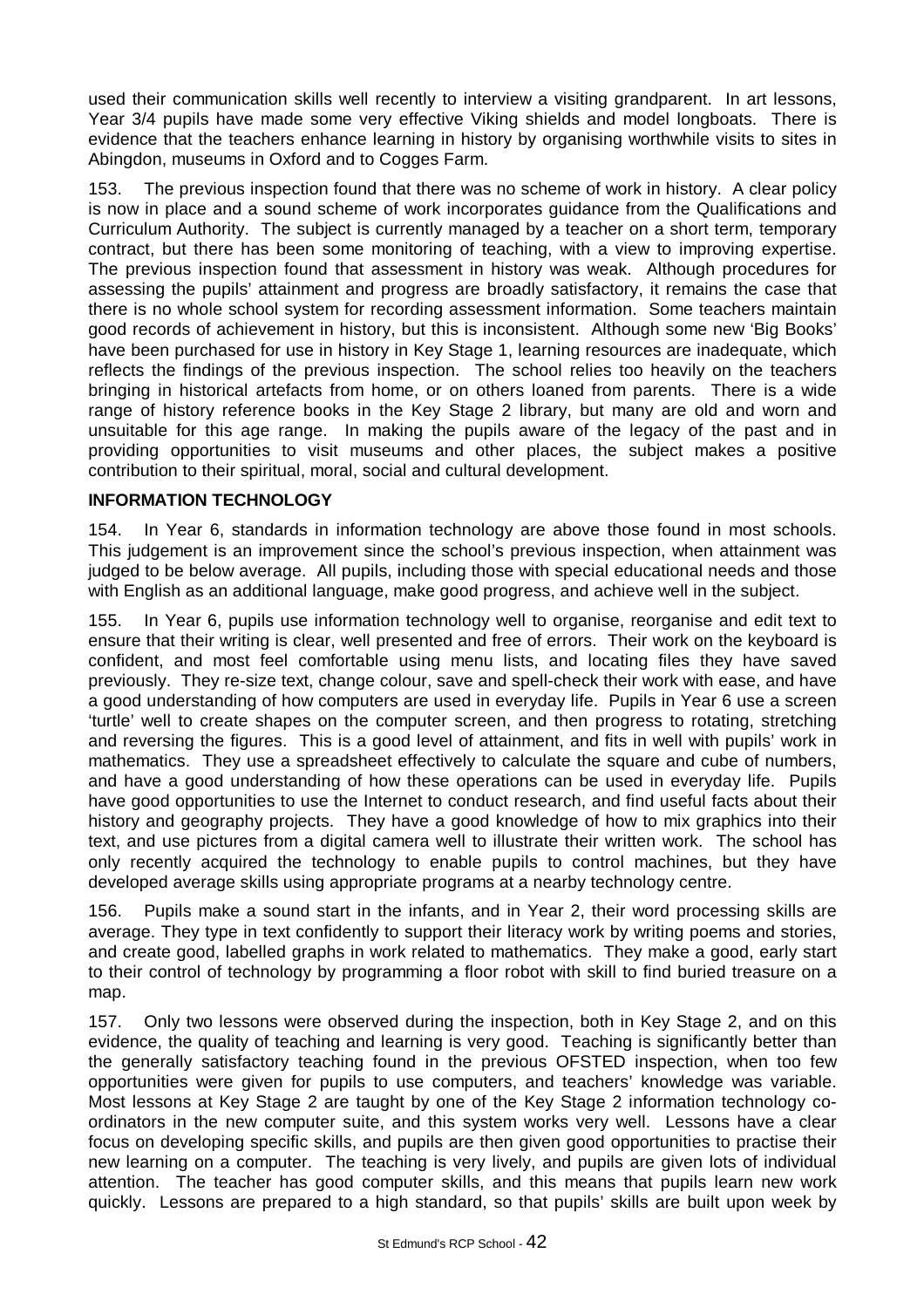used their communication skills well recently to interview a visiting grandparent. In art lessons, Year 3/4 pupils have made some very effective Viking shields and model longboats. There is evidence that the teachers enhance learning in history by organising worthwhile visits to sites in Abingdon, museums in Oxford and to Cogges Farm.

153. The previous inspection found that there was no scheme of work in history. A clear policy is now in place and a sound scheme of work incorporates guidance from the Qualifications and Curriculum Authority. The subject is currently managed by a teacher on a short term, temporary contract, but there has been some monitoring of teaching, with a view to improving expertise. The previous inspection found that assessment in history was weak. Although procedures for assessing the pupils' attainment and progress are broadly satisfactory, it remains the case that there is no whole school system for recording assessment information. Some teachers maintain good records of achievement in history, but this is inconsistent. Although some new 'Big Books' have been purchased for use in history in Key Stage 1, learning resources are inadequate, which reflects the findings of the previous inspection. The school relies too heavily on the teachers bringing in historical artefacts from home, or on others loaned from parents. There is a wide range of history reference books in the Key Stage 2 library, but many are old and worn and unsuitable for this age range. In making the pupils aware of the legacy of the past and in providing opportunities to visit museums and other places, the subject makes a positive contribution to their spiritual, moral, social and cultural development.

## INFORMATION TECHNOLOGY

154. In Year 6, standards in information technology are above those found in most schools. This judgement is an improvement since the school's previous inspection, when attainment was judged to be below average. All pupils, including those with special educational needs and those with English as an additional language, make good progress, and achieve well in the subject.

155. In Year 6, pupils use information technology well to organise, reorganise and edit text to ensure that their writing is clear, well presented and free of errors. Their work on the keyboard is confident, and most feel comfortable using menu lists, and locating files they have saved previously. They re-size text, change colour, save and spell-check their work with ease, and have a good understanding of how computers are used in everyday life. Pupils in Year 6 use a screen 'turtle' well to create shapes on the computer screen, and then progress to rotating, stretching and reversing the figures. This is a good level of attainment, and fits in well with pupils' work in mathematics. They use a spreadsheet effectively to calculate the square and cube of numbers, and have a good understanding of how these operations can be used in everyday life. Pupils have good opportunities to use the Internet to conduct research, and find useful facts about their history and geography projects. They have a good knowledge of how to mix graphics into their text, and use pictures from a digital camera well to illustrate their written work. The school has only recently acquired the technology to enable pupils to control machines, but they have developed average skills using appropriate programs at a nearby technology centre.

156. Pupils make a sound start in the infants, and in Year 2, their word processing skills are average. They type in text confidently to support their literacy work by writing poems and stories, and create good, labelled graphs in work related to mathematics. They make a good, early start to their control of technology by programming a floor robot with skill to find buried treasure on a map.

157. Only two lessons were observed during the inspection, both in Key Stage 2, and on this evidence, the quality of teaching and learning is very good. Teaching is significantly better than the generally satisfactory teaching found in the previous OFSTED inspection, when too few opportunities were given for pupils to use computers, and teachers' knowledge was variable. Most lessons at Key Stage 2 are taught by one of the Key Stage 2 information technology co-ordinators in the new computer suite, and this system works very well. Lessons have a clear focus on developing specific skills, and pupils are then given good opportunities to practise their new learning on a computer. The teaching is very lively, and pupils are given lots of individual attention. The teacher has good computer skills, and this means that pupils learn new work quickly. Lessons are prepared to a high standard, so that pupils' skills are built upon week by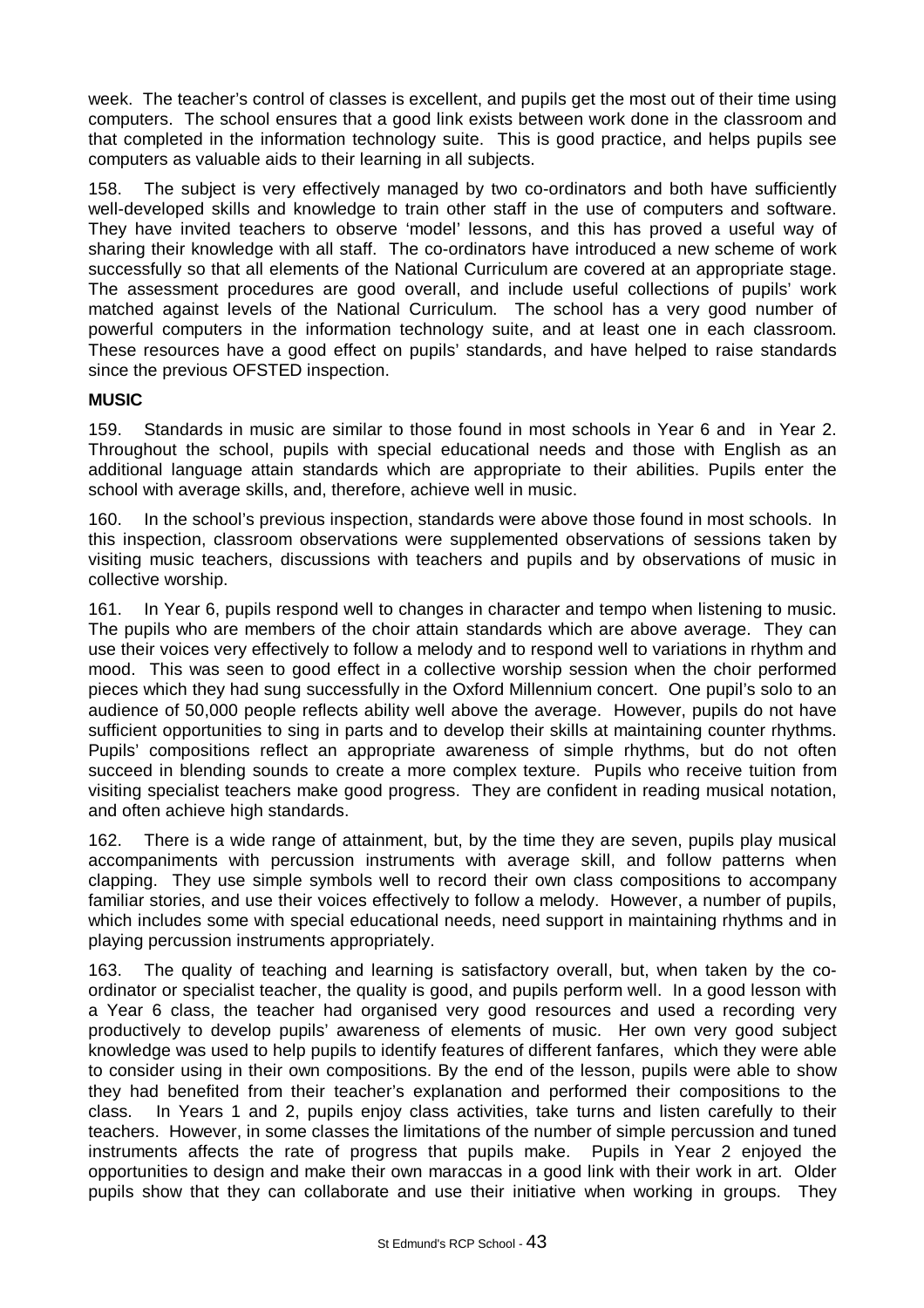week. The teacher's control of classes is excellent, and pupils get the most out of their time using computers. The school ensures that a good link exists between work done in the classroom and that completed in the information technology suite. This is good practice, and helps pupils see computers as valuable aids to their learning in all subjects.

158. The subject is very effectively managed by two co-ordinators and both have sufficiently well-developed skills and knowledge to train other staff in the use of computers and software. They have invited teachers to observe 'model' lessons, and this has proved a useful way of sharing their knowledge with all staff. The co-ordinators have introduced a new scheme of work successfully so that all elements of the National Curriculum are covered at an appropriate stage. The assessment procedures are good overall, and include useful collections of pupils' work matched against levels of the National Curriculum. The school has a very good number of powerful computers in the information technology suite, and at least one in each classroom. These resources have a good effect on pupils' standards, and have helped to raise standards since the previous OFSTED inspection.

**MUSIC**

159. Standards in music are similar to those found in most schools in Year 6 and in Year 2. Throughout the school, pupils with special educational needs and those with English as an additional language attain standards which are appropriate to their abilities. Pupils enter the school with average skills, and, therefore, achieve well in music.

160. In the school's previous inspection, standards were above those found in most schools. In this inspection, classroom observations were supplemented observations of sessions taken by visiting music teachers, discussions with teachers and pupils and by observations of music in collective worship.

161. In Year 6, pupils respond well to changes in character and tempo when listening to music. The pupils who are members of the choir attain standards which are above average. They can use their voices very effectively to follow a melody and to respond well to variations in rhythm and mood. This was seen to good effect in a collective worship session when the choir performed pieces which they had sung successfully in the Oxford Millennium concert. One pupil's solo to an audience of 50,000 people reflects ability well above the average. However, pupils do not have sufficient opportunities to sing in parts and to develop their skills at maintaining counter rhythms. Pupils' compositions reflect an appropriate awareness of simple rhythms, but do not often succeed in blending sounds to create a more complex texture. Pupils who receive tuition from visiting specialist teachers make good progress. They are confident in reading musical notation, and often achieve high standards.

162. There is a wide range of attainment, but, by the time they are seven, pupils play musical accompaniments with percussion instruments with average skill, and follow patterns when clapping. They use simple symbols well to record their own class compositions to accompany familiar stories, and use their voices effectively to follow a melody. However, a number of pupils, which includes some with special educational needs, need support in maintaining rhythms and in playing percussion instruments appropriately.

163. The quality of teaching and learning is satisfactory overall, but, when taken by the co-ordinator or specialist teacher, the quality is good, and pupils perform well. In a good lesson with a Year 6 class, the teacher had organised very good resources and used a recording very productively to develop pupils' awareness of elements of music. Her own very good subject knowledge was used to help pupils to identify features of different fanfares, which they were able to consider using in their own compositions. By the end of the lesson, pupils were able to show they had benefited from their teacher's explanation and performed their compositions to the class. In Years 1 and 2, pupils enjoy class activities, take turns and listen carefully to their teachers. However, in some classes the limitations of the number of simple percussion and tuned instruments affects the rate of progress that pupils make. Pupils in Year 2 enjoyed the opportunities to design and make their own maraccas in a good link with their work in art. Older pupils show that they can collaborate and use their initiative when working in groups. They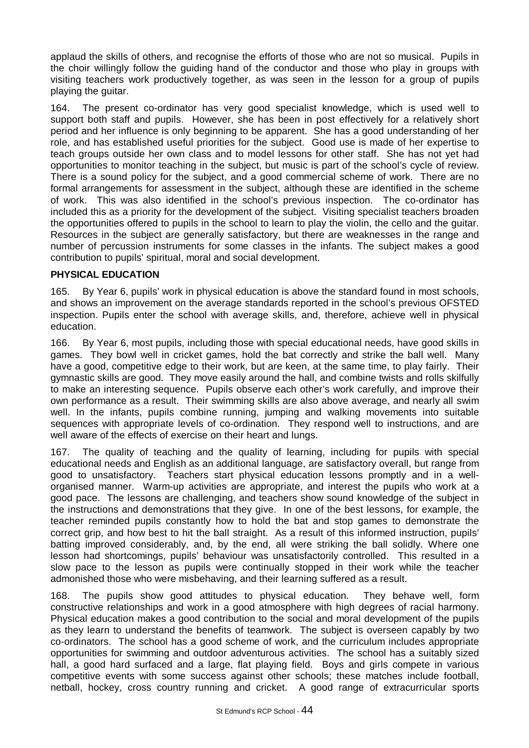applaud the skills of others, and recognise the efforts of those who are not so musical. Pupils in the choir willingly follow the guiding hand of the conductor and those who play in groups with visiting teachers work productively together, as was seen in the lesson for a group of pupils playing the guitar.

164. The present co-ordinator has very good specialist knowledge, which is used well to support both staff and pupils. However, she has been in post effectively for a relatively short period and her influence is only beginning to be apparent. She has a good understanding of her role, and has established useful priorities for the subject. Good use is made of her expertise to teach groups outside her own class and to model lessons for other staff. She has not yet had opportunities to monitor teaching in the subject, but music is part of the school's cycle of review. There is a sound policy for the subject, and a good commercial scheme of work. There are no formal arrangements for assessment in the subject, although these are identified in the scheme of work. This was also identified in the school's previous inspection. The co-ordinator has included this as a priority for the development of the subject. Visiting specialist teachers broaden the opportunities offered to pupils in the school to learn to play the violin, the cello and the guitar. Resources in the subject are generally satisfactory, but there are weaknesses in the range and number of percussion instruments for some classes in the infants. The subject makes a good contribution to pupils' spiritual, moral and social development.

**PHYSICAL EDUCATION**

165. By Year 6, pupils' work in physical education is above the standard found in most schools, and shows an improvement on the average standards reported in the school's previous OFSTED inspection. Pupils enter the school with average skills, and, therefore, achieve well in physical education.

166. By Year 6, most pupils, including those with special educational needs, have good skills in games. They bowl well in cricket games, hold the bat correctly and strike the ball well. Many have a good, competitive edge to their work, but are keen, at the same time, to play fairly. Their gymnastic skills are good. They move easily around the hall, and combine twists and rolls skilfully to make an interesting sequence. Pupils observe each other's work carefully, and improve their own performance as a result. Their swimming skills are also above average, and nearly all swim well. In the infants, pupils combine running, jumping and walking movements into suitable sequences with appropriate levels of co-ordination. They respond well to instructions, and are well aware of the effects of exercise on their heart and lungs.

167. The quality of teaching and the quality of learning, including for pupils with special educational needs and English as an additional language, are satisfactory overall, but range from good to unsatisfactory. Teachers start physical education lessons promptly and in a well-organised manner. Warm-up activities are appropriate, and interest the pupils who work at a good pace. The lessons are challenging, and teachers show sound knowledge of the subject in the instructions and demonstrations that they give. In one of the best lessons, for example, the teacher reminded pupils constantly how to hold the bat and stop games to demonstrate the correct grip, and how best to hit the ball straight. As a result of this informed instruction, pupils' batting improved considerably, and, by the end, all were striking the ball solidly. Where one lesson had shortcomings, pupils' behaviour was unsatisfactorily controlled. This resulted in a slow pace to the lesson as pupils were continually stopped in their work while the teacher admonished those who were misbehaving, and their learning suffered as a result.

168. The pupils show good attitudes to physical education. They behave well, form constructive relationships and work in a good atmosphere with high degrees of racial harmony. Physical education makes a good contribution to the social and moral development of the pupils as they learn to understand the benefits of teamwork. The subject is overseen capably by two co-ordinators. The school has a good scheme of work, and the curriculum includes appropriate opportunities for swimming and outdoor adventurous activities. The school has a suitably sized hall, a good hard surfaced and a large, flat playing field. Boys and girls compete in various competitive events with some success against other schools; these matches include football, netball, hockey, cross country running and cricket. A good range of extracurricular sports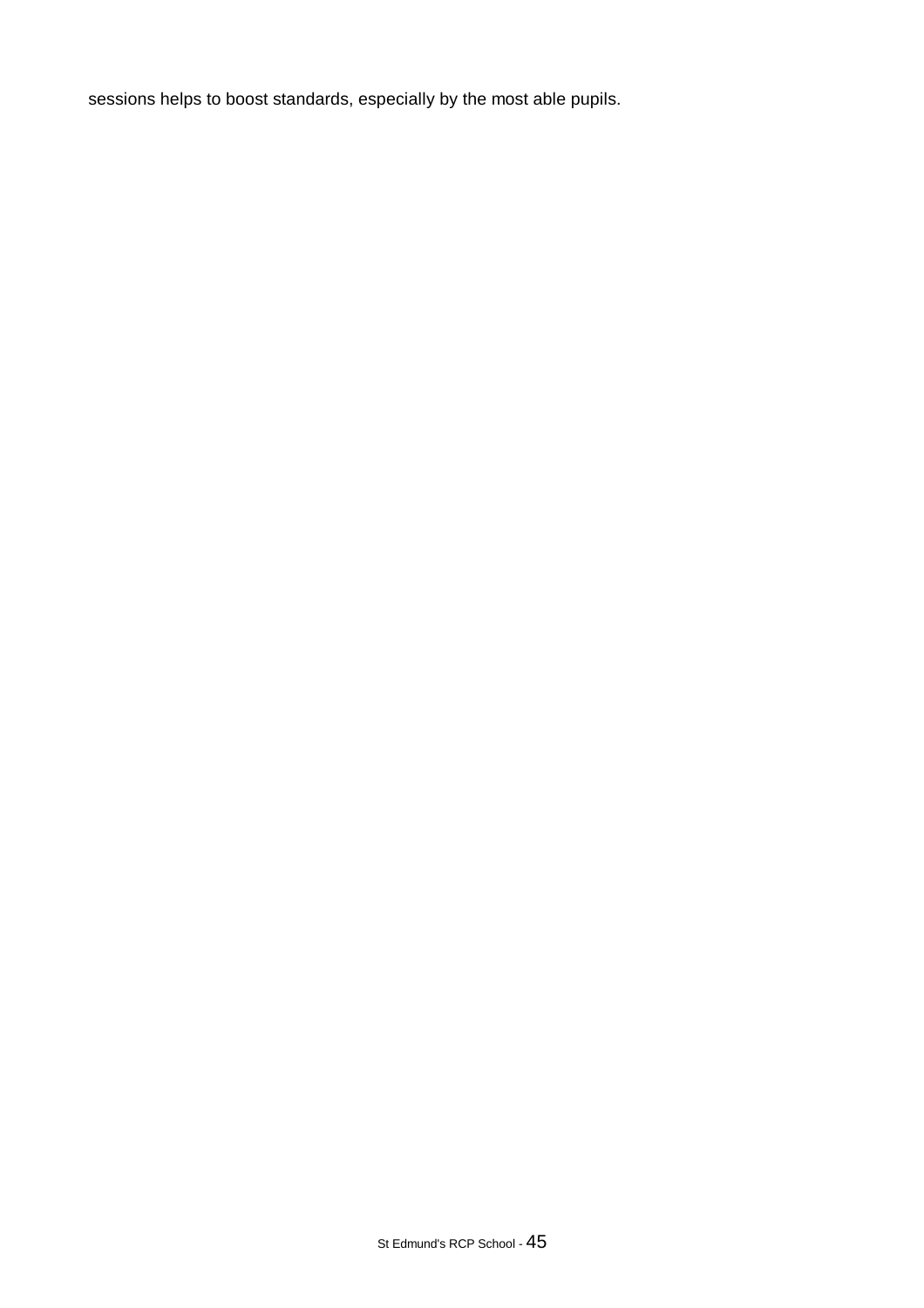sessions helps to boost standards, especially by the most able pupils.